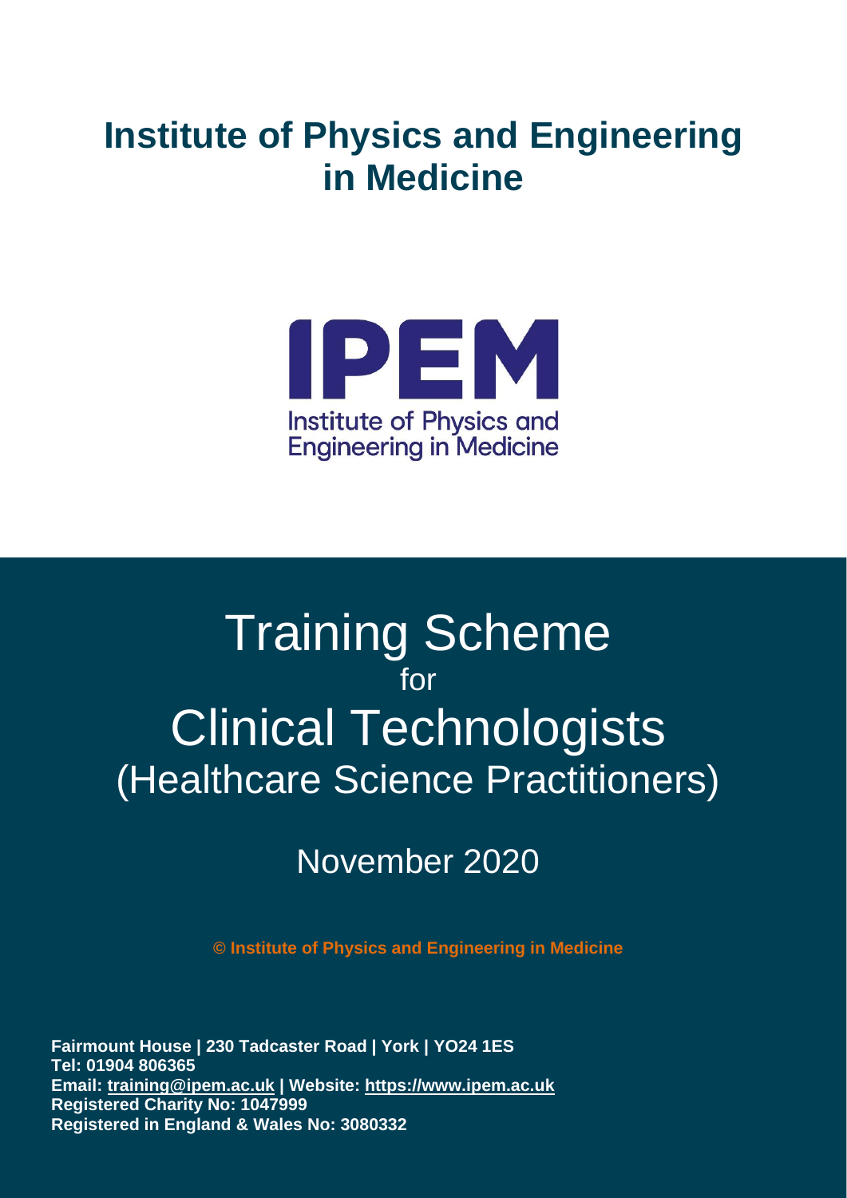# Institute of Physics and Engineering in Medicine

IPEM
Institute of Physics and Engineering in Medicine

# Training Scheme
for
# Clinical Technologists
(Healthcare Science Practitioners)

November 2020

© Institute of Physics and Engineering in Medicine

**Fairmount House | 230 Tadcaster Road | York | YO24 1ES**
**Tel: 01904 806365**
**Email: training@ipem.ac.uk | Website: https://www.ipem.ac.uk**
**Registered Charity No: 1047999**
**Registered in England & Wales No: 3080332**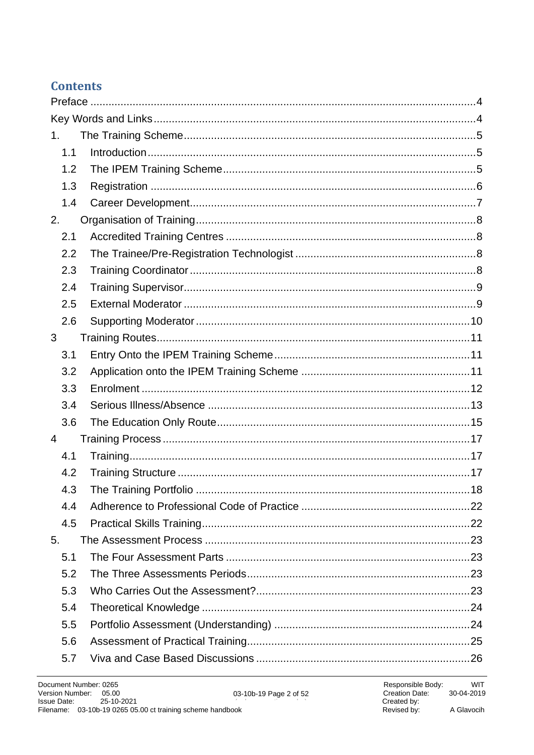## Contents

Preface ........................................................................................................................4

Key Words and Links ....................................................................................................4

1. The Training Scheme ................................................................................................5
   - 1.1 Introduction ......................................................................................................5
   - 1.2 The IPEM Training Scheme ..............................................................................5
   - 1.3 Registration ......................................................................................................6
   - 1.4 Career Development .........................................................................................7
2. Organisation of Training ............................................................................................8
   - 2.1 Accredited Training Centres ..............................................................................8
   - 2.2 The Trainee/Pre-Registration Technologist .......................................................8
   - 2.3 Training Coordinator .........................................................................................8
   - 2.4 Training Supervisor ...........................................................................................9
   - 2.5 External Moderator ...........................................................................................9
   - 2.6 Supporting Moderator ......................................................................................10
3. Training Routes .......................................................................................................11
   - 3.1 Entry Onto the IPEM Training Scheme ............................................................11
   - 3.2 Application onto the IPEM Training Scheme ...................................................11
   - 3.3 Enrolment ......................................................................................................12
   - 3.4 Serious Illness/Absence ..................................................................................13
   - 3.6 The Education Only Route ..............................................................................15
4. Training Process ......................................................................................................17
   - 4.1 Training ..........................................................................................................17
   - 4.2 Training Structure ...........................................................................................17
   - 4.3 The Training Portfolio ......................................................................................18
   - 4.4 Adherence to Professional Code of Practice ....................................................22
   - 4.5 Practical Skills Training ...................................................................................22
5. The Assessment Process .........................................................................................23
   - 5.1 The Four Assessment Parts ............................................................................23
   - 5.2 The Three Assessments Periods .....................................................................23
   - 5.3 Who Carries Out the Assessment? ..................................................................23
   - 5.4 Theoretical Knowledge ...................................................................................24
   - 5.5 Portfolio Assessment (Understanding) .............................................................24
   - 5.6 Assessment of Practical Training .....................................................................25
   - 5.7 Viva and Case Based Discussions ..................................................................26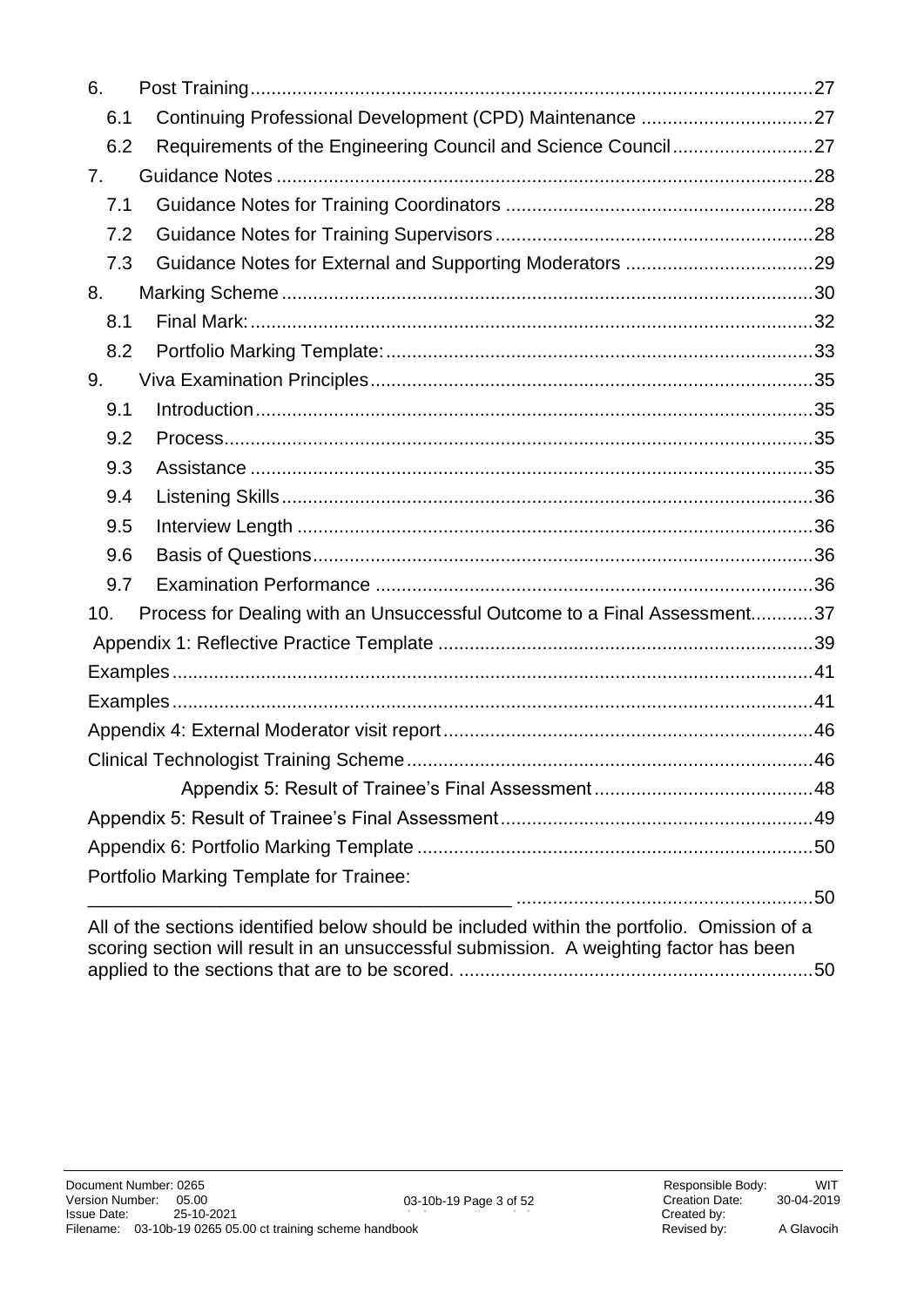| | | |
|---|---|---|
| 6. | Post Training | 27 |
| 6.1 | Continuing Professional Development (CPD) Maintenance | 27 |
| 6.2 | Requirements of the Engineering Council and Science Council | 27 |
| 7. | Guidance Notes | 28 |
| 7.1 | Guidance Notes for Training Coordinators | 28 |
| 7.2 | Guidance Notes for Training Supervisors | 28 |
| 7.3 | Guidance Notes for External and Supporting Moderators | 29 |
| 8. | Marking Scheme | 30 |
| 8.1 | Final Mark: | 32 |
| 8.2 | Portfolio Marking Template: | 33 |
| 9. | Viva Examination Principles | 35 |
| 9.1 | Introduction | 35 |
| 9.2 | Process | 35 |
| 9.3 | Assistance | 35 |
| 9.4 | Listening Skills | 36 |
| 9.5 | Interview Length | 36 |
| 9.6 | Basis of Questions | 36 |
| 9.7 | Examination Performance | 36 |
| 10. | Process for Dealing with an Unsuccessful Outcome to a Final Assessment | 37 |
| | Appendix 1: Reflective Practice Template | 39 |
| | Examples | 41 |
| | Examples | 41 |
| | Appendix 4: External Moderator visit report | 46 |
| | Clinical Technologist Training Scheme | 46 |
| | Appendix 5: Result of Trainee's Final Assessment | 48 |
| | Appendix 5: Result of Trainee's Final Assessment | 49 |
| | Appendix 6: Portfolio Marking Template | 50 |
| | Portfolio Marking Template for Trainee: ________________________________________ | 50 |
| | All of the sections identified below should be included within the portfolio. Omission of a scoring section will result in an unsuccessful submission. A weighting factor has been applied to the sections that are to be scored. | 50 |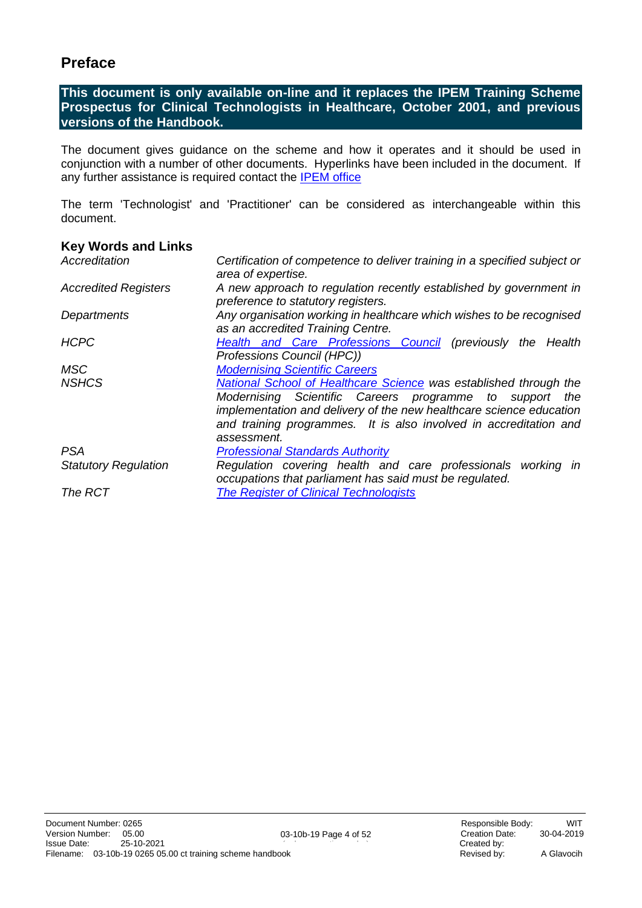# Preface

**This document is only available on-line and it replaces the IPEM Training Scheme Prospectus for Clinical Technologists in Healthcare, October 2001, and previous versions of the Handbook.**

The document gives guidance on the scheme and how it operates and it should be used in conjunction with a number of other documents. Hyperlinks have been included in the document. If any further assistance is required contact the IPEM office

The term 'Technologist' and 'Practitioner' can be considered as interchangeable within this document.

## Key Words and Links

| | |
|---|---|
| *Accreditation* | *Certification of competence to deliver training in a specified subject or area of expertise.* |
| *Accredited Registers* | *A new approach to regulation recently established by government in preference to statutory registers.* |
| *Departments* | *Any organisation working in healthcare which wishes to be recognised as an accredited Training Centre.* |
| *HCPC* | *Health and Care Professions Council (previously the Health Professions Council (HPC))* |
| *MSC* | *Modernising Scientific Careers* |
| *NSHCS* | *National School of Healthcare Science was established through the Modernising Scientific Careers programme to support the implementation and delivery of the new healthcare science education and training programmes. It is also involved in accreditation and assessment.* |
| *PSA* | *Professional Standards Authority* |
| *Statutory Regulation* | *Regulation covering health and care professionals working in occupations that parliament has said must be regulated.* |
| *The RCT* | *The Register of Clinical Technologists* |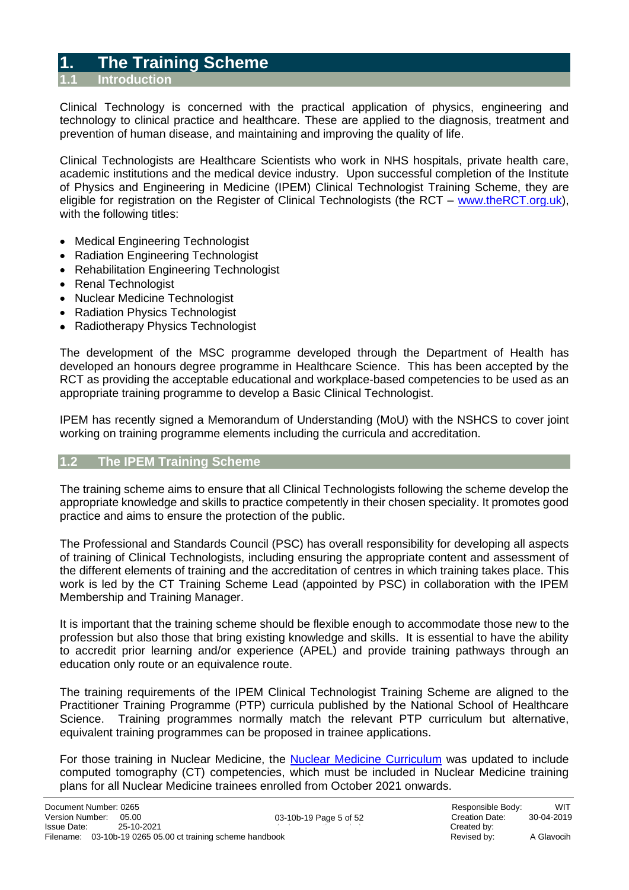# 1. The Training Scheme

## 1.1 Introduction

Clinical Technology is concerned with the practical application of physics, engineering and technology to clinical practice and healthcare. These are applied to the diagnosis, treatment and prevention of human disease, and maintaining and improving the quality of life.

Clinical Technologists are Healthcare Scientists who work in NHS hospitals, private health care, academic institutions and the medical device industry. Upon successful completion of the Institute of Physics and Engineering in Medicine (IPEM) Clinical Technologist Training Scheme, they are eligible for registration on the Register of Clinical Technologists (the RCT – [www.theRCT.org.uk](www.theRCT.org.uk)), with the following titles:

- Medical Engineering Technologist
- Radiation Engineering Technologist
- Rehabilitation Engineering Technologist
- Renal Technologist
- Nuclear Medicine Technologist
- Radiation Physics Technologist
- Radiotherapy Physics Technologist

The development of the MSC programme developed through the Department of Health has developed an honours degree programme in Healthcare Science. This has been accepted by the RCT as providing the acceptable educational and workplace-based competencies to be used as an appropriate training programme to develop a Basic Clinical Technologist.

IPEM has recently signed a Memorandum of Understanding (MoU) with the NSHCS to cover joint working on training programme elements including the curricula and accreditation.

## 1.2 The IPEM Training Scheme

The training scheme aims to ensure that all Clinical Technologists following the scheme develop the appropriate knowledge and skills to practice competently in their chosen speciality. It promotes good practice and aims to ensure the protection of the public.

The Professional and Standards Council (PSC) has overall responsibility for developing all aspects of training of Clinical Technologists, including ensuring the appropriate content and assessment of the different elements of training and the accreditation of centres in which training takes place. This work is led by the CT Training Scheme Lead (appointed by PSC) in collaboration with the IPEM Membership and Training Manager.

It is important that the training scheme should be flexible enough to accommodate those new to the profession but also those that bring existing knowledge and skills. It is essential to have the ability to accredit prior learning and/or experience (APEL) and provide training pathways through an education only route or an equivalence route.

The training requirements of the IPEM Clinical Technologist Training Scheme are aligned to the Practitioner Training Programme (PTP) curricula published by the National School of Healthcare Science. Training programmes normally match the relevant PTP curriculum but alternative, equivalent training programmes can be proposed in trainee applications.

For those training in Nuclear Medicine, the [Nuclear Medicine Curriculum]() was updated to include computed tomography (CT) competencies, which must be included in Nuclear Medicine training plans for all Nuclear Medicine trainees enrolled from October 2021 onwards.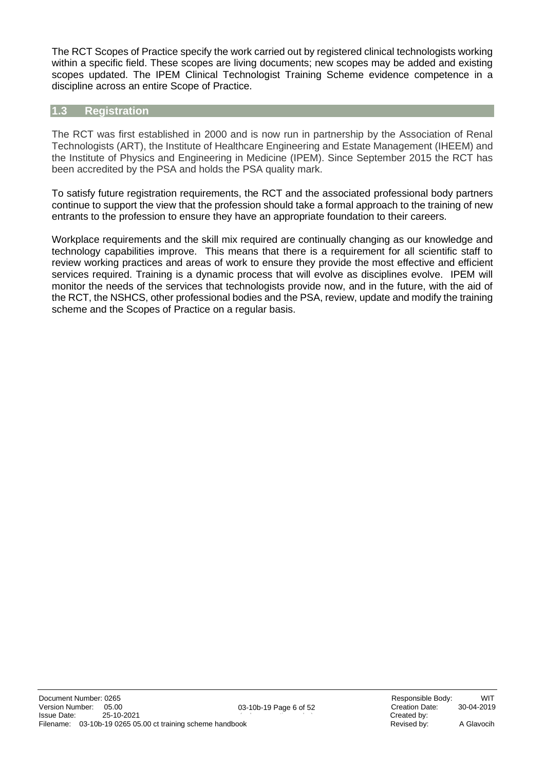The RCT Scopes of Practice specify the work carried out by registered clinical technologists working within a specific field. These scopes are living documents; new scopes may be added and existing scopes updated. The IPEM Clinical Technologist Training Scheme evidence competence in a discipline across an entire Scope of Practice.

## 1.3 Registration

The RCT was first established in 2000 and is now run in partnership by the Association of Renal Technologists (ART), the Institute of Healthcare Engineering and Estate Management (IHEEM) and the Institute of Physics and Engineering in Medicine (IPEM). Since September 2015 the RCT has been accredited by the PSA and holds the PSA quality mark.

To satisfy future registration requirements, the RCT and the associated professional body partners continue to support the view that the profession should take a formal approach to the training of new entrants to the profession to ensure they have an appropriate foundation to their careers.

Workplace requirements and the skill mix required are continually changing as our knowledge and technology capabilities improve. This means that there is a requirement for all scientific staff to review working practices and areas of work to ensure they provide the most effective and efficient services required. Training is a dynamic process that will evolve as disciplines evolve. IPEM will monitor the needs of the services that technologists provide now, and in the future, with the aid of the RCT, the NSHCS, other professional bodies and the PSA, review, update and modify the training scheme and the Scopes of Practice on a regular basis.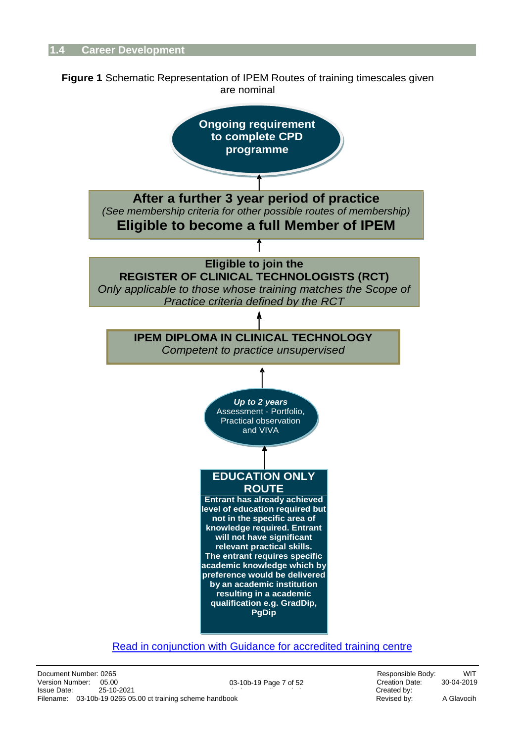## 1.4 Career Development

**Figure 1** Schematic Representation of IPEM Routes of training timescales given are nominal

**Ongoing requirement to complete CPD programme**

↑

**After a further 3 year period of practice**
*(See membership criteria for other possible routes of membership)*
**Eligible to become a full Member of IPEM**

↑

**Eligible to join the**
**REGISTER OF CLINICAL TECHNOLOGISTS (RCT)**
*Only applicable to those whose training matches the Scope of Practice criteria defined by the RCT*

↑

**IPEM DIPLOMA IN CLINICAL TECHNOLOGY**
*Competent to practice unsupervised*

↑

***Up to 2 years***
Assessment - Portfolio, Practical observation and VIVA

↑

**EDUCATION ONLY ROUTE**

**Entrant has already achieved level of education required but not in the specific area of knowledge required. Entrant will not have significant relevant practical skills. The entrant requires specific academic knowledge which by preference would be delivered by an academic institution resulting in a academic qualification e.g. GradDip, PgDip**

[Read in conjunction with Guidance for accredited training centre]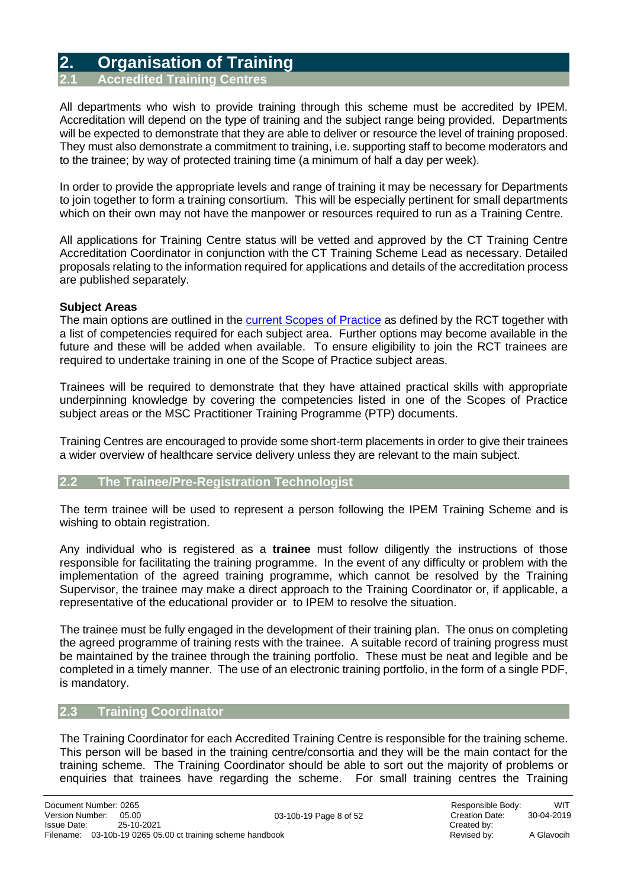# 2. Organisation of Training

## 2.1 Accredited Training Centres

All departments who wish to provide training through this scheme must be accredited by IPEM. Accreditation will depend on the type of training and the subject range being provided. Departments will be expected to demonstrate that they are able to deliver or resource the level of training proposed. They must also demonstrate a commitment to training, i.e. supporting staff to become moderators and to the trainee; by way of protected training time (a minimum of half a day per week).

In order to provide the appropriate levels and range of training it may be necessary for Departments to join together to form a training consortium. This will be especially pertinent for small departments which on their own may not have the manpower or resources required to run as a Training Centre.

All applications for Training Centre status will be vetted and approved by the CT Training Centre Accreditation Coordinator in conjunction with the CT Training Scheme Lead as necessary. Detailed proposals relating to the information required for applications and details of the accreditation process are published separately.

**Subject Areas**

The main options are outlined in the [current Scopes of Practice]() as defined by the RCT together with a list of competencies required for each subject area. Further options may become available in the future and these will be added when available. To ensure eligibility to join the RCT trainees are required to undertake training in one of the Scope of Practice subject areas.

Trainees will be required to demonstrate that they have attained practical skills with appropriate underpinning knowledge by covering the competencies listed in one of the Scopes of Practice subject areas or the MSC Practitioner Training Programme (PTP) documents.

Training Centres are encouraged to provide some short-term placements in order to give their trainees a wider overview of healthcare service delivery unless they are relevant to the main subject.

## 2.2 The Trainee/Pre-Registration Technologist

The term trainee will be used to represent a person following the IPEM Training Scheme and is wishing to obtain registration.

Any individual who is registered as a **trainee** must follow diligently the instructions of those responsible for facilitating the training programme. In the event of any difficulty or problem with the implementation of the agreed training programme, which cannot be resolved by the Training Supervisor, the trainee may make a direct approach to the Training Coordinator or, if applicable, a representative of the educational provider or to IPEM to resolve the situation.

The trainee must be fully engaged in the development of their training plan. The onus on completing the agreed programme of training rests with the trainee. A suitable record of training progress must be maintained by the trainee through the training portfolio. These must be neat and legible and be completed in a timely manner. The use of an electronic training portfolio, in the form of a single PDF, is mandatory.

## 2.3 Training Coordinator

The Training Coordinator for each Accredited Training Centre is responsible for the training scheme. This person will be based in the training centre/consortia and they will be the main contact for the training scheme. The Training Coordinator should be able to sort out the majority of problems or enquiries that trainees have regarding the scheme. For small training centres the Training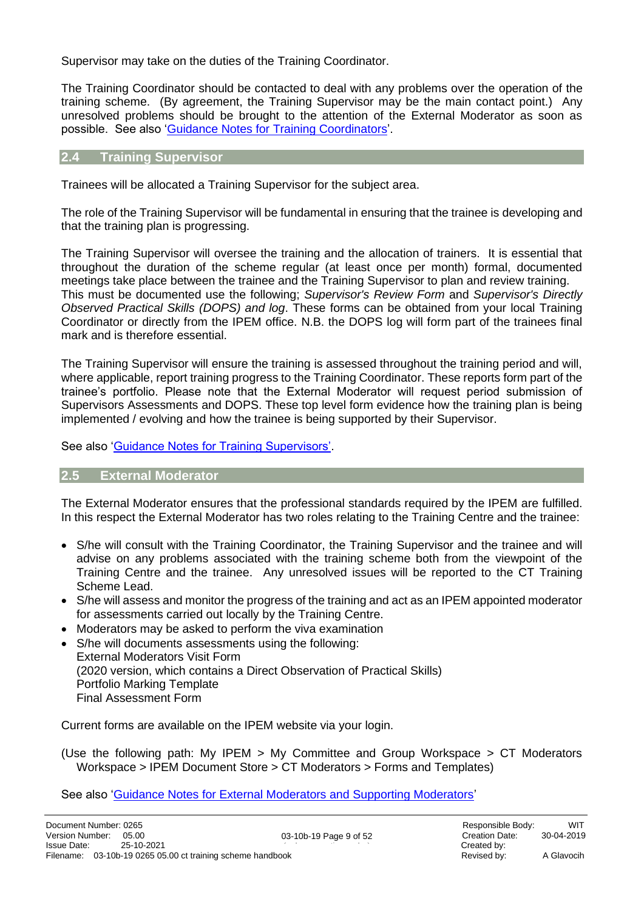Supervisor may take on the duties of the Training Coordinator.

The Training Coordinator should be contacted to deal with any problems over the operation of the training scheme. (By agreement, the Training Supervisor may be the main contact point.) Any unresolved problems should be brought to the attention of the External Moderator as soon as possible. See also 'Guidance Notes for Training Coordinators'.

## 2.4 Training Supervisor

Trainees will be allocated a Training Supervisor for the subject area.

The role of the Training Supervisor will be fundamental in ensuring that the trainee is developing and that the training plan is progressing.

The Training Supervisor will oversee the training and the allocation of trainers. It is essential that throughout the duration of the scheme regular (at least once per month) formal, documented meetings take place between the trainee and the Training Supervisor to plan and review training. This must be documented use the following; *Supervisor's Review Form* and *Supervisor's Directly Observed Practical Skills (DOPS) and log*. These forms can be obtained from your local Training Coordinator or directly from the IPEM office. N.B. the DOPS log will form part of the trainees final mark and is therefore essential.

The Training Supervisor will ensure the training is assessed throughout the training period and will, where applicable, report training progress to the Training Coordinator. These reports form part of the trainee's portfolio. Please note that the External Moderator will request period submission of Supervisors Assessments and DOPS. These top level form evidence how the training plan is being implemented / evolving and how the trainee is being supported by their Supervisor.

See also 'Guidance Notes for Training Supervisors'.

## 2.5 External Moderator

The External Moderator ensures that the professional standards required by the IPEM are fulfilled. In this respect the External Moderator has two roles relating to the Training Centre and the trainee:

- S/he will consult with the Training Coordinator, the Training Supervisor and the trainee and will advise on any problems associated with the training scheme both from the viewpoint of the Training Centre and the trainee. Any unresolved issues will be reported to the CT Training Scheme Lead.
- S/he will assess and monitor the progress of the training and act as an IPEM appointed moderator for assessments carried out locally by the Training Centre.
- Moderators may be asked to perform the viva examination
- S/he will documents assessments using the following:
  External Moderators Visit Form
  (2020 version, which contains a Direct Observation of Practical Skills)
  Portfolio Marking Template
  Final Assessment Form

Current forms are available on the IPEM website via your login.

(Use the following path: My IPEM > My Committee and Group Workspace > CT Moderators Workspace > IPEM Document Store > CT Moderators > Forms and Templates)

See also 'Guidance Notes for External Moderators and Supporting Moderators'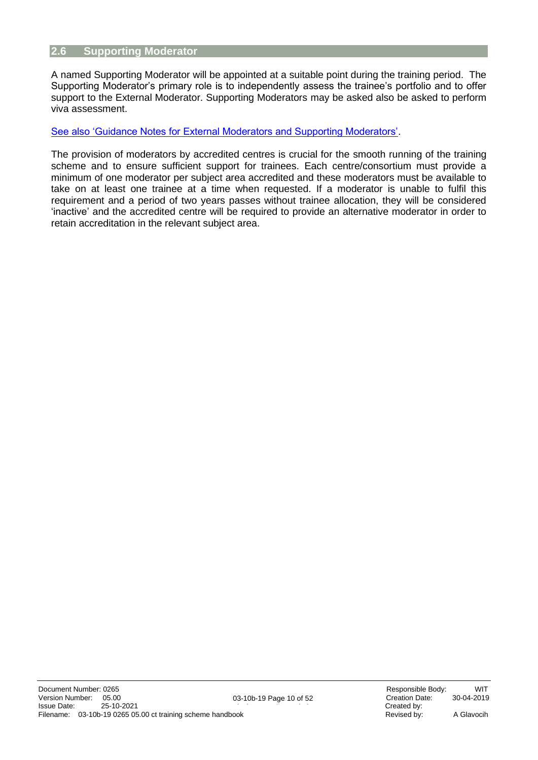## 2.6 Supporting Moderator

A named Supporting Moderator will be appointed at a suitable point during the training period. The Supporting Moderator's primary role is to independently assess the trainee's portfolio and to offer support to the External Moderator. Supporting Moderators may be asked also be asked to perform viva assessment.

See also 'Guidance Notes for External Moderators and Supporting Moderators'.

The provision of moderators by accredited centres is crucial for the smooth running of the training scheme and to ensure sufficient support for trainees. Each centre/consortium must provide a minimum of one moderator per subject area accredited and these moderators must be available to take on at least one trainee at a time when requested. If a moderator is unable to fulfil this requirement and a period of two years passes without trainee allocation, they will be considered 'inactive' and the accredited centre will be required to provide an alternative moderator in order to retain accreditation in the relevant subject area.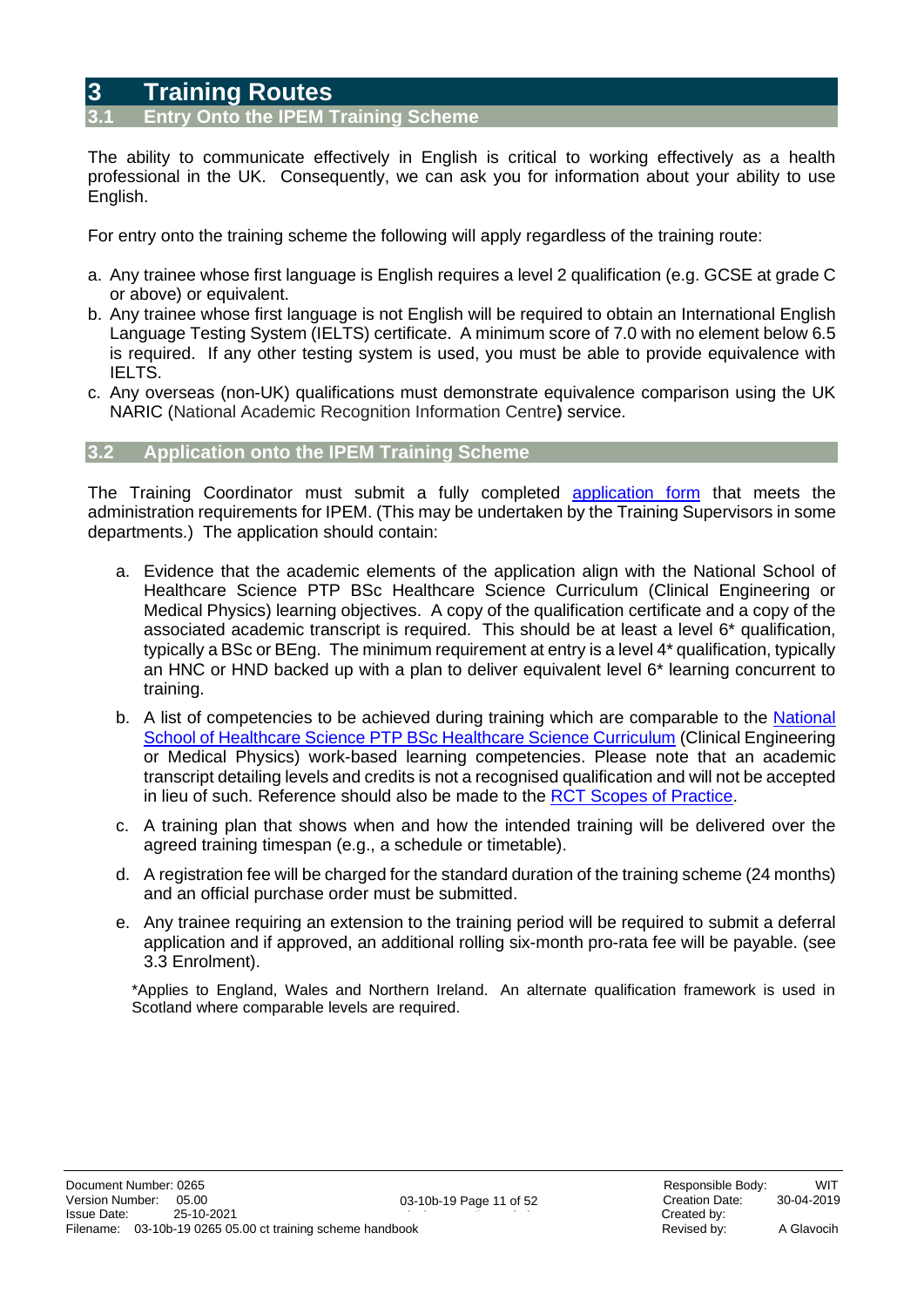# 3 Training Routes

## 3.1 Entry Onto the IPEM Training Scheme

The ability to communicate effectively in English is critical to working effectively as a health professional in the UK. Consequently, we can ask you for information about your ability to use English.

For entry onto the training scheme the following will apply regardless of the training route:

a. Any trainee whose first language is English requires a level 2 qualification (e.g. GCSE at grade C or above) or equivalent.
b. Any trainee whose first language is not English will be required to obtain an International English Language Testing System (IELTS) certificate. A minimum score of 7.0 with no element below 6.5 is required. If any other testing system is used, you must be able to provide equivalence with IELTS.
c. Any overseas (non-UK) qualifications must demonstrate equivalence comparison using the UK NARIC (National Academic Recognition Information Centre**)** service.

## 3.2 Application onto the IPEM Training Scheme

The Training Coordinator must submit a fully completed application form that meets the administration requirements for IPEM. (This may be undertaken by the Training Supervisors in some departments.) The application should contain:

a. Evidence that the academic elements of the application align with the National School of Healthcare Science PTP BSc Healthcare Science Curriculum (Clinical Engineering or Medical Physics) learning objectives. A copy of the qualification certificate and a copy of the associated academic transcript is required. This should be at least a level 6* qualification, typically a BSc or BEng. The minimum requirement at entry is a level 4* qualification, typically an HNC or HND backed up with a plan to deliver equivalent level 6* learning concurrent to training.

b. A list of competencies to be achieved during training which are comparable to the National School of Healthcare Science PTP BSc Healthcare Science Curriculum (Clinical Engineering or Medical Physics) work-based learning competencies. Please note that an academic transcript detailing levels and credits is not a recognised qualification and will not be accepted in lieu of such. Reference should also be made to the RCT Scopes of Practice.

c. A training plan that shows when and how the intended training will be delivered over the agreed training timespan (e.g., a schedule or timetable).

d. A registration fee will be charged for the standard duration of the training scheme (24 months) and an official purchase order must be submitted.

e. Any trainee requiring an extension to the training period will be required to submit a deferral application and if approved, an additional rolling six-month pro-rata fee will be payable. (see 3.3 Enrolment).

*Applies to England, Wales and Northern Ireland. An alternate qualification framework is used in Scotland where comparable levels are required.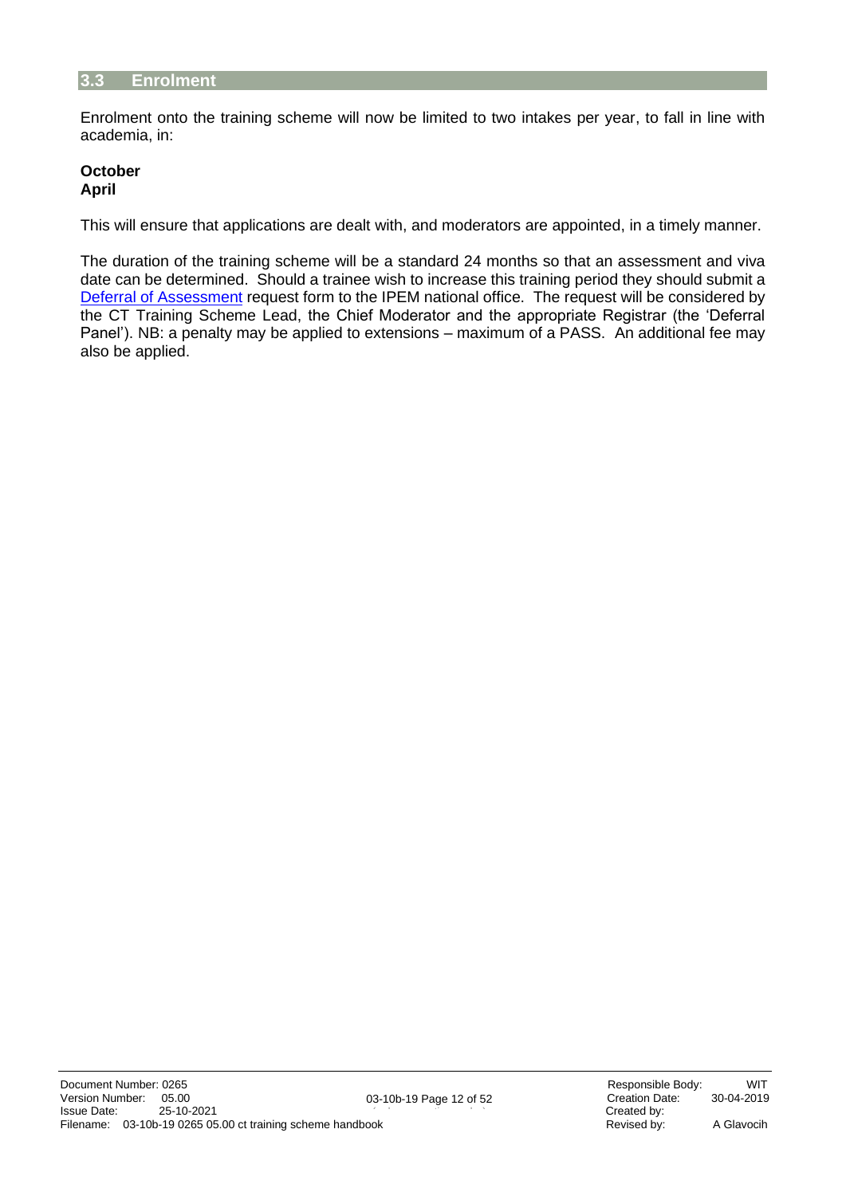## 3.3 Enrolment

Enrolment onto the training scheme will now be limited to two intakes per year, to fall in line with academia, in:

**October**
**April**

This will ensure that applications are dealt with, and moderators are appointed, in a timely manner.

The duration of the training scheme will be a standard 24 months so that an assessment and viva date can be determined. Should a trainee wish to increase this training period they should submit a Deferral of Assessment request form to the IPEM national office. The request will be considered by the CT Training Scheme Lead, the Chief Moderator and the appropriate Registrar (the 'Deferral Panel'). NB: a penalty may be applied to extensions – maximum of a PASS. An additional fee may also be applied.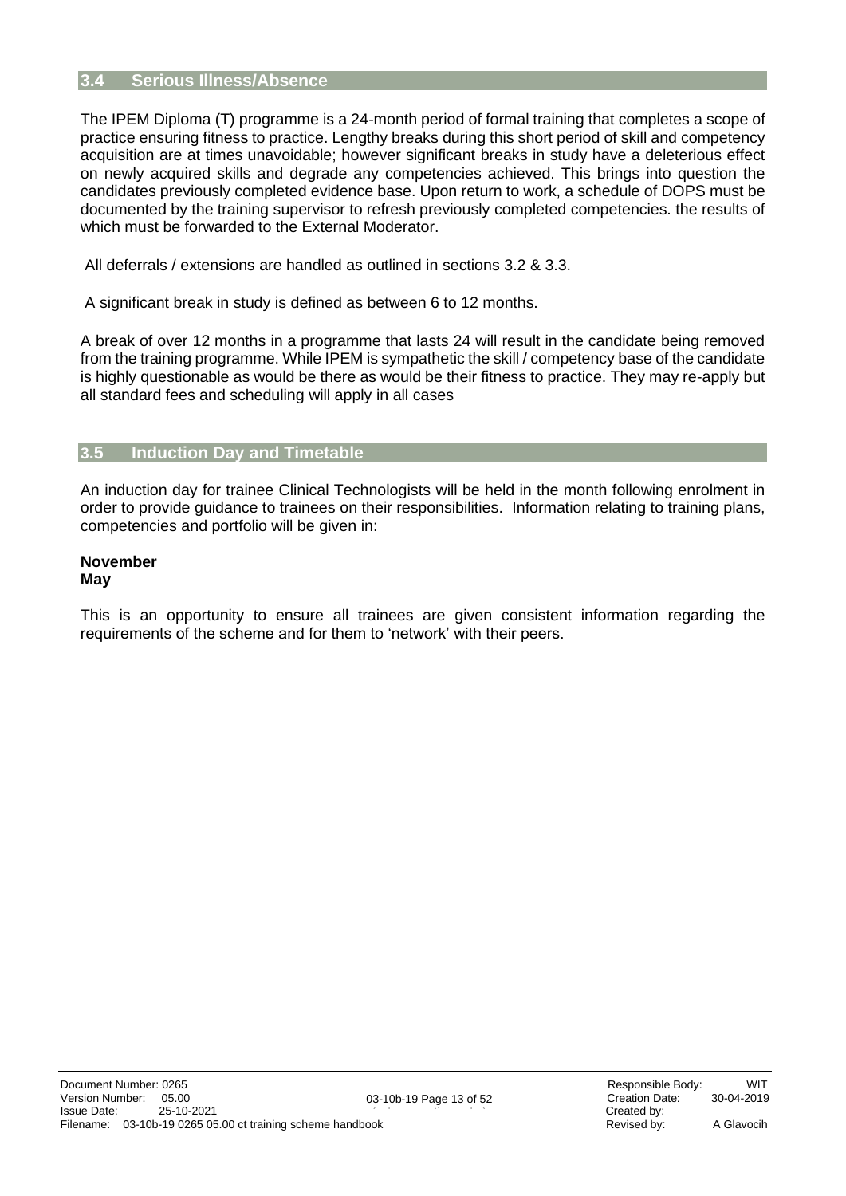## 3.4 Serious Illness/Absence

The IPEM Diploma (T) programme is a 24-month period of formal training that completes a scope of practice ensuring fitness to practice. Lengthy breaks during this short period of skill and competency acquisition are at times unavoidable; however significant breaks in study have a deleterious effect on newly acquired skills and degrade any competencies achieved. This brings into question the candidates previously completed evidence base. Upon return to work, a schedule of DOPS must be documented by the training supervisor to refresh previously completed competencies. the results of which must be forwarded to the External Moderator.

All deferrals / extensions are handled as outlined in sections 3.2 & 3.3.

A significant break in study is defined as between 6 to 12 months.

A break of over 12 months in a programme that lasts 24 will result in the candidate being removed from the training programme. While IPEM is sympathetic the skill / competency base of the candidate is highly questionable as would be there as would be their fitness to practice. They may re-apply but all standard fees and scheduling will apply in all cases

## 3.5 Induction Day and Timetable

An induction day for trainee Clinical Technologists will be held in the month following enrolment in order to provide guidance to trainees on their responsibilities. Information relating to training plans, competencies and portfolio will be given in:

**November**
**May**

This is an opportunity to ensure all trainees are given consistent information regarding the requirements of the scheme and for them to 'network' with their peers.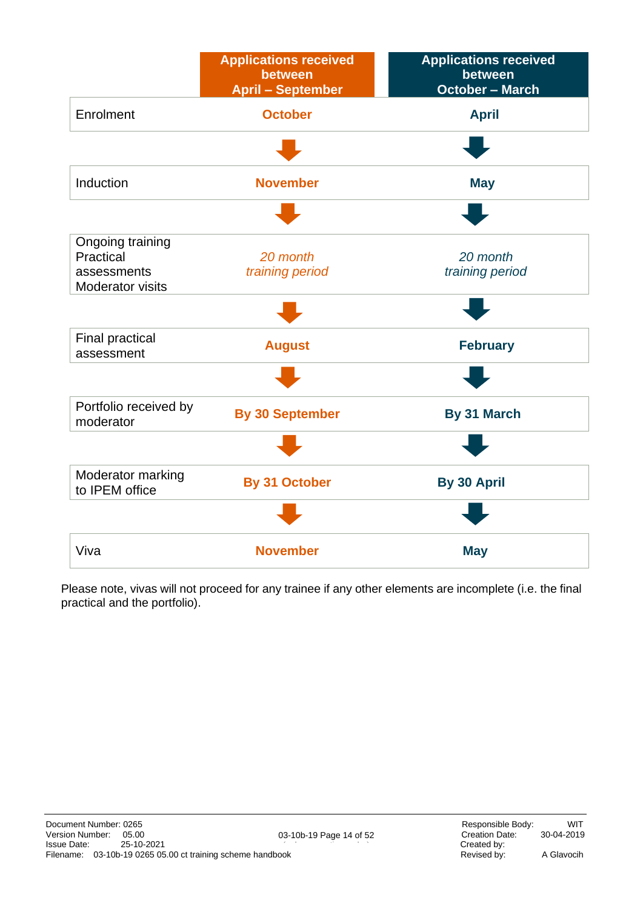| | Applications received between April – September | Applications received between October – March |
|---|---|---|
| Enrolment | **October** | **April** |
| Induction | **November** | **May** |
| Ongoing training<br>Practical assessments<br>Moderator visits | *20 month training period* | *20 month training period* |
| Final practical assessment | **August** | **February** |
| Portfolio received by moderator | **By 30 September** | **By 31 March** |
| Moderator marking to IPEM office | **By 31 October** | **By 30 April** |
| Viva | **November** | **May** |

Please note, vivas will not proceed for any trainee if any other elements are incomplete (i.e. the final practical and the portfolio).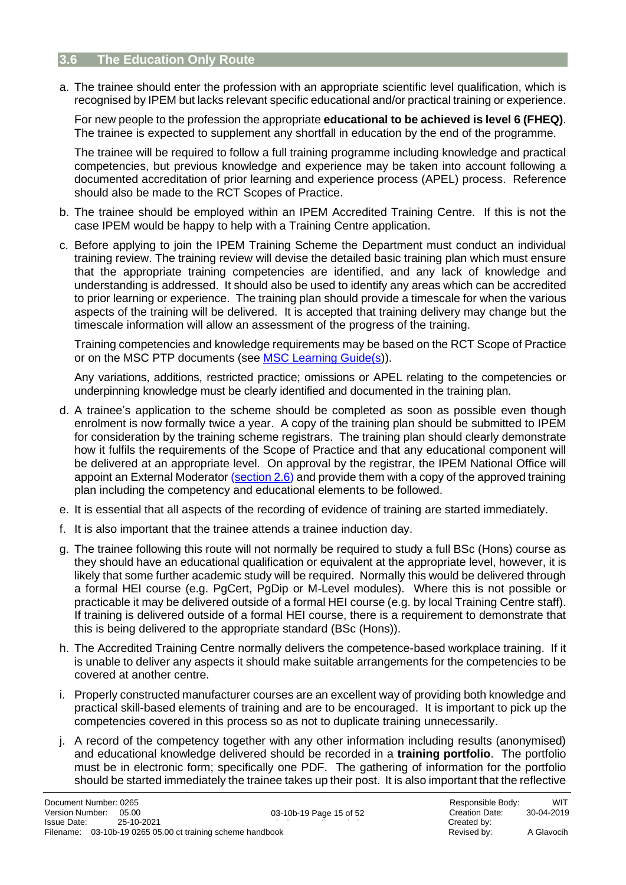## 3.6 The Education Only Route

a. The trainee should enter the profession with an appropriate scientific level qualification, which is recognised by IPEM but lacks relevant specific educational and/or practical training or experience.

   For new people to the profession the appropriate **educational to be achieved is level 6 (FHEQ)**. The trainee is expected to supplement any shortfall in education by the end of the programme.

   The trainee will be required to follow a full training programme including knowledge and practical competencies, but previous knowledge and experience may be taken into account following a documented accreditation of prior learning and experience process (APEL) process. Reference should also be made to the RCT Scopes of Practice.

b. The trainee should be employed within an IPEM Accredited Training Centre. If this is not the case IPEM would be happy to help with a Training Centre application.

c. Before applying to join the IPEM Training Scheme the Department must conduct an individual training review. The training review will devise the detailed basic training plan which must ensure that the appropriate training competencies are identified, and any lack of knowledge and understanding is addressed. It should also be used to identify any areas which can be accredited to prior learning or experience. The training plan should provide a timescale for when the various aspects of the training will be delivered. It is accepted that training delivery may change but the timescale information will allow an assessment of the progress of the training.

   Training competencies and knowledge requirements may be based on the RCT Scope of Practice or on the MSC PTP documents (see MSC Learning Guide(s)).

   Any variations, additions, restricted practice; omissions or APEL relating to the competencies or underpinning knowledge must be clearly identified and documented in the training plan.

d. A trainee's application to the scheme should be completed as soon as possible even though enrolment is now formally twice a year. A copy of the training plan should be submitted to IPEM for consideration by the training scheme registrars. The training plan should clearly demonstrate how it fulfils the requirements of the Scope of Practice and that any educational component will be delivered at an appropriate level. On approval by the registrar, the IPEM National Office will appoint an External Moderator (section 2.6) and provide them with a copy of the approved training plan including the competency and educational elements to be followed.

e. It is essential that all aspects of the recording of evidence of training are started immediately.

f. It is also important that the trainee attends a trainee induction day.

g. The trainee following this route will not normally be required to study a full BSc (Hons) course as they should have an educational qualification or equivalent at the appropriate level, however, it is likely that some further academic study will be required. Normally this would be delivered through a formal HEI course (e.g. PgCert, PgDip or M-Level modules). Where this is not possible or practicable it may be delivered outside of a formal HEI course (e.g. by local Training Centre staff). If training is delivered outside of a formal HEI course, there is a requirement to demonstrate that this is being delivered to the appropriate standard (BSc (Hons)).

h. The Accredited Training Centre normally delivers the competence-based workplace training. If it is unable to deliver any aspects it should make suitable arrangements for the competencies to be covered at another centre.

i. Properly constructed manufacturer courses are an excellent way of providing both knowledge and practical skill-based elements of training and are to be encouraged. It is important to pick up the competencies covered in this process so as not to duplicate training unnecessarily.

j. A record of the competency together with any other information including results (anonymised) and educational knowledge delivered should be recorded in a **training portfolio**. The portfolio must be in electronic form; specifically one PDF. The gathering of information for the portfolio should be started immediately the trainee takes up their post. It is also important that the reflective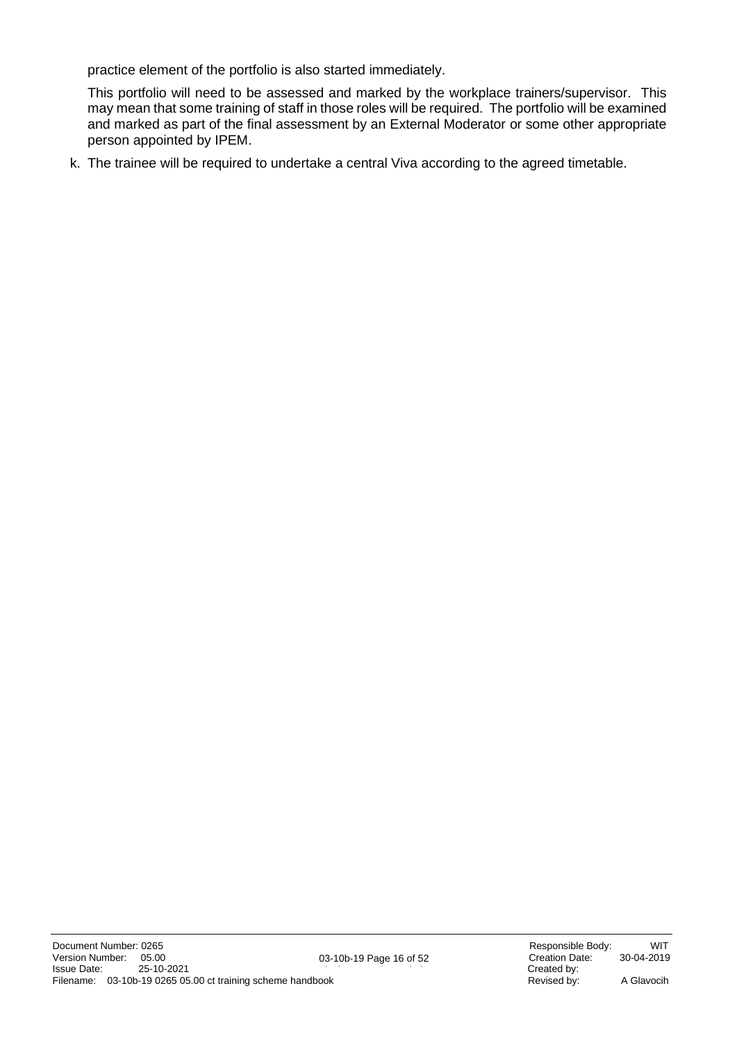practice element of the portfolio is also started immediately.

This portfolio will need to be assessed and marked by the workplace trainers/supervisor. This may mean that some training of staff in those roles will be required. The portfolio will be examined and marked as part of the final assessment by an External Moderator or some other appropriate person appointed by IPEM.

k. The trainee will be required to undertake a central Viva according to the agreed timetable.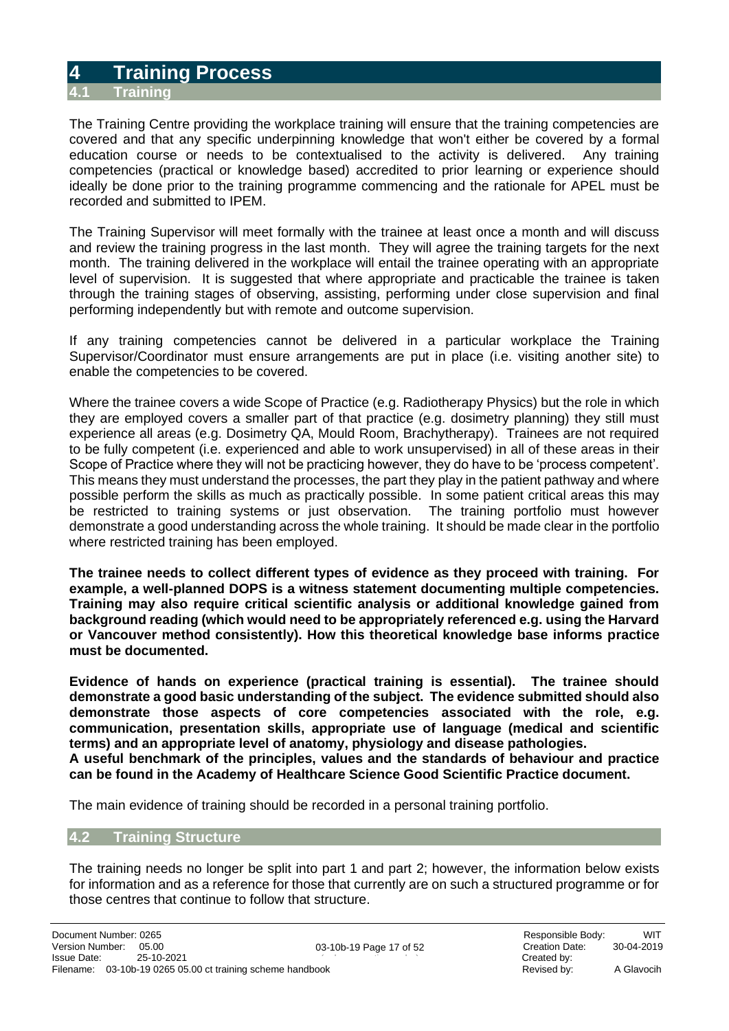# 4 Training Process

## 4.1 Training

The Training Centre providing the workplace training will ensure that the training competencies are covered and that any specific underpinning knowledge that won't either be covered by a formal education course or needs to be contextualised to the activity is delivered. Any training competencies (practical or knowledge based) accredited to prior learning or experience should ideally be done prior to the training programme commencing and the rationale for APEL must be recorded and submitted to IPEM.

The Training Supervisor will meet formally with the trainee at least once a month and will discuss and review the training progress in the last month. They will agree the training targets for the next month. The training delivered in the workplace will entail the trainee operating with an appropriate level of supervision. It is suggested that where appropriate and practicable the trainee is taken through the training stages of observing, assisting, performing under close supervision and final performing independently but with remote and outcome supervision.

If any training competencies cannot be delivered in a particular workplace the Training Supervisor/Coordinator must ensure arrangements are put in place (i.e. visiting another site) to enable the competencies to be covered.

Where the trainee covers a wide Scope of Practice (e.g. Radiotherapy Physics) but the role in which they are employed covers a smaller part of that practice (e.g. dosimetry planning) they still must experience all areas (e.g. Dosimetry QA, Mould Room, Brachytherapy). Trainees are not required to be fully competent (i.e. experienced and able to work unsupervised) in all of these areas in their Scope of Practice where they will not be practicing however, they do have to be 'process competent'. This means they must understand the processes, the part they play in the patient pathway and where possible perform the skills as much as practically possible. In some patient critical areas this may be restricted to training systems or just observation. The training portfolio must however demonstrate a good understanding across the whole training. It should be made clear in the portfolio where restricted training has been employed.

**The trainee needs to collect different types of evidence as they proceed with training. For example, a well-planned DOPS is a witness statement documenting multiple competencies. Training may also require critical scientific analysis or additional knowledge gained from background reading (which would need to be appropriately referenced e.g. using the Harvard or Vancouver method consistently). How this theoretical knowledge base informs practice must be documented.**

**Evidence of hands on experience (practical training is essential). The trainee should demonstrate a good basic understanding of the subject. The evidence submitted should also demonstrate those aspects of core competencies associated with the role, e.g. communication, presentation skills, appropriate use of language (medical and scientific terms) and an appropriate level of anatomy, physiology and disease pathologies.**
**A useful benchmark of the principles, values and the standards of behaviour and practice can be found in the Academy of Healthcare Science Good Scientific Practice document.**

The main evidence of training should be recorded in a personal training portfolio.

## 4.2 Training Structure

The training needs no longer be split into part 1 and part 2; however, the information below exists for information and as a reference for those that currently are on such a structured programme or for those centres that continue to follow that structure.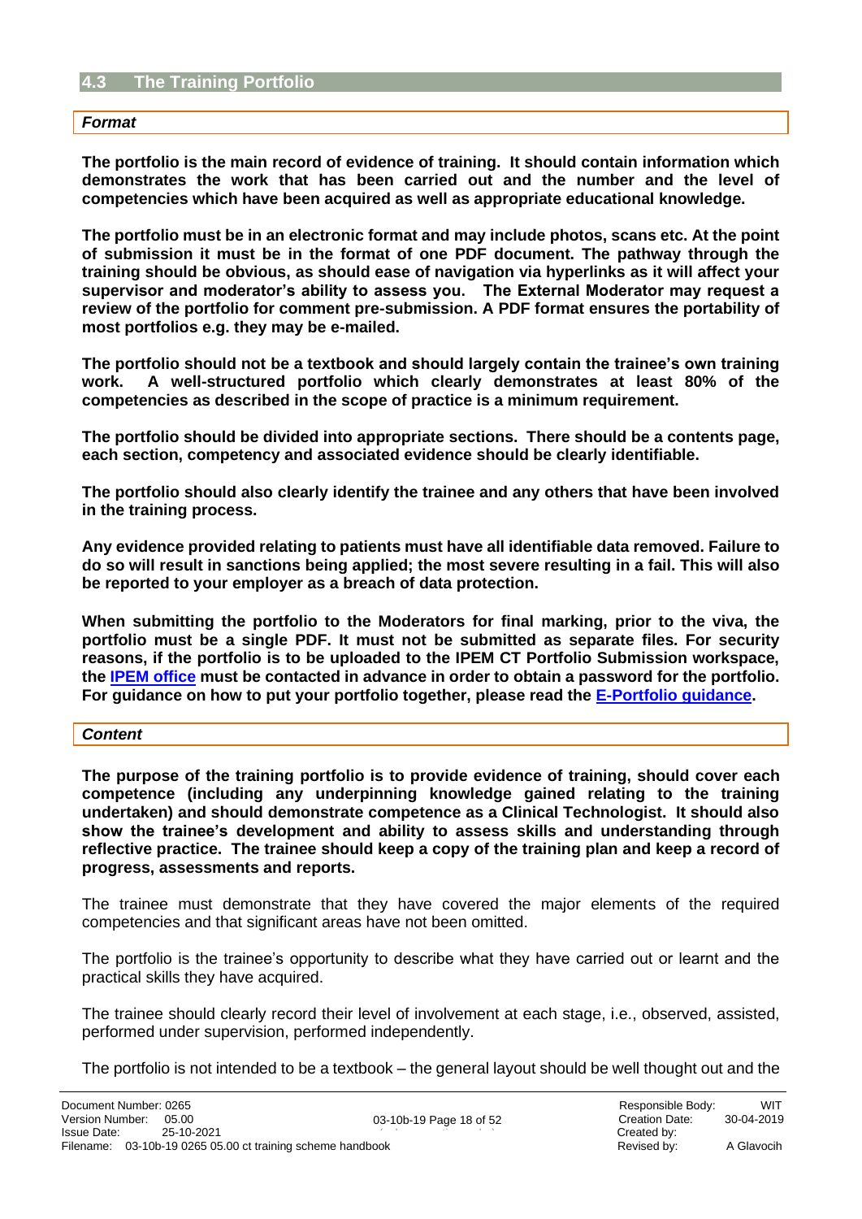## 4.3 The Training Portfolio

***Format***

**The portfolio is the main record of evidence of training. It should contain information which demonstrates the work that has been carried out and the number and the level of competencies which have been acquired as well as appropriate educational knowledge.**

**The portfolio must be in an electronic format and may include photos, scans etc. At the point of submission it must be in the format of one PDF document. The pathway through the training should be obvious, as should ease of navigation via hyperlinks as it will affect your supervisor and moderator's ability to assess you. The External Moderator may request a review of the portfolio for comment pre-submission. A PDF format ensures the portability of most portfolios e.g. they may be e-mailed.**

**The portfolio should not be a textbook and should largely contain the trainee's own training work. A well-structured portfolio which clearly demonstrates at least 80% of the competencies as described in the scope of practice is a minimum requirement.**

**The portfolio should be divided into appropriate sections. There should be a contents page, each section, competency and associated evidence should be clearly identifiable.**

**The portfolio should also clearly identify the trainee and any others that have been involved in the training process.**

**Any evidence provided relating to patients must have all identifiable data removed. Failure to do so will result in sanctions being applied; the most severe resulting in a fail. This will also be reported to your employer as a breach of data protection.**

**When submitting the portfolio to the Moderators for final marking, prior to the viva, the portfolio must be a single PDF. It must not be submitted as separate files. For security reasons, if the portfolio is to be uploaded to the IPEM CT Portfolio Submission workspace, the IPEM office must be contacted in advance in order to obtain a password for the portfolio. For guidance on how to put your portfolio together, please read the E-Portfolio guidance.**

***Content***

**The purpose of the training portfolio is to provide evidence of training, should cover each competence (including any underpinning knowledge gained relating to the training undertaken) and should demonstrate competence as a Clinical Technologist. It should also show the trainee's development and ability to assess skills and understanding through reflective practice. The trainee should keep a copy of the training plan and keep a record of progress, assessments and reports.**

The trainee must demonstrate that they have covered the major elements of the required competencies and that significant areas have not been omitted.

The portfolio is the trainee's opportunity to describe what they have carried out or learnt and the practical skills they have acquired.

The trainee should clearly record their level of involvement at each stage, i.e., observed, assisted, performed under supervision, performed independently.

The portfolio is not intended to be a textbook – the general layout should be well thought out and the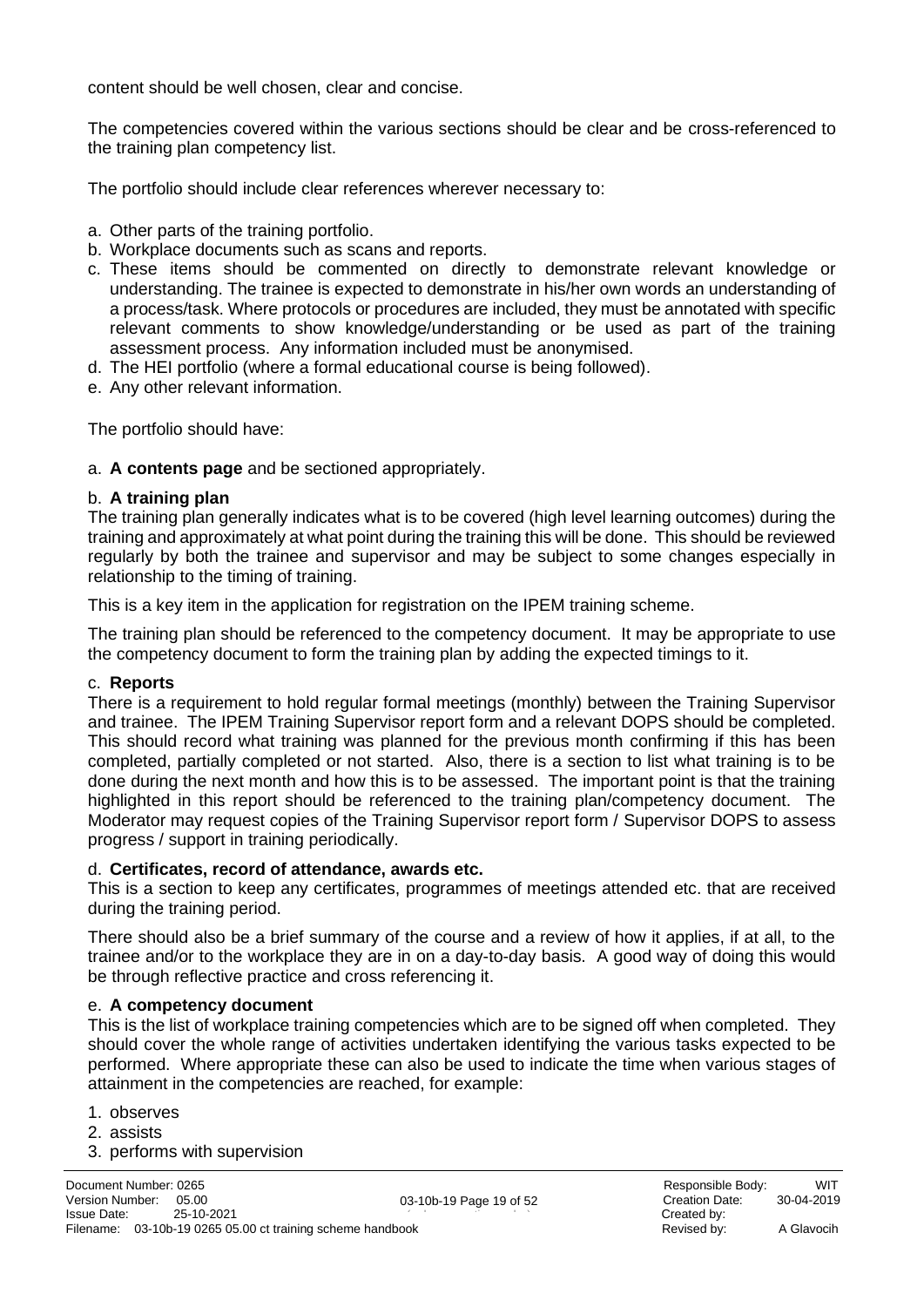content should be well chosen, clear and concise.

The competencies covered within the various sections should be clear and be cross-referenced to the training plan competency list.

The portfolio should include clear references wherever necessary to:

a. Other parts of the training portfolio.
b. Workplace documents such as scans and reports.
c. These items should be commented on directly to demonstrate relevant knowledge or understanding. The trainee is expected to demonstrate in his/her own words an understanding of a process/task. Where protocols or procedures are included, they must be annotated with specific relevant comments to show knowledge/understanding or be used as part of the training assessment process. Any information included must be anonymised.
d. The HEI portfolio (where a formal educational course is being followed).
e. Any other relevant information.

The portfolio should have:

a. **A contents page** and be sectioned appropriately.

b. **A training plan**

The training plan generally indicates what is to be covered (high level learning outcomes) during the training and approximately at what point during the training this will be done. This should be reviewed regularly by both the trainee and supervisor and may be subject to some changes especially in relationship to the timing of training.

This is a key item in the application for registration on the IPEM training scheme.

The training plan should be referenced to the competency document. It may be appropriate to use the competency document to form the training plan by adding the expected timings to it.

c. **Reports**

There is a requirement to hold regular formal meetings (monthly) between the Training Supervisor and trainee. The IPEM Training Supervisor report form and a relevant DOPS should be completed. This should record what training was planned for the previous month confirming if this has been completed, partially completed or not started. Also, there is a section to list what training is to be done during the next month and how this is to be assessed. The important point is that the training highlighted in this report should be referenced to the training plan/competency document. The Moderator may request copies of the Training Supervisor report form / Supervisor DOPS to assess progress / support in training periodically.

d. **Certificates, record of attendance, awards etc.**

This is a section to keep any certificates, programmes of meetings attended etc. that are received during the training period.

There should also be a brief summary of the course and a review of how it applies, if at all, to the trainee and/or to the workplace they are in on a day-to-day basis. A good way of doing this would be through reflective practice and cross referencing it.

e. **A competency document**

This is the list of workplace training competencies which are to be signed off when completed. They should cover the whole range of activities undertaken identifying the various tasks expected to be performed. Where appropriate these can also be used to indicate the time when various stages of attainment in the competencies are reached, for example:

1. observes
2. assists
3. performs with supervision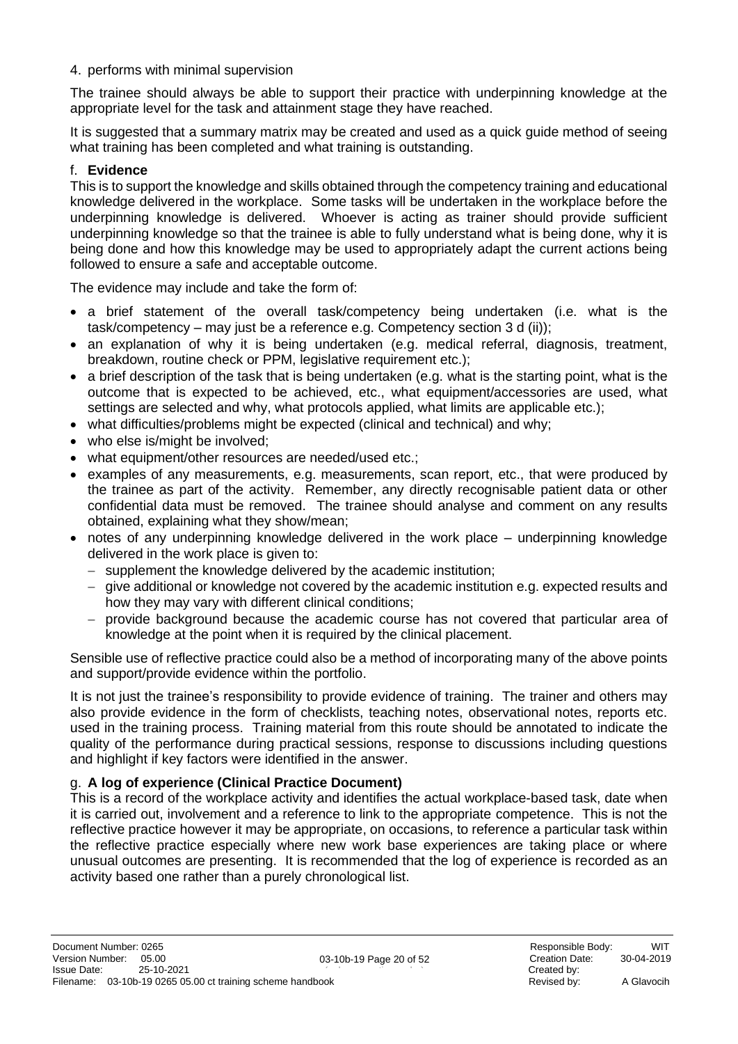4. performs with minimal supervision

The trainee should always be able to support their practice with underpinning knowledge at the appropriate level for the task and attainment stage they have reached.

It is suggested that a summary matrix may be created and used as a quick guide method of seeing what training has been completed and what training is outstanding.

f. **Evidence**

This is to support the knowledge and skills obtained through the competency training and educational knowledge delivered in the workplace. Some tasks will be undertaken in the workplace before the underpinning knowledge is delivered. Whoever is acting as trainer should provide sufficient underpinning knowledge so that the trainee is able to fully understand what is being done, why it is being done and how this knowledge may be used to appropriately adapt the current actions being followed to ensure a safe and acceptable outcome.

The evidence may include and take the form of:

- a brief statement of the overall task/competency being undertaken (i.e. what is the task/competency – may just be a reference e.g. Competency section 3 d (ii));
- an explanation of why it is being undertaken (e.g. medical referral, diagnosis, treatment, breakdown, routine check or PPM, legislative requirement etc.);
- a brief description of the task that is being undertaken (e.g. what is the starting point, what is the outcome that is expected to be achieved, etc., what equipment/accessories are used, what settings are selected and why, what protocols applied, what limits are applicable etc.);
- what difficulties/problems might be expected (clinical and technical) and why;
- who else is/might be involved;
- what equipment/other resources are needed/used etc.;
- examples of any measurements, e.g. measurements, scan report, etc., that were produced by the trainee as part of the activity. Remember, any directly recognisable patient data or other confidential data must be removed. The trainee should analyse and comment on any results obtained, explaining what they show/mean;
- notes of any underpinning knowledge delivered in the work place – underpinning knowledge delivered in the work place is given to:
  - supplement the knowledge delivered by the academic institution;
  - give additional or knowledge not covered by the academic institution e.g. expected results and how they may vary with different clinical conditions;
  - provide background because the academic course has not covered that particular area of knowledge at the point when it is required by the clinical placement.

Sensible use of reflective practice could also be a method of incorporating many of the above points and support/provide evidence within the portfolio.

It is not just the trainee's responsibility to provide evidence of training. The trainer and others may also provide evidence in the form of checklists, teaching notes, observational notes, reports etc. used in the training process. Training material from this route should be annotated to indicate the quality of the performance during practical sessions, response to discussions including questions and highlight if key factors were identified in the answer.

g. **A log of experience (Clinical Practice Document)**

This is a record of the workplace activity and identifies the actual workplace-based task, date when it is carried out, involvement and a reference to link to the appropriate competence. This is not the reflective practice however it may be appropriate, on occasions, to reference a particular task within the reflective practice especially where new work base experiences are taking place or where unusual outcomes are presenting. It is recommended that the log of experience is recorded as an activity based one rather than a purely chronological list.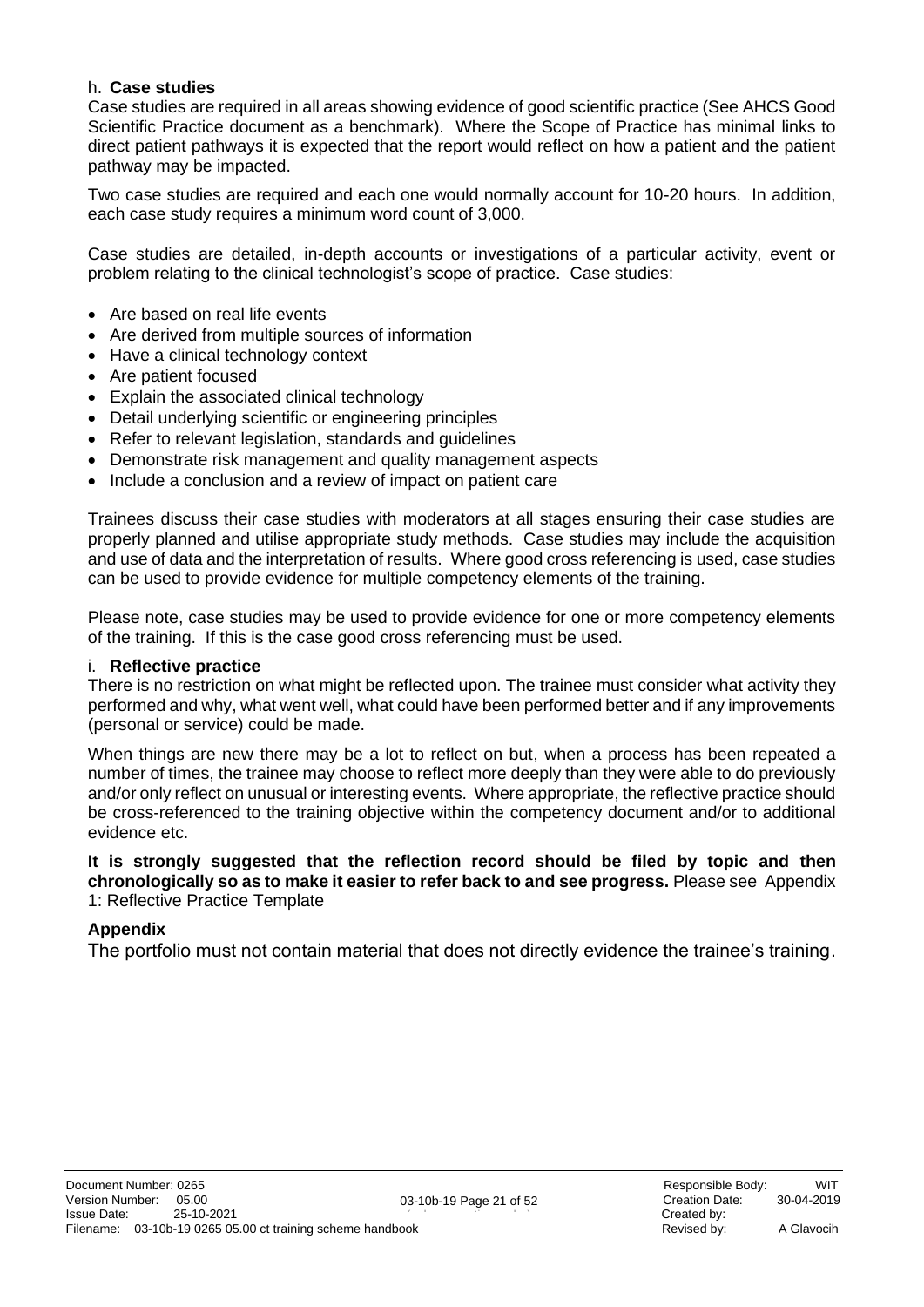### h. **Case studies**

Case studies are required in all areas showing evidence of good scientific practice (See AHCS Good Scientific Practice document as a benchmark). Where the Scope of Practice has minimal links to direct patient pathways it is expected that the report would reflect on how a patient and the patient pathway may be impacted.

Two case studies are required and each one would normally account for 10-20 hours. In addition, each case study requires a minimum word count of 3,000.

Case studies are detailed, in-depth accounts or investigations of a particular activity, event or problem relating to the clinical technologist's scope of practice. Case studies:

- Are based on real life events
- Are derived from multiple sources of information
- Have a clinical technology context
- Are patient focused
- Explain the associated clinical technology
- Detail underlying scientific or engineering principles
- Refer to relevant legislation, standards and guidelines
- Demonstrate risk management and quality management aspects
- Include a conclusion and a review of impact on patient care

Trainees discuss their case studies with moderators at all stages ensuring their case studies are properly planned and utilise appropriate study methods. Case studies may include the acquisition and use of data and the interpretation of results. Where good cross referencing is used, case studies can be used to provide evidence for multiple competency elements of the training.

Please note, case studies may be used to provide evidence for one or more competency elements of the training. If this is the case good cross referencing must be used.

### i. **Reflective practice**

There is no restriction on what might be reflected upon. The trainee must consider what activity they performed and why, what went well, what could have been performed better and if any improvements (personal or service) could be made.

When things are new there may be a lot to reflect on but, when a process has been repeated a number of times, the trainee may choose to reflect more deeply than they were able to do previously and/or only reflect on unusual or interesting events. Where appropriate, the reflective practice should be cross-referenced to the training objective within the competency document and/or to additional evidence etc.

**It is strongly suggested that the reflection record should be filed by topic and then chronologically so as to make it easier to refer back to and see progress.** Please see Appendix 1: Reflective Practice Template

### **Appendix**

The portfolio must not contain material that does not directly evidence the trainee's training.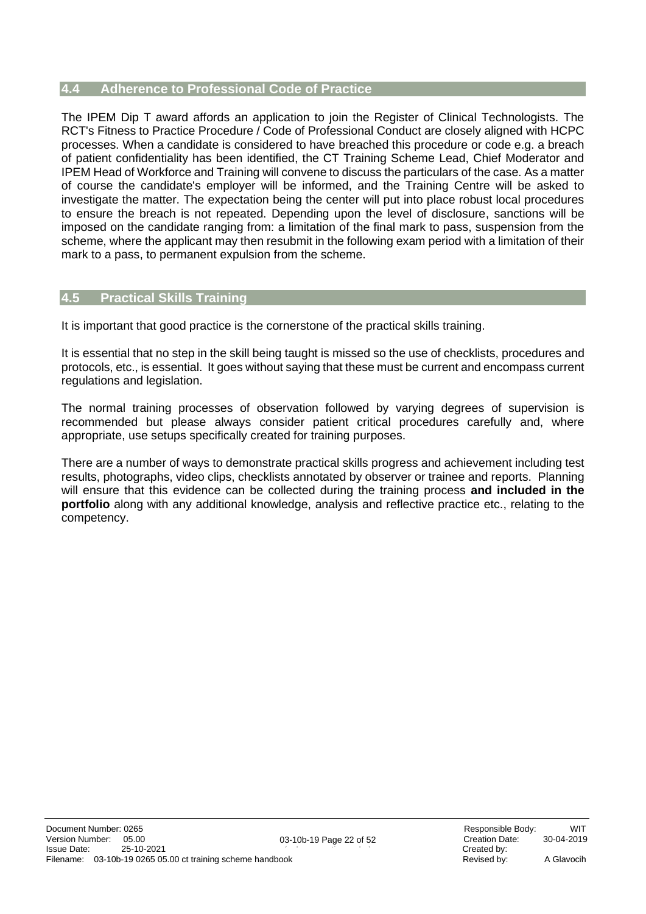## 4.4 Adherence to Professional Code of Practice

The IPEM Dip T award affords an application to join the Register of Clinical Technologists. The RCT's Fitness to Practice Procedure / Code of Professional Conduct are closely aligned with HCPC processes. When a candidate is considered to have breached this procedure or code e.g. a breach of patient confidentiality has been identified, the CT Training Scheme Lead, Chief Moderator and IPEM Head of Workforce and Training will convene to discuss the particulars of the case. As a matter of course the candidate's employer will be informed, and the Training Centre will be asked to investigate the matter. The expectation being the center will put into place robust local procedures to ensure the breach is not repeated. Depending upon the level of disclosure, sanctions will be imposed on the candidate ranging from: a limitation of the final mark to pass, suspension from the scheme, where the applicant may then resubmit in the following exam period with a limitation of their mark to a pass, to permanent expulsion from the scheme.

## 4.5 Practical Skills Training

It is important that good practice is the cornerstone of the practical skills training.

It is essential that no step in the skill being taught is missed so the use of checklists, procedures and protocols, etc., is essential. It goes without saying that these must be current and encompass current regulations and legislation.

The normal training processes of observation followed by varying degrees of supervision is recommended but please always consider patient critical procedures carefully and, where appropriate, use setups specifically created for training purposes.

There are a number of ways to demonstrate practical skills progress and achievement including test results, photographs, video clips, checklists annotated by observer or trainee and reports. Planning will ensure that this evidence can be collected during the training process **and included in the portfolio** along with any additional knowledge, analysis and reflective practice etc., relating to the competency.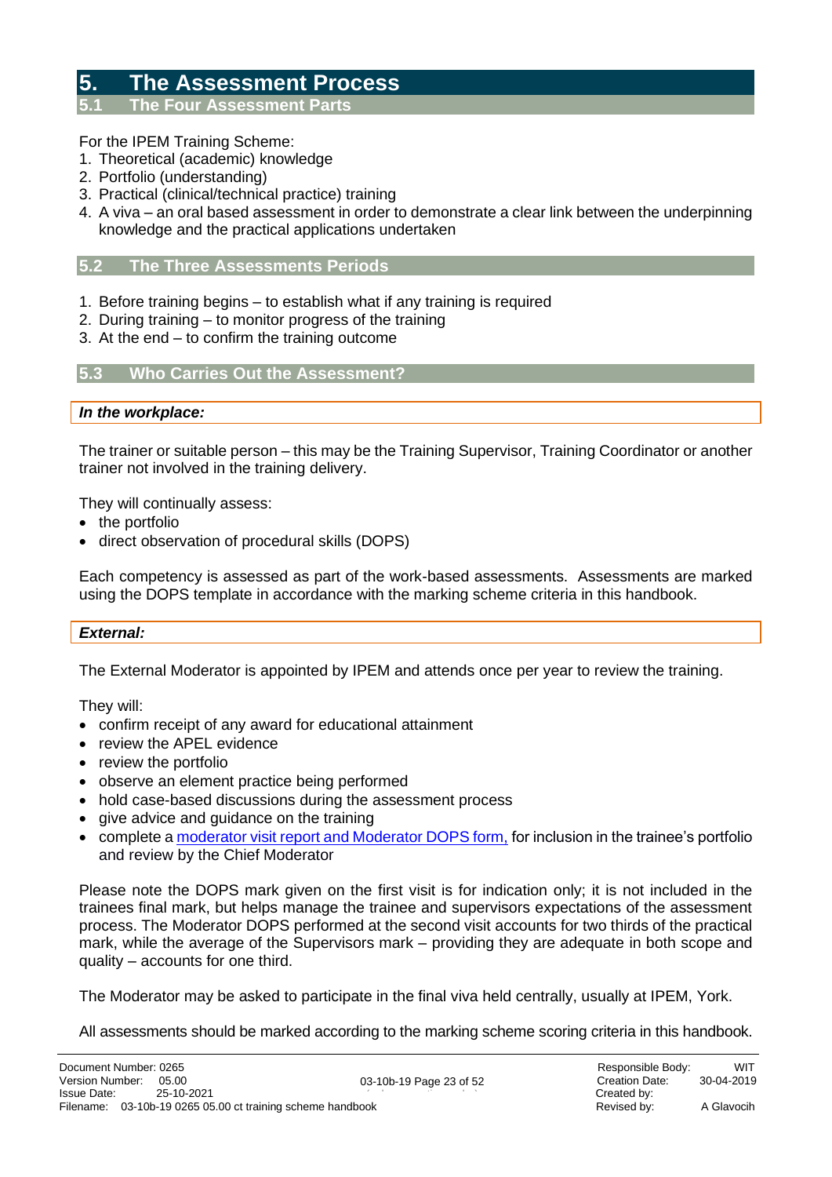# 5. The Assessment Process

## 5.1 The Four Assessment Parts

For the IPEM Training Scheme:

1. Theoretical (academic) knowledge
2. Portfolio (understanding)
3. Practical (clinical/technical practice) training
4. A viva – an oral based assessment in order to demonstrate a clear link between the underpinning knowledge and the practical applications undertaken

## 5.2 The Three Assessments Periods

1. Before training begins – to establish what if any training is required
2. During training – to monitor progress of the training
3. At the end – to confirm the training outcome

## 5.3 Who Carries Out the Assessment?

***In the workplace:***

The trainer or suitable person – this may be the Training Supervisor, Training Coordinator or another trainer not involved in the training delivery.

They will continually assess:

- the portfolio
- direct observation of procedural skills (DOPS)

Each competency is assessed as part of the work-based assessments. Assessments are marked using the DOPS template in accordance with the marking scheme criteria in this handbook.

***External:***

The External Moderator is appointed by IPEM and attends once per year to review the training.

They will:

- confirm receipt of any award for educational attainment
- review the APEL evidence
- review the portfolio
- observe an element practice being performed
- hold case-based discussions during the assessment process
- give advice and guidance on the training
- complete a moderator visit report and Moderator DOPS form, for inclusion in the trainee's portfolio and review by the Chief Moderator

Please note the DOPS mark given on the first visit is for indication only; it is not included in the trainees final mark, but helps manage the trainee and supervisors expectations of the assessment process. The Moderator DOPS performed at the second visit accounts for two thirds of the practical mark, while the average of the Supervisors mark – providing they are adequate in both scope and quality – accounts for one third.

The Moderator may be asked to participate in the final viva held centrally, usually at IPEM, York.

All assessments should be marked according to the marking scheme scoring criteria in this handbook.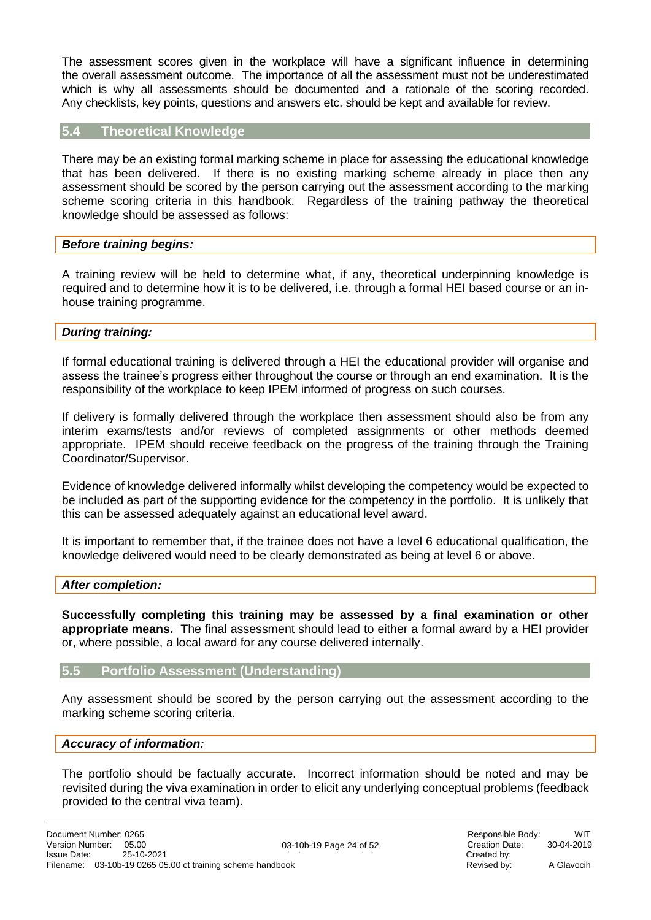The assessment scores given in the workplace will have a significant influence in determining the overall assessment outcome. The importance of all the assessment must not be underestimated which is why all assessments should be documented and a rationale of the scoring recorded. Any checklists, key points, questions and answers etc. should be kept and available for review.

## 5.4 Theoretical Knowledge

There may be an existing formal marking scheme in place for assessing the educational knowledge that has been delivered. If there is no existing marking scheme already in place then any assessment should be scored by the person carrying out the assessment according to the marking scheme scoring criteria in this handbook. Regardless of the training pathway the theoretical knowledge should be assessed as follows:

### *Before training begins:*

A training review will be held to determine what, if any, theoretical underpinning knowledge is required and to determine how it is to be delivered, i.e. through a formal HEI based course or an in-house training programme.

### *During training:*

If formal educational training is delivered through a HEI the educational provider will organise and assess the trainee's progress either throughout the course or through an end examination. It is the responsibility of the workplace to keep IPEM informed of progress on such courses.

If delivery is formally delivered through the workplace then assessment should also be from any interim exams/tests and/or reviews of completed assignments or other methods deemed appropriate. IPEM should receive feedback on the progress of the training through the Training Coordinator/Supervisor.

Evidence of knowledge delivered informally whilst developing the competency would be expected to be included as part of the supporting evidence for the competency in the portfolio. It is unlikely that this can be assessed adequately against an educational level award.

It is important to remember that, if the trainee does not have a level 6 educational qualification, the knowledge delivered would need to be clearly demonstrated as being at level 6 or above.

### *After completion:*

**Successfully completing this training may be assessed by a final examination or other appropriate means.** The final assessment should lead to either a formal award by a HEI provider or, where possible, a local award for any course delivered internally.

## 5.5 Portfolio Assessment (Understanding)

Any assessment should be scored by the person carrying out the assessment according to the marking scheme scoring criteria.

### *Accuracy of information:*

The portfolio should be factually accurate. Incorrect information should be noted and may be revisited during the viva examination in order to elicit any underlying conceptual problems (feedback provided to the central viva team).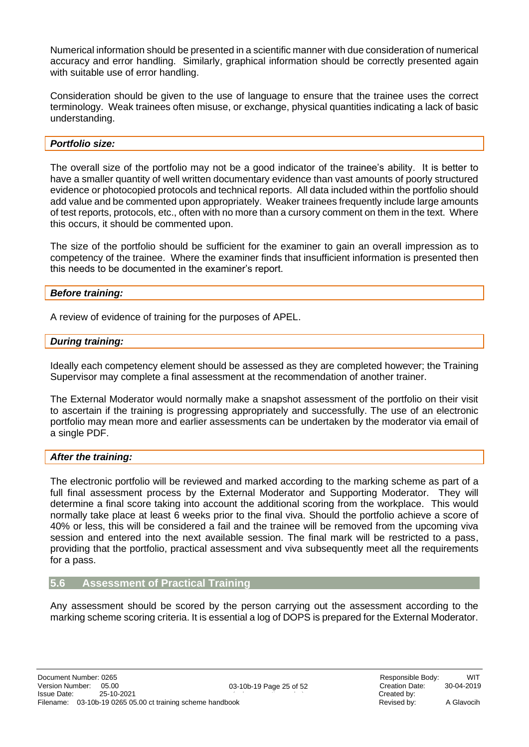Numerical information should be presented in a scientific manner with due consideration of numerical accuracy and error handling. Similarly, graphical information should be correctly presented again with suitable use of error handling.

Consideration should be given to the use of language to ensure that the trainee uses the correct terminology. Weak trainees often misuse, or exchange, physical quantities indicating a lack of basic understanding.

***Portfolio size:***

The overall size of the portfolio may not be a good indicator of the trainee's ability. It is better to have a smaller quantity of well written documentary evidence than vast amounts of poorly structured evidence or photocopied protocols and technical reports. All data included within the portfolio should add value and be commented upon appropriately. Weaker trainees frequently include large amounts of test reports, protocols, etc., often with no more than a cursory comment on them in the text. Where this occurs, it should be commented upon.

The size of the portfolio should be sufficient for the examiner to gain an overall impression as to competency of the trainee. Where the examiner finds that insufficient information is presented then this needs to be documented in the examiner's report.

***Before training:***

A review of evidence of training for the purposes of APEL.

***During training:***

Ideally each competency element should be assessed as they are completed however; the Training Supervisor may complete a final assessment at the recommendation of another trainer.

The External Moderator would normally make a snapshot assessment of the portfolio on their visit to ascertain if the training is progressing appropriately and successfully. The use of an electronic portfolio may mean more and earlier assessments can be undertaken by the moderator via email of a single PDF.

***After the training:***

The electronic portfolio will be reviewed and marked according to the marking scheme as part of a full final assessment process by the External Moderator and Supporting Moderator. They will determine a final score taking into account the additional scoring from the workplace. This would normally take place at least 6 weeks prior to the final viva. Should the portfolio achieve a score of 40% or less, this will be considered a fail and the trainee will be removed from the upcoming viva session and entered into the next available session. The final mark will be restricted to a pass, providing that the portfolio, practical assessment and viva subsequently meet all the requirements for a pass.

## 5.6 Assessment of Practical Training

Any assessment should be scored by the person carrying out the assessment according to the marking scheme scoring criteria. It is essential a log of DOPS is prepared for the External Moderator.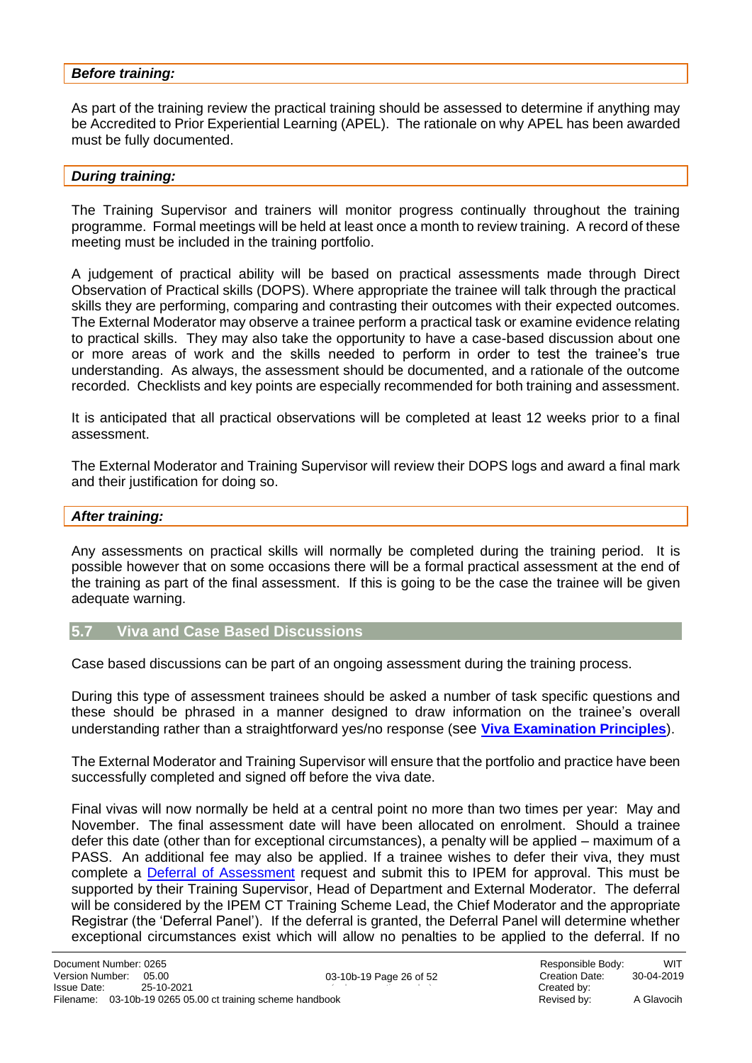***Before training:***

As part of the training review the practical training should be assessed to determine if anything may be Accredited to Prior Experiential Learning (APEL). The rationale on why APEL has been awarded must be fully documented.

***During training:***

The Training Supervisor and trainers will monitor progress continually throughout the training programme. Formal meetings will be held at least once a month to review training. A record of these meeting must be included in the training portfolio.

A judgement of practical ability will be based on practical assessments made through Direct Observation of Practical skills (DOPS). Where appropriate the trainee will talk through the practical skills they are performing, comparing and contrasting their outcomes with their expected outcomes. The External Moderator may observe a trainee perform a practical task or examine evidence relating to practical skills. They may also take the opportunity to have a case-based discussion about one or more areas of work and the skills needed to perform in order to test the trainee's true understanding. As always, the assessment should be documented, and a rationale of the outcome recorded. Checklists and key points are especially recommended for both training and assessment.

It is anticipated that all practical observations will be completed at least 12 weeks prior to a final assessment.

The External Moderator and Training Supervisor will review their DOPS logs and award a final mark and their justification for doing so.

***After training:***

Any assessments on practical skills will normally be completed during the training period. It is possible however that on some occasions there will be a formal practical assessment at the end of the training as part of the final assessment. If this is going to be the case the trainee will be given adequate warning.

## 5.7 Viva and Case Based Discussions

Case based discussions can be part of an ongoing assessment during the training process.

During this type of assessment trainees should be asked a number of task specific questions and these should be phrased in a manner designed to draw information on the trainee's overall understanding rather than a straightforward yes/no response (see **Viva Examination Principles**).

The External Moderator and Training Supervisor will ensure that the portfolio and practice have been successfully completed and signed off before the viva date.

Final vivas will now normally be held at a central point no more than two times per year: May and November. The final assessment date will have been allocated on enrolment. Should a trainee defer this date (other than for exceptional circumstances), a penalty will be applied – maximum of a PASS. An additional fee may also be applied. If a trainee wishes to defer their viva, they must complete a Deferral of Assessment request and submit this to IPEM for approval. This must be supported by their Training Supervisor, Head of Department and External Moderator. The deferral will be considered by the IPEM CT Training Scheme Lead, the Chief Moderator and the appropriate Registrar (the 'Deferral Panel'). If the deferral is granted, the Deferral Panel will determine whether exceptional circumstances exist which will allow no penalties to be applied to the deferral. If no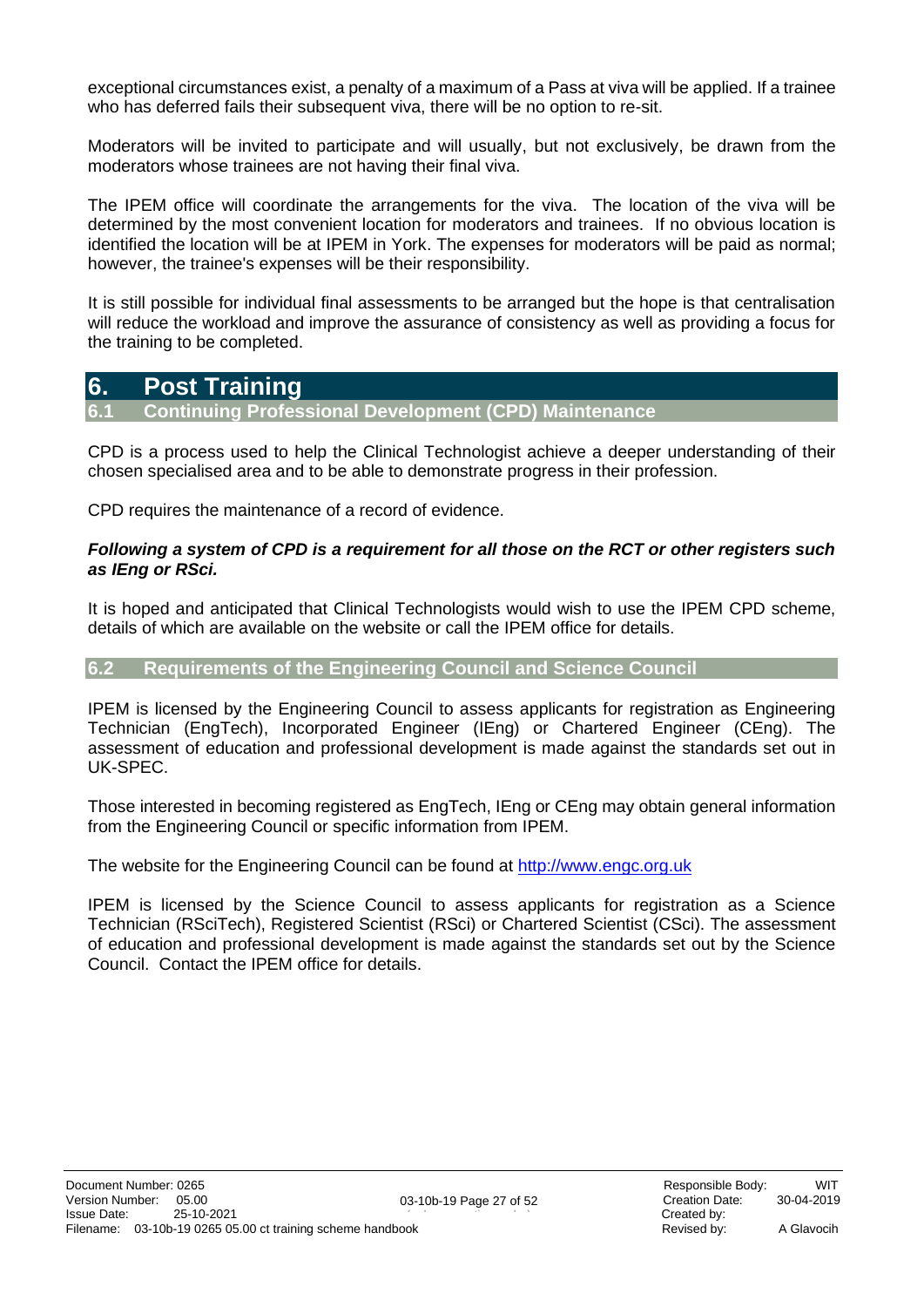exceptional circumstances exist, a penalty of a maximum of a Pass at viva will be applied. If a trainee who has deferred fails their subsequent viva, there will be no option to re-sit.

Moderators will be invited to participate and will usually, but not exclusively, be drawn from the moderators whose trainees are not having their final viva.

The IPEM office will coordinate the arrangements for the viva. The location of the viva will be determined by the most convenient location for moderators and trainees. If no obvious location is identified the location will be at IPEM in York. The expenses for moderators will be paid as normal; however, the trainee's expenses will be their responsibility.

It is still possible for individual final assessments to be arranged but the hope is that centralisation will reduce the workload and improve the assurance of consistency as well as providing a focus for the training to be completed.

# 6. Post Training

## 6.1 Continuing Professional Development (CPD) Maintenance

CPD is a process used to help the Clinical Technologist achieve a deeper understanding of their chosen specialised area and to be able to demonstrate progress in their profession.

CPD requires the maintenance of a record of evidence.

***Following a system of CPD is a requirement for all those on the RCT or other registers such as IEng or RSci.***

It is hoped and anticipated that Clinical Technologists would wish to use the IPEM CPD scheme, details of which are available on the website or call the IPEM office for details.

## 6.2 Requirements of the Engineering Council and Science Council

IPEM is licensed by the Engineering Council to assess applicants for registration as Engineering Technician (EngTech), Incorporated Engineer (IEng) or Chartered Engineer (CEng). The assessment of education and professional development is made against the standards set out in UK-SPEC.

Those interested in becoming registered as EngTech, IEng or CEng may obtain general information from the Engineering Council or specific information from IPEM.

The website for the Engineering Council can be found at http://www.engc.org.uk

IPEM is licensed by the Science Council to assess applicants for registration as a Science Technician (RSciTech), Registered Scientist (RSci) or Chartered Scientist (CSci). The assessment of education and professional development is made against the standards set out by the Science Council. Contact the IPEM office for details.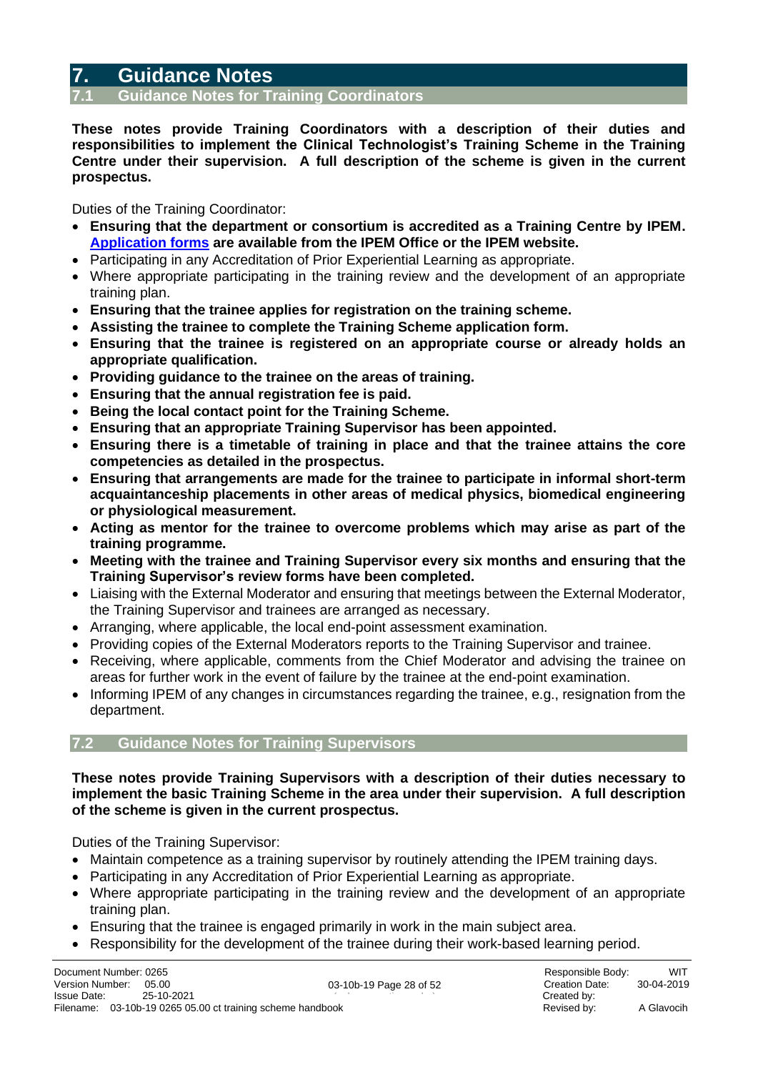# 7. Guidance Notes

## 7.1 Guidance Notes for Training Coordinators

**These notes provide Training Coordinators with a description of their duties and responsibilities to implement the Clinical Technologist's Training Scheme in the Training Centre under their supervision. A full description of the scheme is given in the current prospectus.**

Duties of the Training Coordinator:

- **Ensuring that the department or consortium is accredited as a Training Centre by IPEM. Application forms are available from the IPEM Office or the IPEM website.**
- Participating in any Accreditation of Prior Experiential Learning as appropriate.
- Where appropriate participating in the training review and the development of an appropriate training plan.
- **Ensuring that the trainee applies for registration on the training scheme.**
- **Assisting the trainee to complete the Training Scheme application form.**
- **Ensuring that the trainee is registered on an appropriate course or already holds an appropriate qualification.**
- **Providing guidance to the trainee on the areas of training.**
- **Ensuring that the annual registration fee is paid.**
- **Being the local contact point for the Training Scheme.**
- **Ensuring that an appropriate Training Supervisor has been appointed.**
- **Ensuring there is a timetable of training in place and that the trainee attains the core competencies as detailed in the prospectus.**
- **Ensuring that arrangements are made for the trainee to participate in informal short-term acquaintanceship placements in other areas of medical physics, biomedical engineering or physiological measurement.**
- **Acting as mentor for the trainee to overcome problems which may arise as part of the training programme.**
- **Meeting with the trainee and Training Supervisor every six months and ensuring that the Training Supervisor's review forms have been completed.**
- Liaising with the External Moderator and ensuring that meetings between the External Moderator, the Training Supervisor and trainees are arranged as necessary.
- Arranging, where applicable, the local end-point assessment examination.
- Providing copies of the External Moderators reports to the Training Supervisor and trainee.
- Receiving, where applicable, comments from the Chief Moderator and advising the trainee on areas for further work in the event of failure by the trainee at the end-point examination.
- Informing IPEM of any changes in circumstances regarding the trainee, e.g., resignation from the department.

## 7.2 Guidance Notes for Training Supervisors

**These notes provide Training Supervisors with a description of their duties necessary to implement the basic Training Scheme in the area under their supervision. A full description of the scheme is given in the current prospectus.**

Duties of the Training Supervisor:

- Maintain competence as a training supervisor by routinely attending the IPEM training days.
- Participating in any Accreditation of Prior Experiential Learning as appropriate.
- Where appropriate participating in the training review and the development of an appropriate training plan.
- Ensuring that the trainee is engaged primarily in work in the main subject area.
- Responsibility for the development of the trainee during their work-based learning period.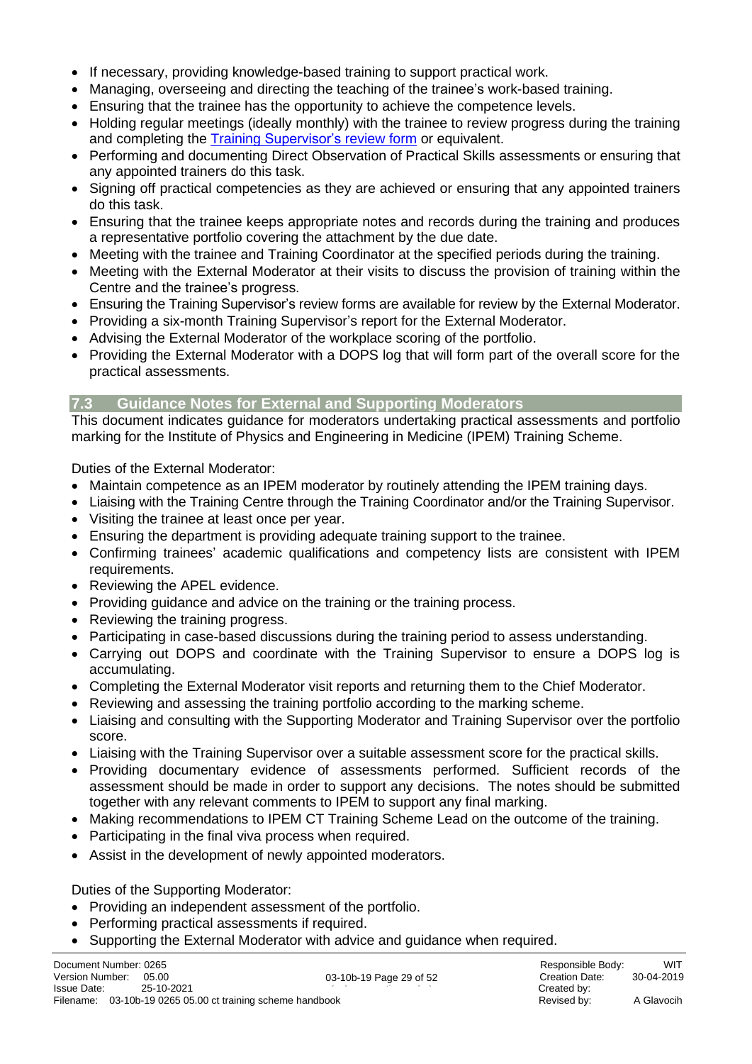- If necessary, providing knowledge-based training to support practical work.
- Managing, overseeing and directing the teaching of the trainee's work-based training.
- Ensuring that the trainee has the opportunity to achieve the competence levels.
- Holding regular meetings (ideally monthly) with the trainee to review progress during the training and completing the [Training Supervisor's review form]() or equivalent.
- Performing and documenting Direct Observation of Practical Skills assessments or ensuring that any appointed trainers do this task.
- Signing off practical competencies as they are achieved or ensuring that any appointed trainers do this task.
- Ensuring that the trainee keeps appropriate notes and records during the training and produces a representative portfolio covering the attachment by the due date.
- Meeting with the trainee and Training Coordinator at the specified periods during the training.
- Meeting with the External Moderator at their visits to discuss the provision of training within the Centre and the trainee's progress.
- Ensuring the Training Supervisor's review forms are available for review by the External Moderator.
- Providing a six-month Training Supervisor's report for the External Moderator.
- Advising the External Moderator of the workplace scoring of the portfolio.
- Providing the External Moderator with a DOPS log that will form part of the overall score for the practical assessments.

## 7.3 Guidance Notes for External and Supporting Moderators

This document indicates guidance for moderators undertaking practical assessments and portfolio marking for the Institute of Physics and Engineering in Medicine (IPEM) Training Scheme.

Duties of the External Moderator:

- Maintain competence as an IPEM moderator by routinely attending the IPEM training days.
- Liaising with the Training Centre through the Training Coordinator and/or the Training Supervisor.
- Visiting the trainee at least once per year.
- Ensuring the department is providing adequate training support to the trainee.
- Confirming trainees' academic qualifications and competency lists are consistent with IPEM requirements.
- Reviewing the APEL evidence.
- Providing guidance and advice on the training or the training process.
- Reviewing the training progress.
- Participating in case-based discussions during the training period to assess understanding.
- Carrying out DOPS and coordinate with the Training Supervisor to ensure a DOPS log is accumulating.
- Completing the External Moderator visit reports and returning them to the Chief Moderator.
- Reviewing and assessing the training portfolio according to the marking scheme.
- Liaising and consulting with the Supporting Moderator and Training Supervisor over the portfolio score.
- Liaising with the Training Supervisor over a suitable assessment score for the practical skills.
- Providing documentary evidence of assessments performed. Sufficient records of the assessment should be made in order to support any decisions. The notes should be submitted together with any relevant comments to IPEM to support any final marking.
- Making recommendations to IPEM CT Training Scheme Lead on the outcome of the training.
- Participating in the final viva process when required.
- Assist in the development of newly appointed moderators.

Duties of the Supporting Moderator:

- Providing an independent assessment of the portfolio.
- Performing practical assessments if required.
- Supporting the External Moderator with advice and guidance when required.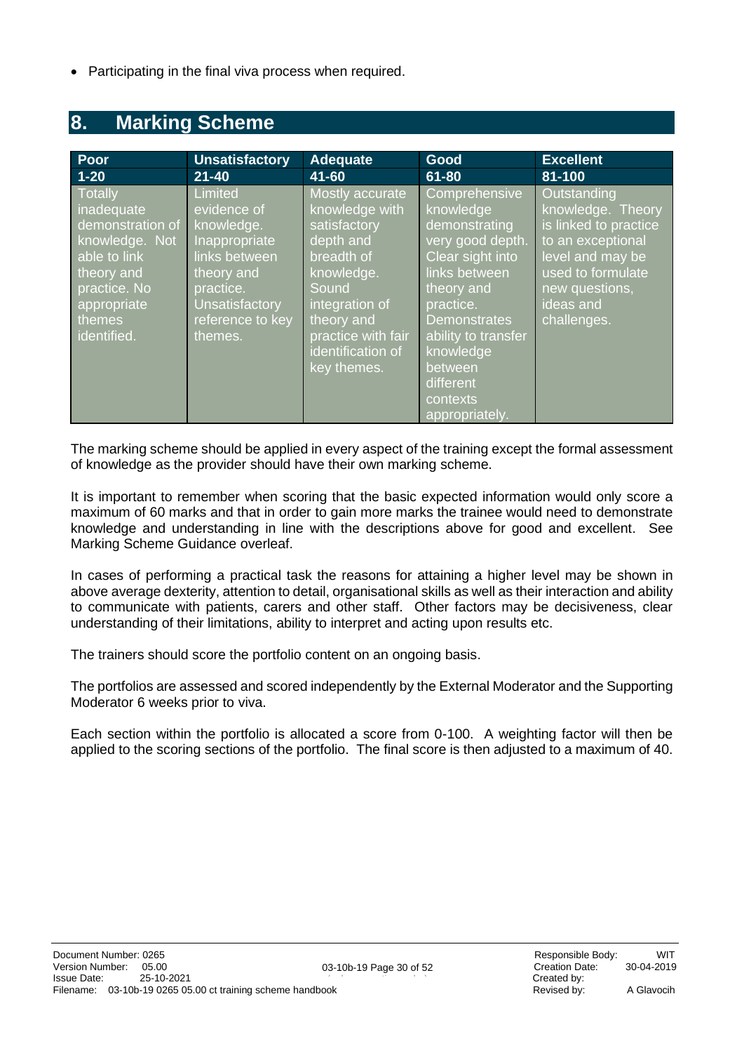- Participating in the final viva process when required.

## 8. Marking Scheme

| Poor | Unsatisfactory | Adequate | Good | Excellent |
|---|---|---|---|---|
| 1-20 | 21-40 | 41-60 | 61-80 | 81-100 |
| Totally inadequate demonstration of knowledge. Not able to link theory and practice. No appropriate themes identified. | Limited evidence of knowledge. Inappropriate links between theory and practice. Unsatisfactory reference to key themes. | Mostly accurate knowledge with satisfactory depth and breadth of knowledge. Sound integration of theory and practice with fair identification of key themes. | Comprehensive knowledge demonstrating very good depth. Clear sight into links between theory and practice. Demonstrates ability to transfer knowledge between different contexts appropriately. | Outstanding knowledge. Theory is linked to practice to an exceptional level and may be used to formulate new questions, ideas and challenges. |

The marking scheme should be applied in every aspect of the training except the formal assessment of knowledge as the provider should have their own marking scheme.

It is important to remember when scoring that the basic expected information would only score a maximum of 60 marks and that in order to gain more marks the trainee would need to demonstrate knowledge and understanding in line with the descriptions above for good and excellent. See Marking Scheme Guidance overleaf.

In cases of performing a practical task the reasons for attaining a higher level may be shown in above average dexterity, attention to detail, organisational skills as well as their interaction and ability to communicate with patients, carers and other staff. Other factors may be decisiveness, clear understanding of their limitations, ability to interpret and acting upon results etc.

The trainers should score the portfolio content on an ongoing basis.

The portfolios are assessed and scored independently by the External Moderator and the Supporting Moderator 6 weeks prior to viva.

Each section within the portfolio is allocated a score from 0-100. A weighting factor will then be applied to the scoring sections of the portfolio. The final score is then adjusted to a maximum of 40.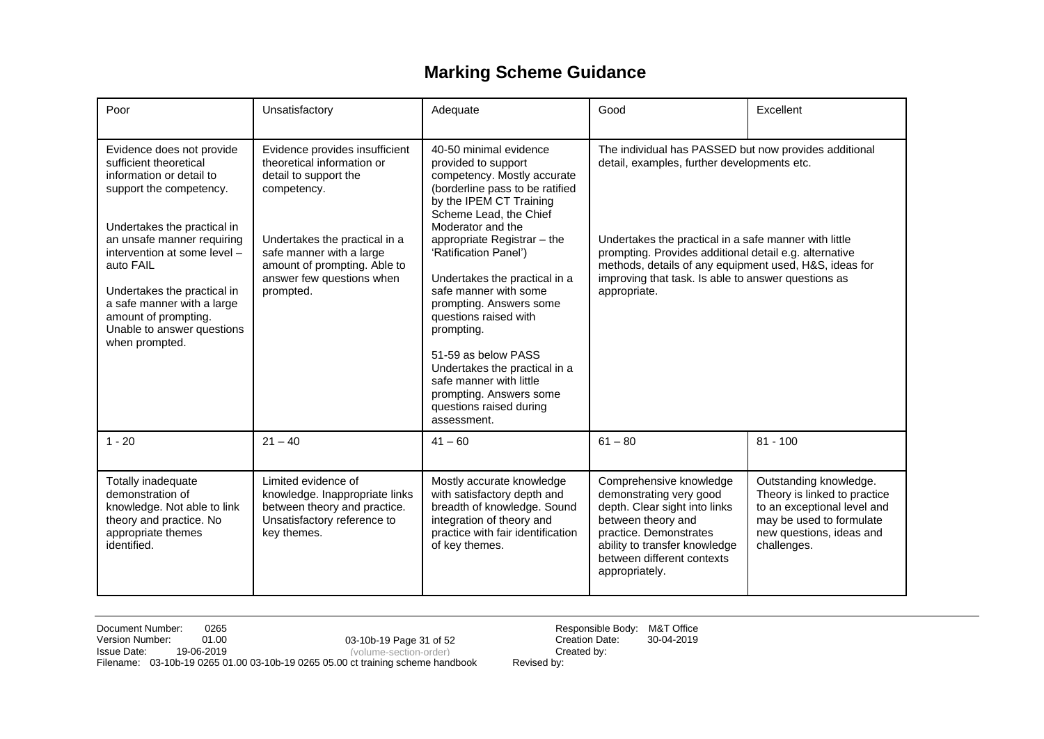# Marking Scheme Guidance

| Poor | Unsatisfactory | Adequate | Good | Excellent |
|---|---|---|---|---|
| Evidence does not provide sufficient theoretical information or detail to support the competency.<br><br>Undertakes the practical in an unsafe manner requiring intervention at some level – auto FAIL<br><br>Undertakes the practical in a safe manner with a large amount of prompting. Unable to answer questions when prompted. | Evidence provides insufficient theoretical information or detail to support the competency.<br><br>Undertakes the practical in a safe manner with a large amount of prompting. Able to answer few questions when prompted. | 40-50 minimal evidence provided to support competency. Mostly accurate (borderline pass to be ratified by the IPEM CT Training Scheme Lead, the Chief Moderator and the appropriate Registrar – the 'Ratification Panel')<br><br>Undertakes the practical in a safe manner with some prompting. Answers some questions raised with prompting.<br><br>51-59 as below PASS<br>Undertakes the practical in a safe manner with little prompting. Answers some questions raised during assessment. | The individual has PASSED but now provides additional detail, examples, further developments etc.<br><br>Undertakes the practical in a safe manner with little prompting. Provides additional detail e.g. alternative methods, details of any equipment used, H&S, ideas for improving that task. Is able to answer questions as appropriate. | |
| 1 - 20 | 21 – 40 | 41 – 60 | 61 – 80 | 81 - 100 |
| Totally inadequate demonstration of knowledge. Not able to link theory and practice. No appropriate themes identified. | Limited evidence of knowledge. Inappropriate links between theory and practice. Unsatisfactory reference to key themes. | Mostly accurate knowledge with satisfactory depth and breadth of knowledge. Sound integration of theory and practice with fair identification of key themes. | Comprehensive knowledge demonstrating very good depth. Clear sight into links between theory and practice. Demonstrates ability to transfer knowledge between different contexts appropriately. | Outstanding knowledge. Theory is linked to practice to an exceptional level and may be used to formulate new questions, ideas and challenges. |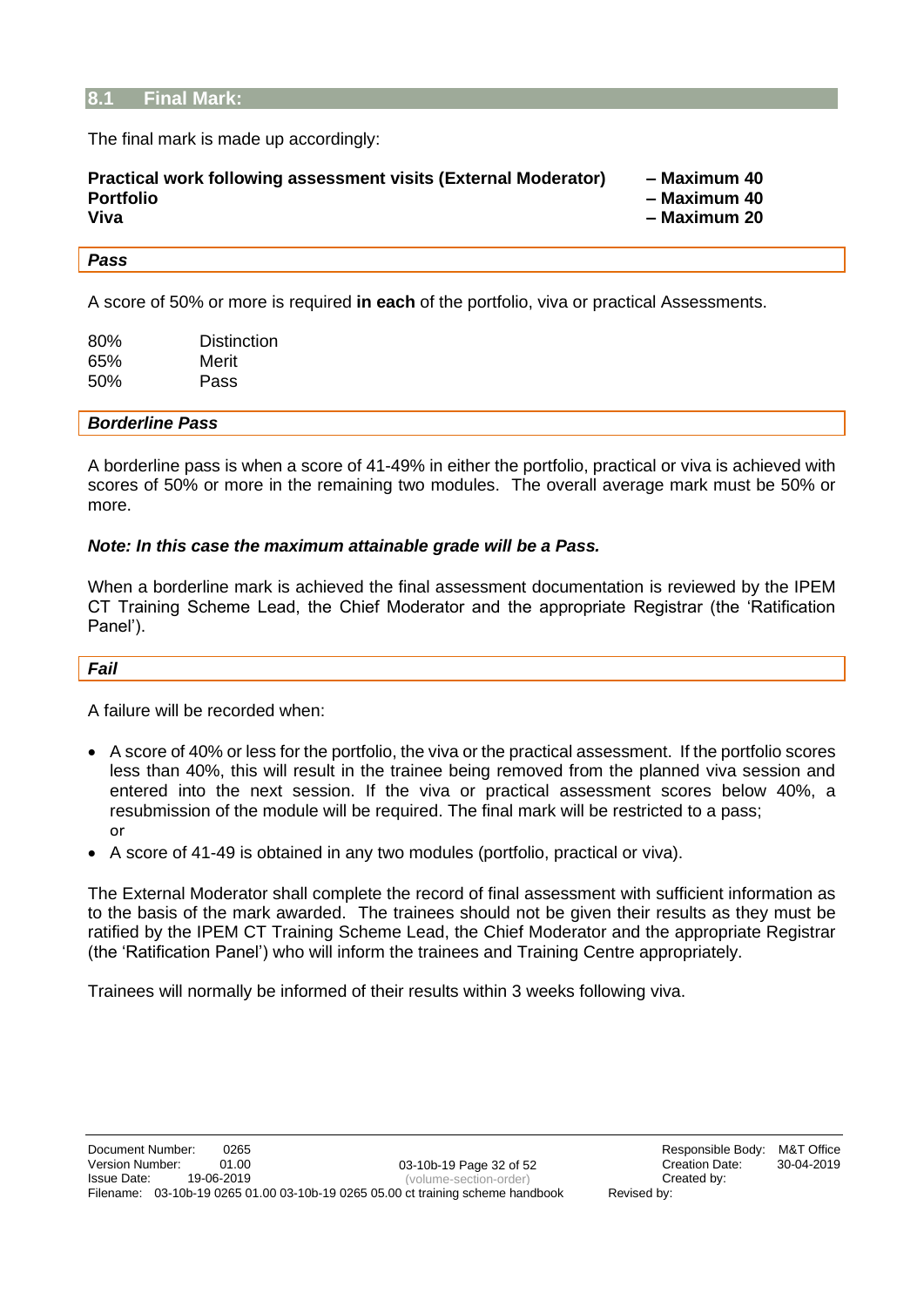## 8.1 Final Mark:

The final mark is made up accordingly:

**Practical work following assessment visits (External Moderator)** **– Maximum 40**
**Portfolio** **– Maximum 40**
**Viva** **– Maximum 20**

### *Pass*

A score of 50% or more is required **in each** of the portfolio, viva or practical Assessments.

| | |
|---|---|
| 80% | Distinction |
| 65% | Merit |
| 50% | Pass |

### *Borderline Pass*

A borderline pass is when a score of 41-49% in either the portfolio, practical or viva is achieved with scores of 50% or more in the remaining two modules. The overall average mark must be 50% or more.

***Note: In this case the maximum attainable grade will be a Pass.***

When a borderline mark is achieved the final assessment documentation is reviewed by the IPEM CT Training Scheme Lead, the Chief Moderator and the appropriate Registrar (the 'Ratification Panel').

### *Fail*

A failure will be recorded when:

- A score of 40% or less for the portfolio, the viva or the practical assessment. If the portfolio scores less than 40%, this will result in the trainee being removed from the planned viva session and entered into the next session. If the viva or practical assessment scores below 40%, a resubmission of the module will be required. The final mark will be restricted to a pass;
  or
- A score of 41-49 is obtained in any two modules (portfolio, practical or viva).

The External Moderator shall complete the record of final assessment with sufficient information as to the basis of the mark awarded. The trainees should not be given their results as they must be ratified by the IPEM CT Training Scheme Lead, the Chief Moderator and the appropriate Registrar (the 'Ratification Panel') who will inform the trainees and Training Centre appropriately.

Trainees will normally be informed of their results within 3 weeks following viva.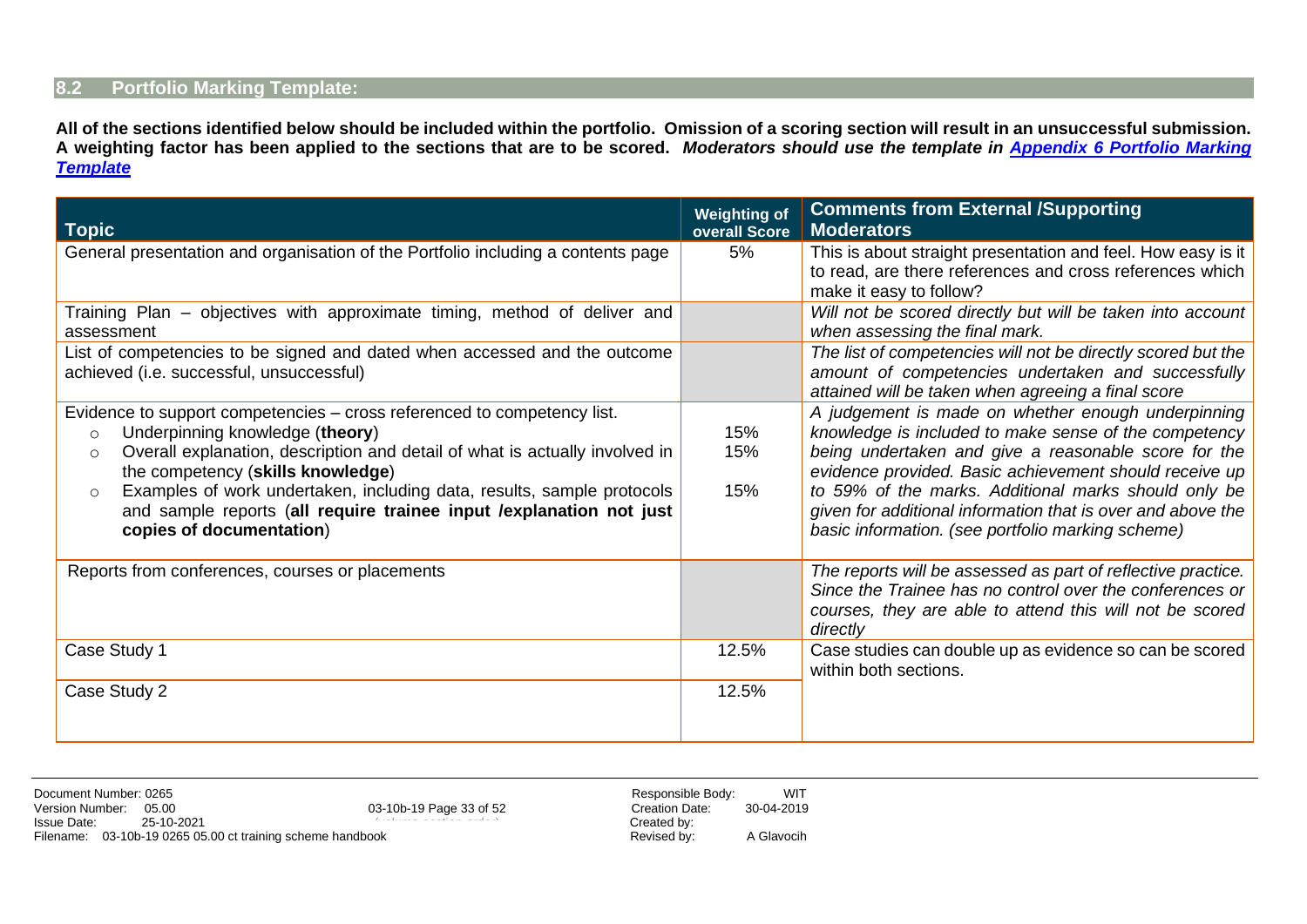## 8.2 Portfolio Marking Template:

**All of the sections identified below should be included within the portfolio. Omission of a scoring section will result in an unsuccessful submission. A weighting factor has been applied to the sections that are to be scored.** ***Moderators should use the template in [Appendix 6 Portfolio Marking Template](#)***

| Topic | Weighting of overall Score | Comments from External /Supporting Moderators |
|---|---|---|
| General presentation and organisation of the Portfolio including a contents page | 5% | This is about straight presentation and feel. How easy is it to read, are there references and cross references which make it easy to follow? |
| Training Plan – objectives with approximate timing, method of deliver and assessment | | *Will not be scored directly but will be taken into account when assessing the final mark.* |
| List of competencies to be signed and dated when accessed and the outcome achieved (i.e. successful, unsuccessful) | | *The list of competencies will not be directly scored but the amount of competencies undertaken and successfully attained will be taken when agreeing a final score* |
| Evidence to support competencies – cross referenced to competency list.<br>○ Underpinning knowledge (**theory**)<br>○ Overall explanation, description and detail of what is actually involved in the competency (**skills knowledge**)<br>○ Examples of work undertaken, including data, results, sample protocols and sample reports (**all require trainee input /explanation not just copies of documentation**) | <br>15%<br>15%<br><br>15% | *A judgement is made on whether enough underpinning knowledge is included to make sense of the competency being undertaken and give a reasonable score for the evidence provided. Basic achievement should receive up to 59% of the marks. Additional marks should only be given for additional information that is over and above the basic information. (see portfolio marking scheme)* |
| Reports from conferences, courses or placements | | *The reports will be assessed as part of reflective practice. Since the Trainee has no control over the conferences or courses, they are able to attend this will not be scored directly* |
| Case Study 1 | 12.5% | Case studies can double up as evidence so can be scored within both sections. |
| Case Study 2 | 12.5% | |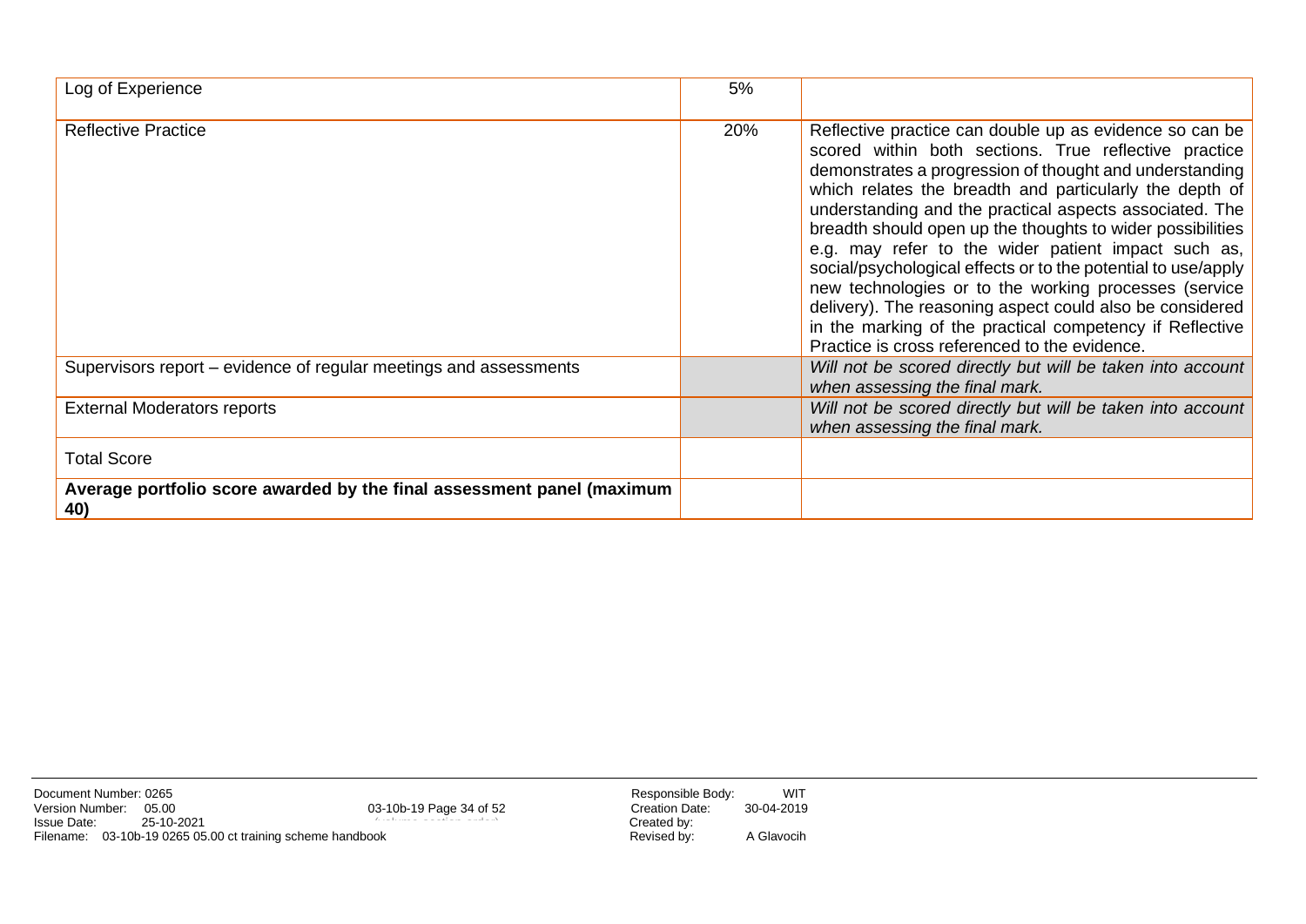| | | |
|---|---|---|
| Log of Experience | 5% | |
| Reflective Practice | 20% | Reflective practice can double up as evidence so can be scored within both sections. True reflective practice demonstrates a progression of thought and understanding which relates the breadth and particularly the depth of understanding and the practical aspects associated. The breadth should open up the thoughts to wider possibilities e.g. may refer to the wider patient impact such as, social/psychological effects or to the potential to use/apply new technologies or to the working processes (service delivery). The reasoning aspect could also be considered in the marking of the practical competency if Reflective Practice is cross referenced to the evidence. |
| Supervisors report – evidence of regular meetings and assessments | | *Will not be scored directly but will be taken into account when assessing the final mark.* |
| External Moderators reports | | *Will not be scored directly but will be taken into account when assessing the final mark.* |
| Total Score | | |
| **Average portfolio score awarded by the final assessment panel (maximum 40)** | | |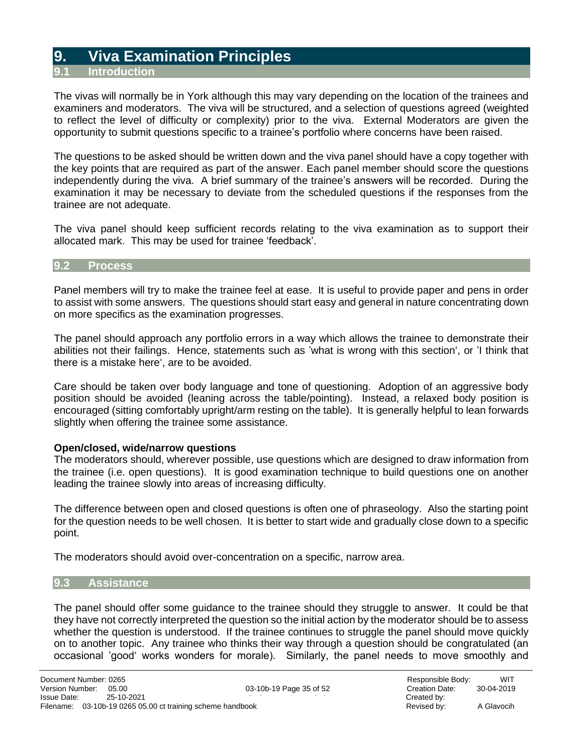# 9. Viva Examination Principles

## 9.1 Introduction

The vivas will normally be in York although this may vary depending on the location of the trainees and examiners and moderators. The viva will be structured, and a selection of questions agreed (weighted to reflect the level of difficulty or complexity) prior to the viva. External Moderators are given the opportunity to submit questions specific to a trainee's portfolio where concerns have been raised.

The questions to be asked should be written down and the viva panel should have a copy together with the key points that are required as part of the answer. Each panel member should score the questions independently during the viva. A brief summary of the trainee's answers will be recorded. During the examination it may be necessary to deviate from the scheduled questions if the responses from the trainee are not adequate.

The viva panel should keep sufficient records relating to the viva examination as to support their allocated mark. This may be used for trainee 'feedback'.

## 9.2 Process

Panel members will try to make the trainee feel at ease. It is useful to provide paper and pens in order to assist with some answers. The questions should start easy and general in nature concentrating down on more specifics as the examination progresses.

The panel should approach any portfolio errors in a way which allows the trainee to demonstrate their abilities not their failings. Hence, statements such as 'what is wrong with this section', or 'I think that there is a mistake here', are to be avoided.

Care should be taken over body language and tone of questioning. Adoption of an aggressive body position should be avoided (leaning across the table/pointing). Instead, a relaxed body position is encouraged (sitting comfortably upright/arm resting on the table). It is generally helpful to lean forwards slightly when offering the trainee some assistance.

**Open/closed, wide/narrow questions**

The moderators should, wherever possible, use questions which are designed to draw information from the trainee (i.e. open questions). It is good examination technique to build questions one on another leading the trainee slowly into areas of increasing difficulty.

The difference between open and closed questions is often one of phraseology. Also the starting point for the question needs to be well chosen. It is better to start wide and gradually close down to a specific point.

The moderators should avoid over-concentration on a specific, narrow area.

## 9.3 Assistance

The panel should offer some guidance to the trainee should they struggle to answer. It could be that they have not correctly interpreted the question so the initial action by the moderator should be to assess whether the question is understood. If the trainee continues to struggle the panel should move quickly on to another topic. Any trainee who thinks their way through a question should be congratulated (an occasional 'good' works wonders for morale). Similarly, the panel needs to move smoothly and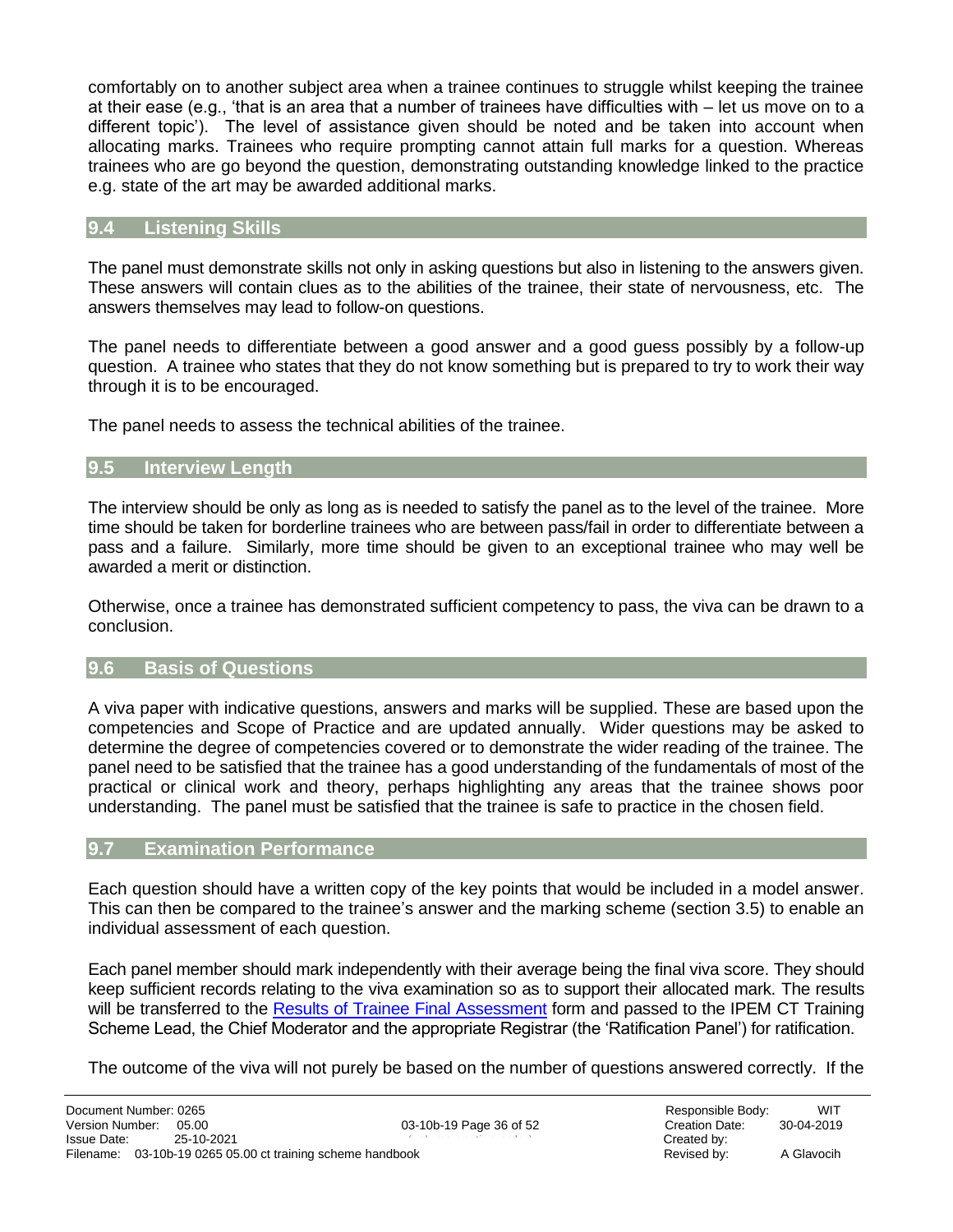comfortably on to another subject area when a trainee continues to struggle whilst keeping the trainee at their ease (e.g., 'that is an area that a number of trainees have difficulties with – let us move on to a different topic'). The level of assistance given should be noted and be taken into account when allocating marks. Trainees who require prompting cannot attain full marks for a question. Whereas trainees who are go beyond the question, demonstrating outstanding knowledge linked to the practice e.g. state of the art may be awarded additional marks.

## 9.4 Listening Skills

The panel must demonstrate skills not only in asking questions but also in listening to the answers given. These answers will contain clues as to the abilities of the trainee, their state of nervousness, etc. The answers themselves may lead to follow-on questions.

The panel needs to differentiate between a good answer and a good guess possibly by a follow-up question. A trainee who states that they do not know something but is prepared to try to work their way through it is to be encouraged.

The panel needs to assess the technical abilities of the trainee.

## 9.5 Interview Length

The interview should be only as long as is needed to satisfy the panel as to the level of the trainee. More time should be taken for borderline trainees who are between pass/fail in order to differentiate between a pass and a failure. Similarly, more time should be given to an exceptional trainee who may well be awarded a merit or distinction.

Otherwise, once a trainee has demonstrated sufficient competency to pass, the viva can be drawn to a conclusion.

## 9.6 Basis of Questions

A viva paper with indicative questions, answers and marks will be supplied. These are based upon the competencies and Scope of Practice and are updated annually. Wider questions may be asked to determine the degree of competencies covered or to demonstrate the wider reading of the trainee. The panel need to be satisfied that the trainee has a good understanding of the fundamentals of most of the practical or clinical work and theory, perhaps highlighting any areas that the trainee shows poor understanding. The panel must be satisfied that the trainee is safe to practice in the chosen field.

## 9.7 Examination Performance

Each question should have a written copy of the key points that would be included in a model answer. This can then be compared to the trainee's answer and the marking scheme (section 3.5) to enable an individual assessment of each question.

Each panel member should mark independently with their average being the final viva score. They should keep sufficient records relating to the viva examination so as to support their allocated mark. The results will be transferred to the Results of Trainee Final Assessment form and passed to the IPEM CT Training Scheme Lead, the Chief Moderator and the appropriate Registrar (the 'Ratification Panel') for ratification.

The outcome of the viva will not purely be based on the number of questions answered correctly. If the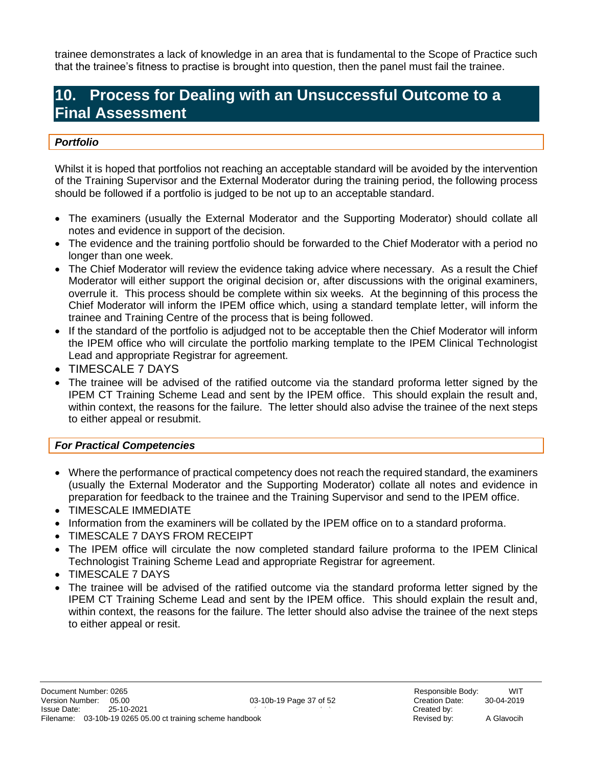trainee demonstrates a lack of knowledge in an area that is fundamental to the Scope of Practice such that the trainee's fitness to practise is brought into question, then the panel must fail the trainee.

# 10. Process for Dealing with an Unsuccessful Outcome to a Final Assessment

### *Portfolio*

Whilst it is hoped that portfolios not reaching an acceptable standard will be avoided by the intervention of the Training Supervisor and the External Moderator during the training period, the following process should be followed if a portfolio is judged to be not up to an acceptable standard.

- The examiners (usually the External Moderator and the Supporting Moderator) should collate all notes and evidence in support of the decision.
- The evidence and the training portfolio should be forwarded to the Chief Moderator with a period no longer than one week.
- The Chief Moderator will review the evidence taking advice where necessary. As a result the Chief Moderator will either support the original decision or, after discussions with the original examiners, overrule it. This process should be complete within six weeks. At the beginning of this process the Chief Moderator will inform the IPEM office which, using a standard template letter, will inform the trainee and Training Centre of the process that is being followed.
- If the standard of the portfolio is adjudged not to be acceptable then the Chief Moderator will inform the IPEM office who will circulate the portfolio marking template to the IPEM Clinical Technologist Lead and appropriate Registrar for agreement.
- TIMESCALE 7 DAYS
- The trainee will be advised of the ratified outcome via the standard proforma letter signed by the IPEM CT Training Scheme Lead and sent by the IPEM office. This should explain the result and, within context, the reasons for the failure. The letter should also advise the trainee of the next steps to either appeal or resubmit.

### *For Practical Competencies*

- Where the performance of practical competency does not reach the required standard, the examiners (usually the External Moderator and the Supporting Moderator) collate all notes and evidence in preparation for feedback to the trainee and the Training Supervisor and send to the IPEM office.
- TIMESCALE IMMEDIATE
- Information from the examiners will be collated by the IPEM office on to a standard proforma.
- TIMESCALE 7 DAYS FROM RECEIPT
- The IPEM office will circulate the now completed standard failure proforma to the IPEM Clinical Technologist Training Scheme Lead and appropriate Registrar for agreement.
- TIMESCALE 7 DAYS
- The trainee will be advised of the ratified outcome via the standard proforma letter signed by the IPEM CT Training Scheme Lead and sent by the IPEM office. This should explain the result and, within context, the reasons for the failure. The letter should also advise the trainee of the next steps to either appeal or resit.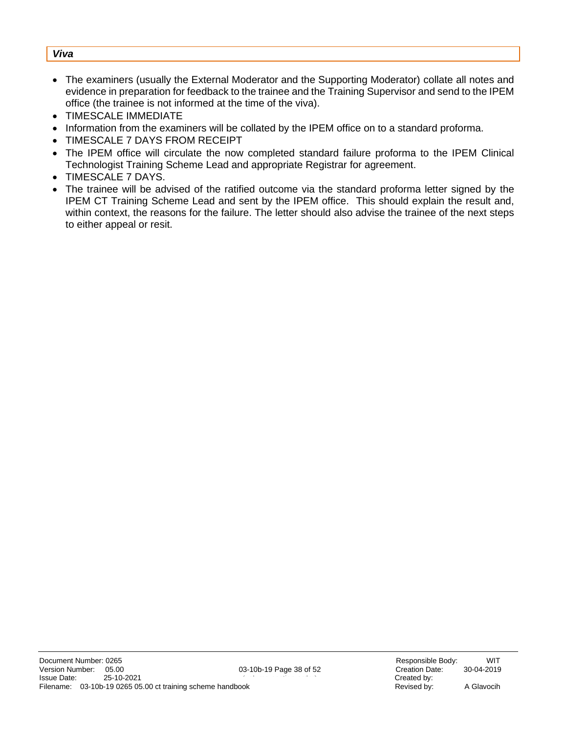***Viva***

- The examiners (usually the External Moderator and the Supporting Moderator) collate all notes and evidence in preparation for feedback to the trainee and the Training Supervisor and send to the IPEM office (the trainee is not informed at the time of the viva).
- TIMESCALE IMMEDIATE
- Information from the examiners will be collated by the IPEM office on to a standard proforma.
- TIMESCALE 7 DAYS FROM RECEIPT
- The IPEM office will circulate the now completed standard failure proforma to the IPEM Clinical Technologist Training Scheme Lead and appropriate Registrar for agreement.
- TIMESCALE 7 DAYS.
- The trainee will be advised of the ratified outcome via the standard proforma letter signed by the IPEM CT Training Scheme Lead and sent by the IPEM office. This should explain the result and, within context, the reasons for the failure. The letter should also advise the trainee of the next steps to either appeal or resit.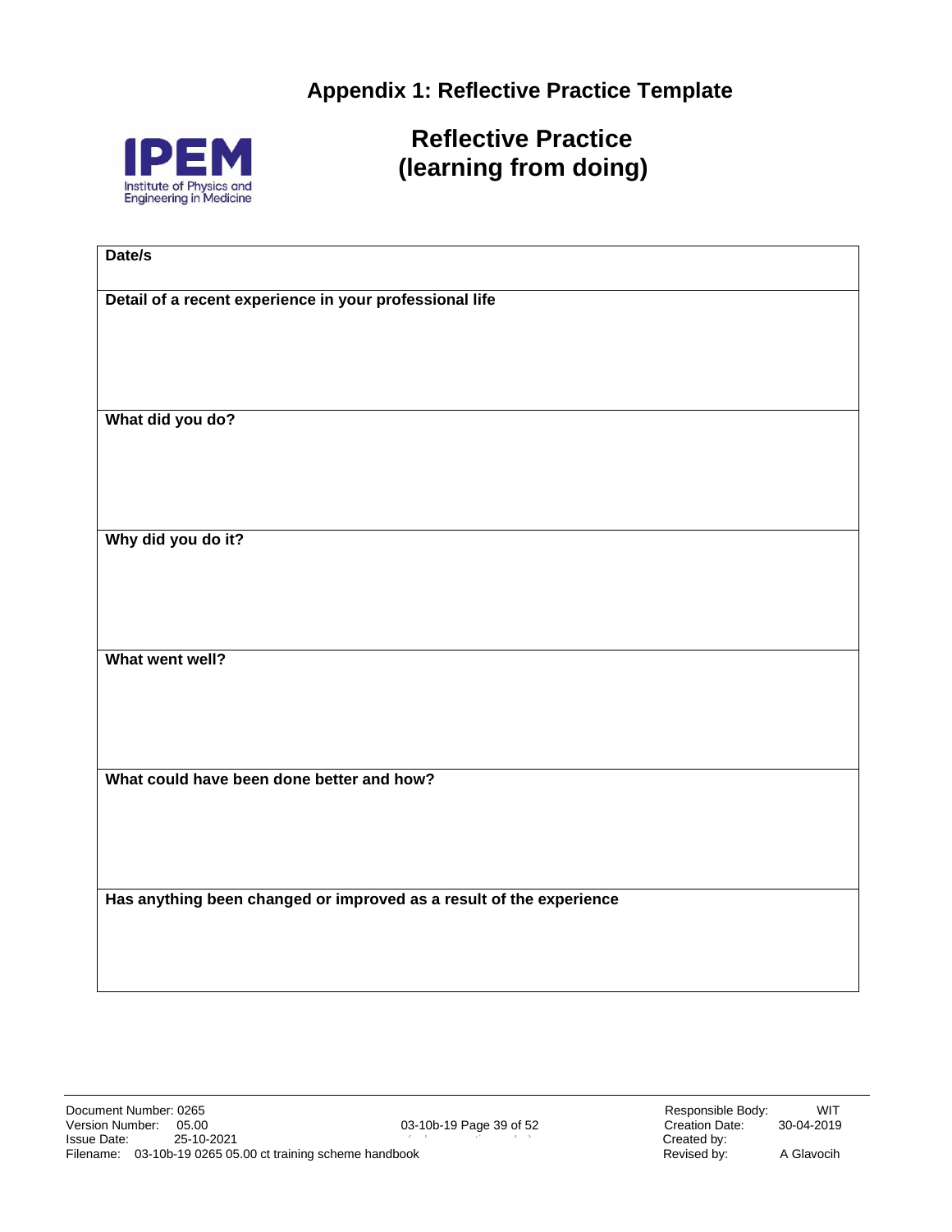# Appendix 1: Reflective Practice Template

IPEM
Institute of Physics and Engineering in Medicine

## Reflective Practice (learning from doing)

| **Date/s** |
|---|
| **Detail of a recent experience in your professional life** |
| **What did you do?** |
| **Why did you do it?** |
| **What went well?** |
| **What could have been done better and how?** |
| **Has anything been changed or improved as a result of the experience** |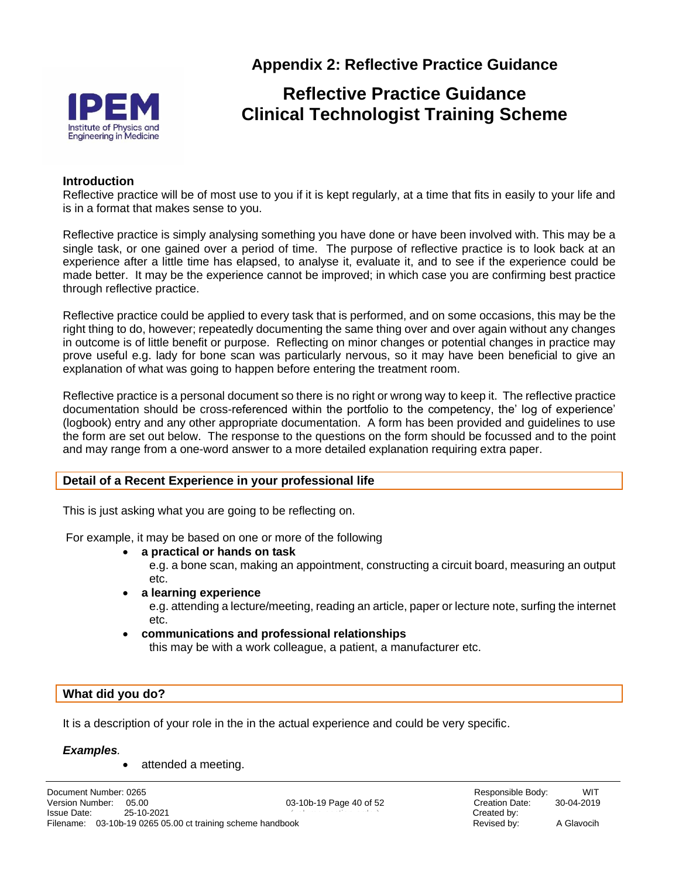# Appendix 2: Reflective Practice Guidance

## Reflective Practice Guidance
## Clinical Technologist Training Scheme

### Introduction

Reflective practice will be of most use to you if it is kept regularly, at a time that fits in easily to your life and is in a format that makes sense to you.

Reflective practice is simply analysing something you have done or have been involved with. This may be a single task, or one gained over a period of time. The purpose of reflective practice is to look back at an experience after a little time has elapsed, to analyse it, evaluate it, and to see if the experience could be made better. It may be the experience cannot be improved; in which case you are confirming best practice through reflective practice.

Reflective practice could be applied to every task that is performed, and on some occasions, this may be the right thing to do, however; repeatedly documenting the same thing over and over again without any changes in outcome is of little benefit or purpose. Reflecting on minor changes or potential changes in practice may prove useful e.g. lady for bone scan was particularly nervous, so it may have been beneficial to give an explanation of what was going to happen before entering the treatment room.

Reflective practice is a personal document so there is no right or wrong way to keep it. The reflective practice documentation should be cross-referenced within the portfolio to the competency, the' log of experience' (logbook) entry and any other appropriate documentation. A form has been provided and guidelines to use the form are set out below. The response to the questions on the form should be focussed and to the point and may range from a one-word answer to a more detailed explanation requiring extra paper.

### Detail of a Recent Experience in your professional life

This is just asking what you are going to be reflecting on.

For example, it may be based on one or more of the following

- **a practical or hands on task**
  e.g. a bone scan, making an appointment, constructing a circuit board, measuring an output etc.
- **a learning experience**
  e.g. attending a lecture/meeting, reading an article, paper or lecture note, surfing the internet etc.
- **communications and professional relationships**
  this may be with a work colleague, a patient, a manufacturer etc.

### What did you do?

It is a description of your role in the in the actual experience and could be very specific.

***Examples.***

- attended a meeting.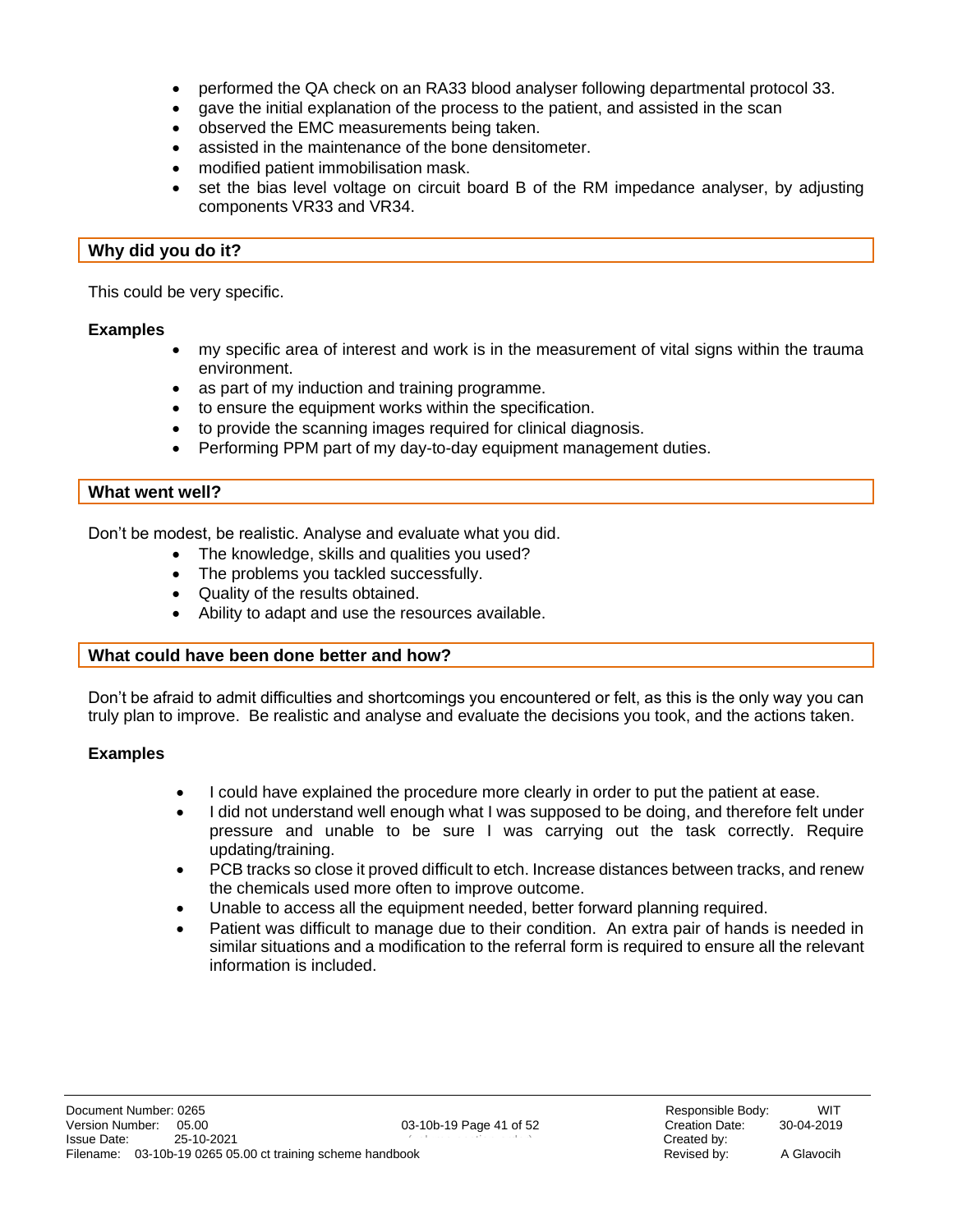- performed the QA check on an RA33 blood analyser following departmental protocol 33.
- gave the initial explanation of the process to the patient, and assisted in the scan
- observed the EMC measurements being taken.
- assisted in the maintenance of the bone densitometer.
- modified patient immobilisation mask.
- set the bias level voltage on circuit board B of the RM impedance analyser, by adjusting components VR33 and VR34.

### Why did you do it?

This could be very specific.

**Examples**

- my specific area of interest and work is in the measurement of vital signs within the trauma environment.
- as part of my induction and training programme.
- to ensure the equipment works within the specification.
- to provide the scanning images required for clinical diagnosis.
- Performing PPM part of my day-to-day equipment management duties.

### What went well?

Don't be modest, be realistic. Analyse and evaluate what you did.

- The knowledge, skills and qualities you used?
- The problems you tackled successfully.
- Quality of the results obtained.
- Ability to adapt and use the resources available.

### What could have been done better and how?

Don't be afraid to admit difficulties and shortcomings you encountered or felt, as this is the only way you can truly plan to improve. Be realistic and analyse and evaluate the decisions you took, and the actions taken.

**Examples**

- I could have explained the procedure more clearly in order to put the patient at ease.
- I did not understand well enough what I was supposed to be doing, and therefore felt under pressure and unable to be sure I was carrying out the task correctly. Require updating/training.
- PCB tracks so close it proved difficult to etch. Increase distances between tracks, and renew the chemicals used more often to improve outcome.
- Unable to access all the equipment needed, better forward planning required.
- Patient was difficult to manage due to their condition. An extra pair of hands is needed in similar situations and a modification to the referral form is required to ensure all the relevant information is included.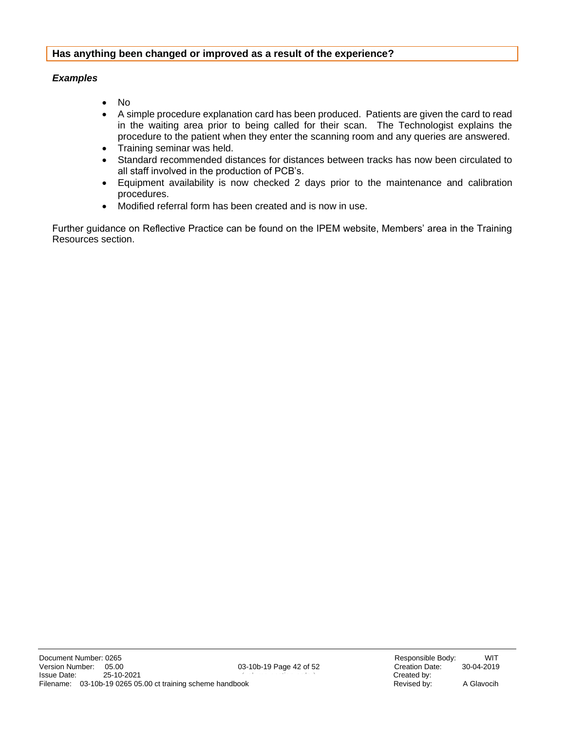## Has anything been changed or improved as a result of the experience?

***Examples***

- No
- A simple procedure explanation card has been produced. Patients are given the card to read in the waiting area prior to being called for their scan. The Technologist explains the procedure to the patient when they enter the scanning room and any queries are answered.
- Training seminar was held.
- Standard recommended distances for distances between tracks has now been circulated to all staff involved in the production of PCB's.
- Equipment availability is now checked 2 days prior to the maintenance and calibration procedures.
- Modified referral form has been created and is now in use.

Further guidance on Reflective Practice can be found on the IPEM website, Members' area in the Training Resources section.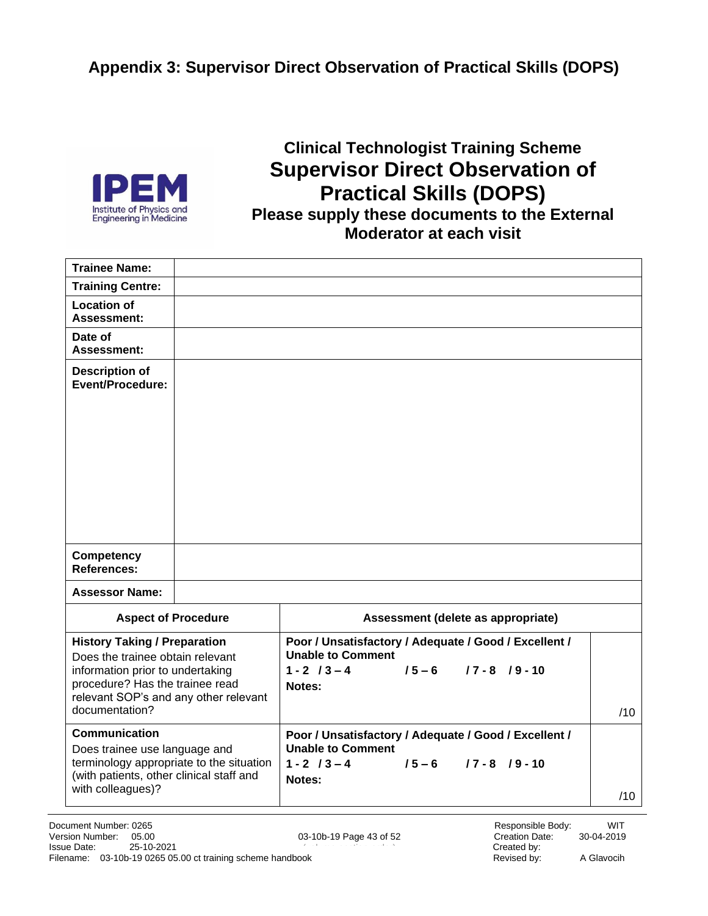# Appendix 3: Supervisor Direct Observation of Practical Skills (DOPS)

## Clinical Technologist Training Scheme

## Supervisor Direct Observation of Practical Skills (DOPS)

### Please supply these documents to the External Moderator at each visit

| | |
|---|---|
| **Trainee Name:** | |
| **Training Centre:** | |
| **Location of Assessment:** | |
| **Date of Assessment:** | |
| **Description of Event/Procedure:** | |
| **Competency References:** | |
| **Assessor Name:** | |

| Aspect of Procedure | Assessment (delete as appropriate) | |
|---|---|---|
| **History Taking / Preparation**<br>Does the trainee obtain relevant information prior to undertaking procedure? Has the trainee read relevant SOP's and any other relevant documentation? | **Poor / Unsatisfactory / Adequate / Good / Excellent / Unable to Comment**<br>**1 - 2 / 3 – 4 / 5 – 6 / 7 - 8 / 9 - 10**<br>**Notes:** | /10 |
| **Communication**<br>Does trainee use language and terminology appropriate to the situation (with patients, other clinical staff and with colleagues)? | **Poor / Unsatisfactory / Adequate / Good / Excellent / Unable to Comment**<br>**1 - 2 / 3 – 4 / 5 – 6 / 7 - 8 / 9 - 10**<br>**Notes:** | /10 |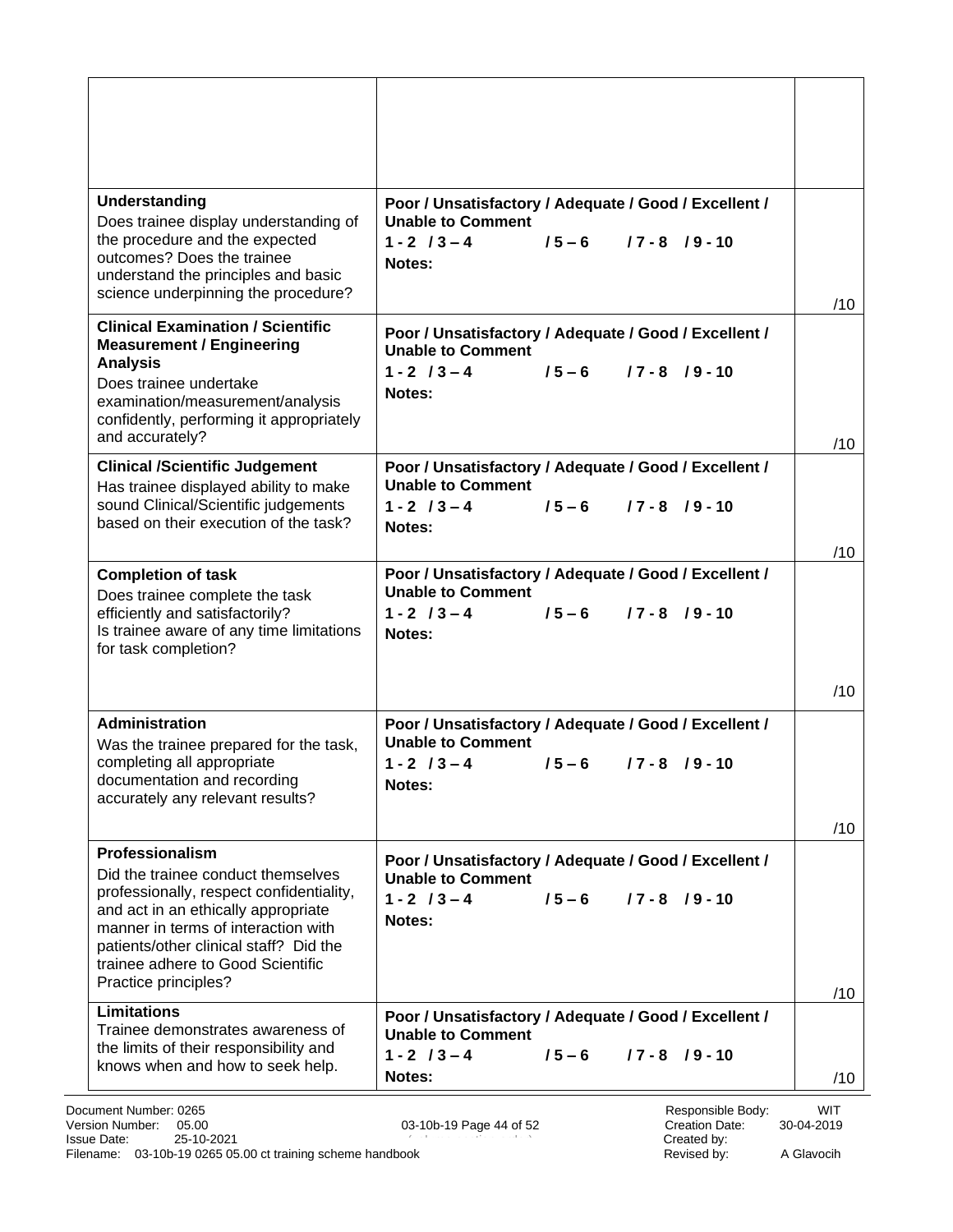| | | |
|---|---|---|
| | | |
| **Understanding**<br>Does trainee display understanding of the procedure and the expected outcomes? Does the trainee understand the principles and basic science underpinning the procedure? | **Poor / Unsatisfactory / Adequate / Good / Excellent / Unable to Comment**<br>**1 - 2 / 3 – 4 / 5 – 6 / 7 - 8 / 9 - 10**<br>**Notes:** | /10 |
| **Clinical Examination / Scientific Measurement / Engineering Analysis**<br>Does trainee undertake examination/measurement/analysis confidently, performing it appropriately and accurately? | **Poor / Unsatisfactory / Adequate / Good / Excellent / Unable to Comment**<br>**1 - 2 / 3 – 4 / 5 – 6 / 7 - 8 / 9 - 10**<br>**Notes:** | /10 |
| **Clinical /Scientific Judgement**<br>Has trainee displayed ability to make sound Clinical/Scientific judgements based on their execution of the task? | **Poor / Unsatisfactory / Adequate / Good / Excellent / Unable to Comment**<br>**1 - 2 / 3 – 4 / 5 – 6 / 7 - 8 / 9 - 10**<br>**Notes:** | /10 |
| **Completion of task**<br>Does trainee complete the task efficiently and satisfactorily?<br>Is trainee aware of any time limitations for task completion? | **Poor / Unsatisfactory / Adequate / Good / Excellent / Unable to Comment**<br>**1 - 2 / 3 – 4 / 5 – 6 / 7 - 8 / 9 - 10**<br>**Notes:** | /10 |
| **Administration**<br>Was the trainee prepared for the task, completing all appropriate documentation and recording accurately any relevant results? | **Poor / Unsatisfactory / Adequate / Good / Excellent / Unable to Comment**<br>**1 - 2 / 3 – 4 / 5 – 6 / 7 - 8 / 9 - 10**<br>**Notes:** | /10 |
| **Professionalism**<br>Did the trainee conduct themselves professionally, respect confidentiality, and act in an ethically appropriate manner in terms of interaction with patients/other clinical staff? Did the trainee adhere to Good Scientific Practice principles? | **Poor / Unsatisfactory / Adequate / Good / Excellent / Unable to Comment**<br>**1 - 2 / 3 – 4 / 5 – 6 / 7 - 8 / 9 - 10**<br>**Notes:** | /10 |
| **Limitations**<br>Trainee demonstrates awareness of the limits of their responsibility and knows when and how to seek help. | **Poor / Unsatisfactory / Adequate / Good / Excellent / Unable to Comment**<br>**1 - 2 / 3 – 4 / 5 – 6 / 7 - 8 / 9 - 10**<br>**Notes:** | /10 |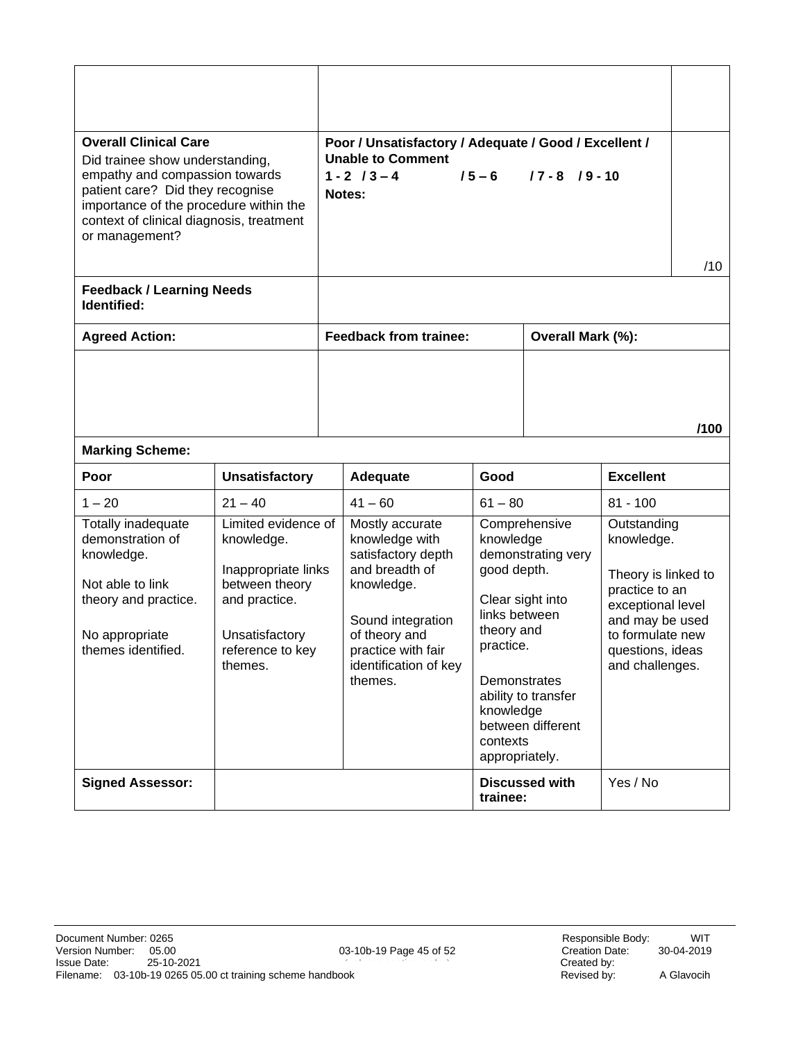| | | |
|---|---|---|
| | | |
| **Overall Clinical Care**<br>Did trainee show understanding, empathy and compassion towards patient care? Did they recognise importance of the procedure within the context of clinical diagnosis, treatment or management? | **Poor / Unsatisfactory / Adequate / Good / Excellent / Unable to Comment**<br>**1 - 2 / 3 – 4 / 5 – 6 / 7 - 8 / 9 - 10**<br>**Notes:** | /10 |
| **Feedback / Learning Needs Identified:** | | |

| **Agreed Action:** | **Feedback from trainee:** | **Overall Mark (%):** |
|---|---|---|
| | | **/100** |

**Marking Scheme:**

| Poor | Unsatisfactory | Adequate | Good | Excellent |
|---|---|---|---|---|
| 1 – 20 | 21 – 40 | 41 – 60 | 61 – 80 | 81 - 100 |
| Totally inadequate demonstration of knowledge.<br><br>Not able to link theory and practice.<br><br>No appropriate themes identified. | Limited evidence of knowledge.<br><br>Inappropriate links between theory and practice.<br><br>Unsatisfactory reference to key themes. | Mostly accurate knowledge with satisfactory depth and breadth of knowledge.<br><br>Sound integration of theory and practice with fair identification of key themes. | Comprehensive knowledge demonstrating very good depth.<br><br>Clear sight into links between theory and practice.<br><br>Demonstrates ability to transfer knowledge between different contexts appropriately. | Outstanding knowledge.<br><br>Theory is linked to practice to an exceptional level and may be used to formulate new questions, ideas and challenges. |
| **Signed Assessor:** | | | **Discussed with trainee:** | Yes / No |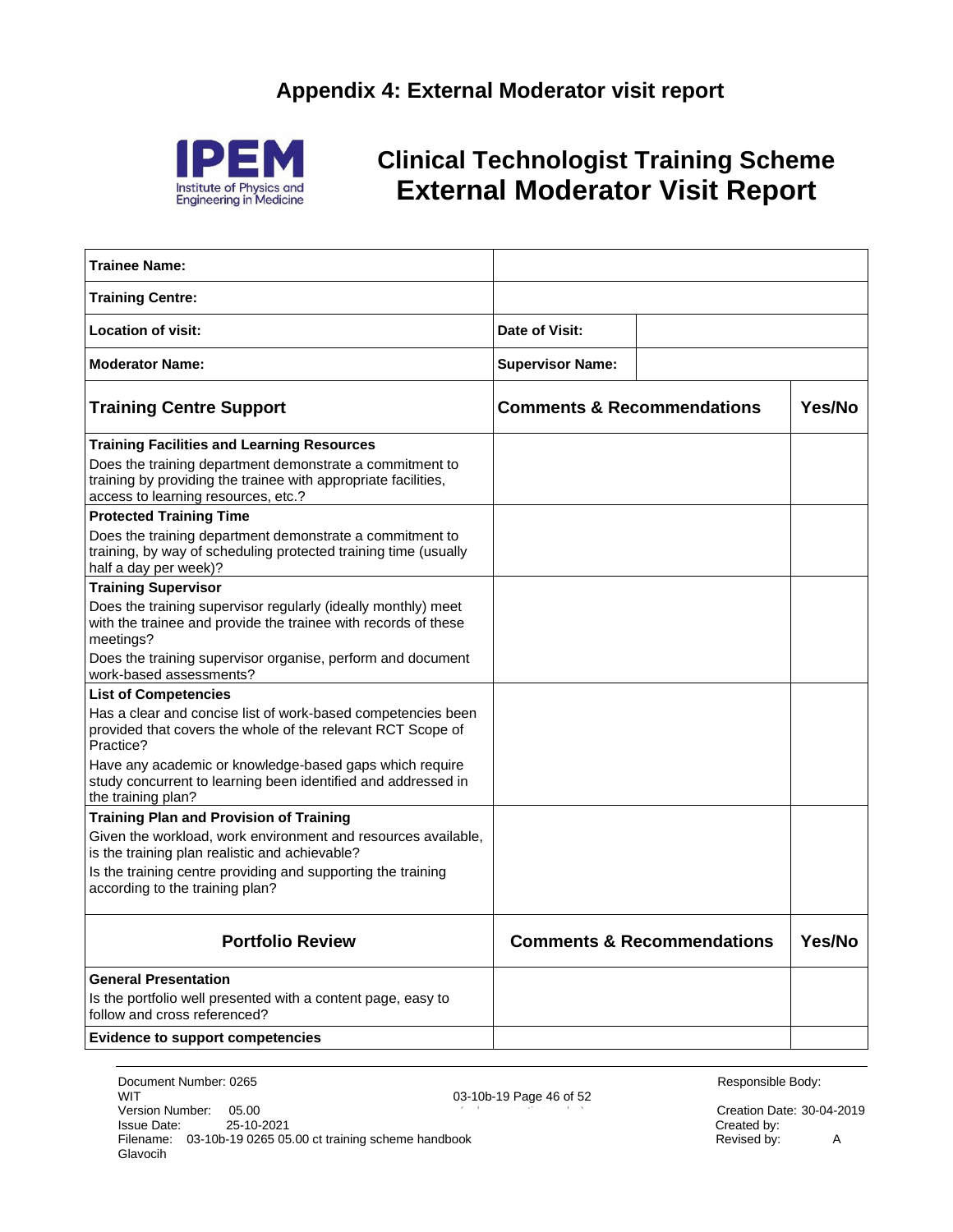## Appendix 4: External Moderator visit report

# Clinical Technologist Training Scheme External Moderator Visit Report

| **Trainee Name:** | | |
|---|---|---|
| **Training Centre:** | | |
| **Location of visit:** | **Date of Visit:** | |
| **Moderator Name:** | **Supervisor Name:** | |

| **Training Centre Support** | **Comments & Recommendations** | **Yes/No** |
|---|---|---|
| **Training Facilities and Learning Resources**<br>Does the training department demonstrate a commitment to training by providing the trainee with appropriate facilities, access to learning resources, etc.? | | |
| **Protected Training Time**<br>Does the training department demonstrate a commitment to training, by way of scheduling protected training time (usually half a day per week)? | | |
| **Training Supervisor**<br>Does the training supervisor regularly (ideally monthly) meet with the trainee and provide the trainee with records of these meetings?<br>Does the training supervisor organise, perform and document work-based assessments? | | |
| **List of Competencies**<br>Has a clear and concise list of work-based competencies been provided that covers the whole of the relevant RCT Scope of Practice?<br>Have any academic or knowledge-based gaps which require study concurrent to learning been identified and addressed in the training plan? | | |
| **Training Plan and Provision of Training**<br>Given the workload, work environment and resources available, is the training plan realistic and achievable?<br>Is the training centre providing and supporting the training according to the training plan? | | |

| **Portfolio Review** | **Comments & Recommendations** | **Yes/No** |
|---|---|---|
| **General Presentation**<br>Is the portfolio well presented with a content page, easy to follow and cross referenced? | | |
| **Evidence to support competencies** | | |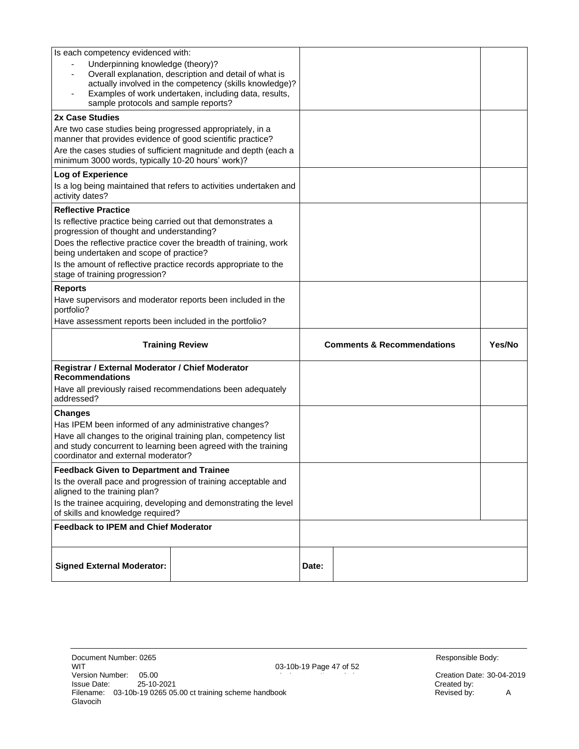| | | |
|---|---|---|
| Is each competency evidenced with:<br>- Underpinning knowledge (theory)?<br>- Overall explanation, description and detail of what is actually involved in the competency (skills knowledge)?<br>- Examples of work undertaken, including data, results, sample protocols and sample reports? | | |
| **2x Case Studies**<br>Are two case studies being progressed appropriately, in a manner that provides evidence of good scientific practice?<br>Are the cases studies of sufficient magnitude and depth (each a minimum 3000 words, typically 10-20 hours' work)? | | |
| **Log of Experience**<br>Is a log being maintained that refers to activities undertaken and activity dates? | | |
| **Reflective Practice**<br>Is reflective practice being carried out that demonstrates a progression of thought and understanding?<br>Does the reflective practice cover the breadth of training, work being undertaken and scope of practice?<br>Is the amount of reflective practice records appropriate to the stage of training progression? | | |
| **Reports**<br>Have supervisors and moderator reports been included in the portfolio?<br>Have assessment reports been included in the portfolio? | | |

| Training Review | Comments & Recommendations | Yes/No |
|---|---|---|
| **Registrar / External Moderator / Chief Moderator Recommendations**<br>Have all previously raised recommendations been adequately addressed? | | |
| **Changes**<br>Has IPEM been informed of any administrative changes?<br>Have all changes to the original training plan, competency list and study concurrent to learning been agreed with the training coordinator and external moderator? | | |
| **Feedback Given to Department and Trainee**<br>Is the overall pace and progression of training acceptable and aligned to the training plan?<br>Is the trainee acquiring, developing and demonstrating the level of skills and knowledge required? | | |
| **Feedback to IPEM and Chief Moderator** | | |

| **Signed External Moderator:** | | **Date:** | |
|---|---|---|---|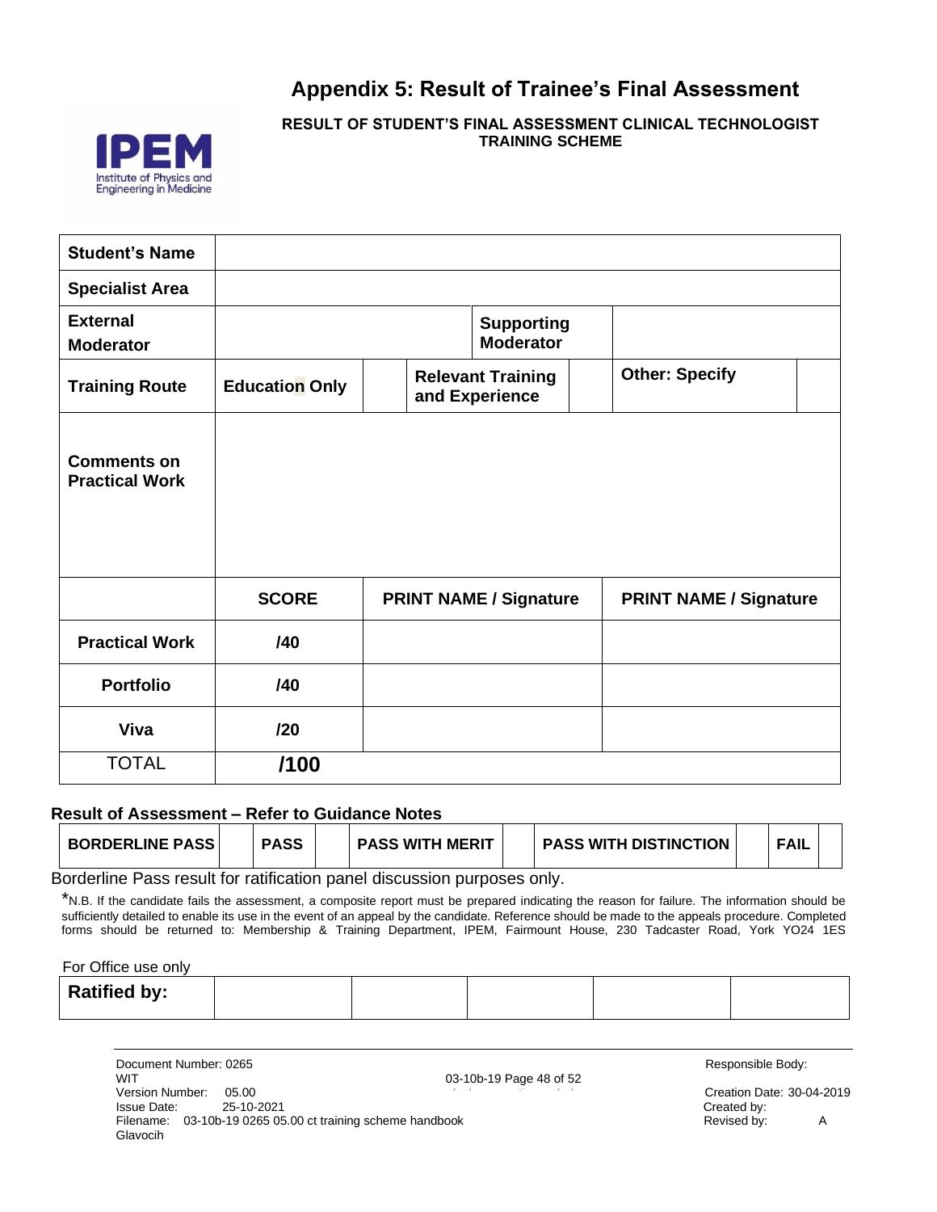# Appendix 5: Result of Trainee's Final Assessment

**RESULT OF STUDENT'S FINAL ASSESSMENT CLINICAL TECHNOLOGIST TRAINING SCHEME**

| **Student's Name** | | | | | |
|---|---|---|---|---|---|
| **Specialist Area** | | | | | |
| **External Moderator** | | | **Supporting Moderator** | | |
| **Training Route** | **Education Only** | | **Relevant Training and Experience** | | **Other: Specify** |
| **Comments on Practical Work** | | | | | |

| | **SCORE** | **PRINT NAME / Signature** | **PRINT NAME / Signature** |
|---|---|---|---|
| **Practical Work** | **/40** | | |
| **Portfolio** | **/40** | | |
| **Viva** | **/20** | | |
| TOTAL | **/100** | | |

**Result of Assessment – Refer to Guidance Notes**

| **BORDERLINE PASS** | | **PASS** | | **PASS WITH MERIT** | | **PASS WITH DISTINCTION** | | **FAIL** | |
|---|---|---|---|---|---|---|---|---|---|

Borderline Pass result for ratification panel discussion purposes only.

*N.B. If the candidate fails the assessment, a composite report must be prepared indicating the reason for failure. The information should be sufficiently detailed to enable its use in the event of an appeal by the candidate. Reference should be made to the appeals procedure. Completed forms should be returned to: Membership & Training Department, IPEM, Fairmount House, 230 Tadcaster Road, York YO24 1ES

For Office use only

| **Ratified by:** | | | | |
|---|---|---|---|---|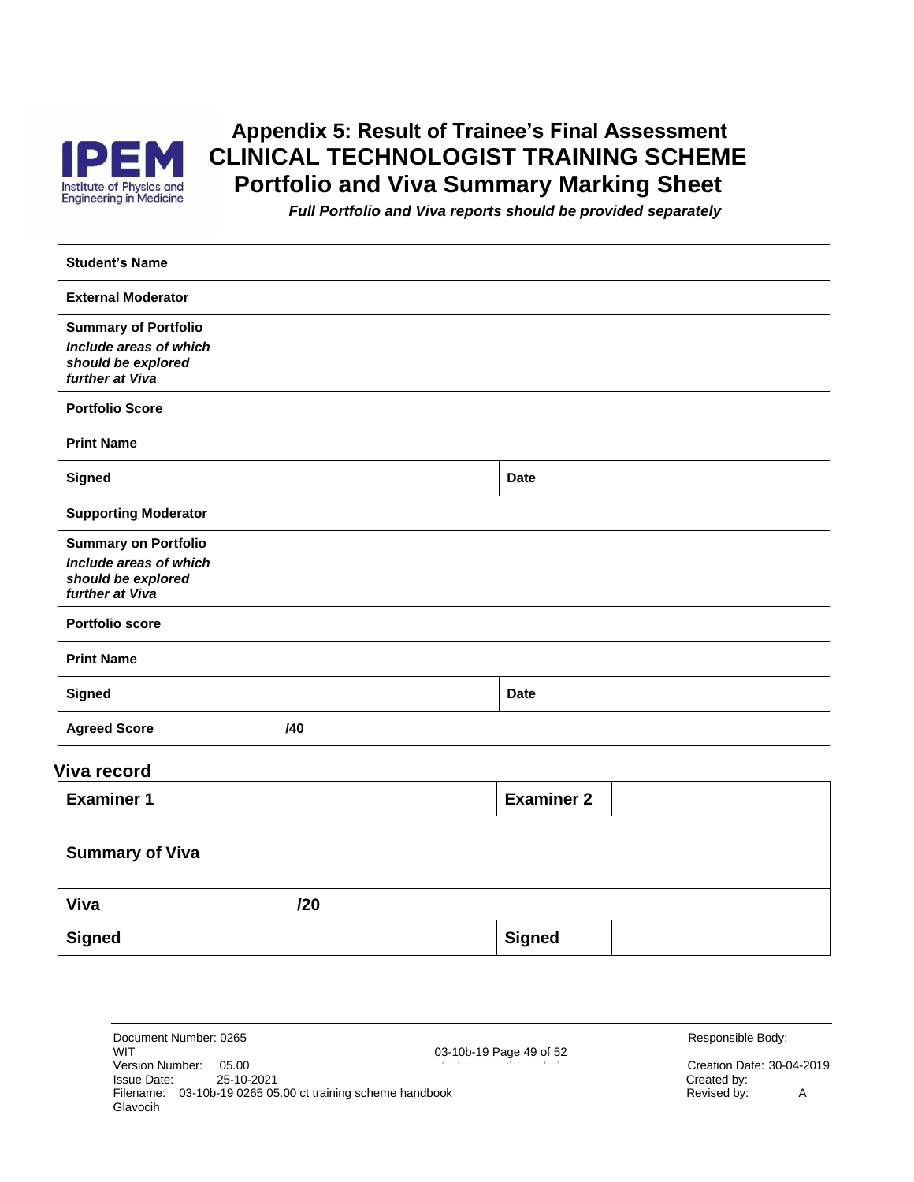# Appendix 5: Result of Trainee's Final Assessment
# CLINICAL TECHNOLOGIST TRAINING SCHEME
# Portfolio and Viva Summary Marking Sheet

***Full Portfolio and Viva reports should be provided separately***

| | | | |
|---|---|---|---|
| **Student's Name** | | | |
| **External Moderator** | | | |
| **Summary of Portfolio** *Include areas of which should be explored further at Viva* | | | |
| **Portfolio Score** | | | |
| **Print Name** | | | |
| **Signed** | | **Date** | |
| **Supporting Moderator** | | | |
| **Summary on Portfolio** *Include areas of which should be explored further at Viva* | | | |
| **Portfolio score** | | | |
| **Print Name** | | | |
| **Signed** | | **Date** | |
| **Agreed Score** | **/40** | | |

## Viva record

| | | | |
|---|---|---|---|
| **Examiner 1** | | **Examiner 2** | |
| **Summary of Viva** | | | |
| **Viva** | **/20** | | |
| **Signed** | | **Signed** | |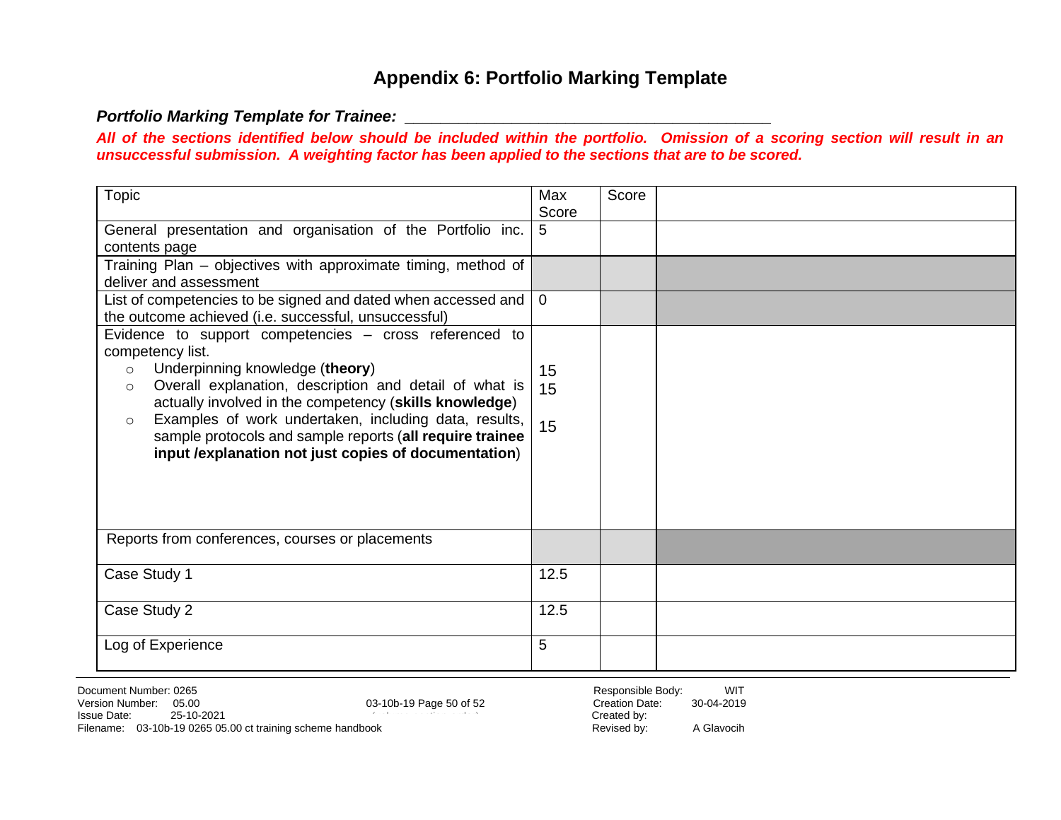# Appendix 6: Portfolio Marking Template

***Portfolio Marking Template for Trainee: ___________________________________________***

***All of the sections identified below should be included within the portfolio. Omission of a scoring section will result in an unsuccessful submission. A weighting factor has been applied to the sections that are to be scored.***

| Topic | Max Score | Score | |
|---|---|---|---|
| General presentation and organisation of the Portfolio inc. contents page | 5 | | |
| Training Plan – objectives with approximate timing, method of deliver and assessment | | | |
| List of competencies to be signed and dated when accessed and the outcome achieved (i.e. successful, unsuccessful) | 0 | | |
| Evidence to support competencies – cross referenced to competency list.<br>○ Underpinning knowledge (**theory**)<br>○ Overall explanation, description and detail of what is actually involved in the competency (**skills knowledge**)<br>○ Examples of work undertaken, including data, results, sample protocols and sample reports (**all require trainee input /explanation not just copies of documentation**) | <br>15<br>15<br><br>15 | | |
| Reports from conferences, courses or placements | | | |
| Case Study 1 | 12.5 | | |
| Case Study 2 | 12.5 | | |
| Log of Experience | 5 | | |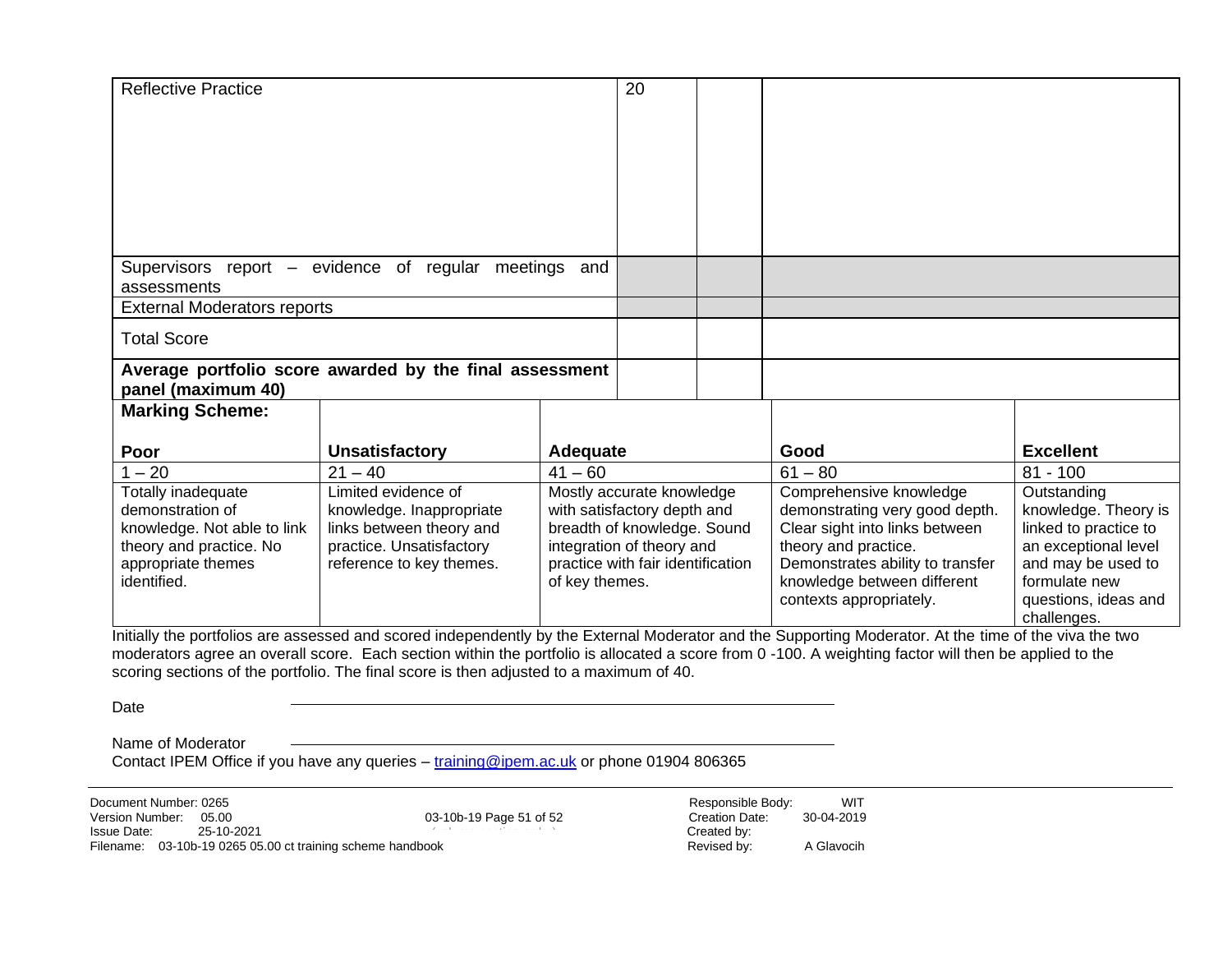| | | | |
|---|---|---|---|
| Reflective Practice | 20 | | |
| Supervisors report – evidence of regular meetings and assessments | | | |
| External Moderators reports | | | |
| Total Score | | | |
| **Average portfolio score awarded by the final assessment panel (maximum 40)** | | | |

**Marking Scheme:**

| **Poor** | **Unsatisfactory** | **Adequate** | **Good** | **Excellent** |
|---|---|---|---|---|
| 1 – 20 | 21 – 40 | 41 – 60 | 61 – 80 | 81 - 100 |
| Totally inadequate demonstration of knowledge. Not able to link theory and practice. No appropriate themes identified. | Limited evidence of knowledge. Inappropriate links between theory and practice. Unsatisfactory reference to key themes. | Mostly accurate knowledge with satisfactory depth and breadth of knowledge. Sound integration of theory and practice with fair identification of key themes. | Comprehensive knowledge demonstrating very good depth. Clear sight into links between theory and practice. Demonstrates ability to transfer knowledge between different contexts appropriately. | Outstanding knowledge. Theory is linked to practice to an exceptional level and may be used to formulate new questions, ideas and challenges. |

Initially the portfolios are assessed and scored independently by the External Moderator and the Supporting Moderator. At the time of the viva the two moderators agree an overall score. Each section within the portfolio is allocated a score from 0 -100. A weighting factor will then be applied to the scoring sections of the portfolio. The final score is then adjusted to a maximum of 40.

Date ______________________________

Name of Moderator ______________________________

Contact IPEM Office if you have any queries – training@ipem.ac.uk or phone 01904 806365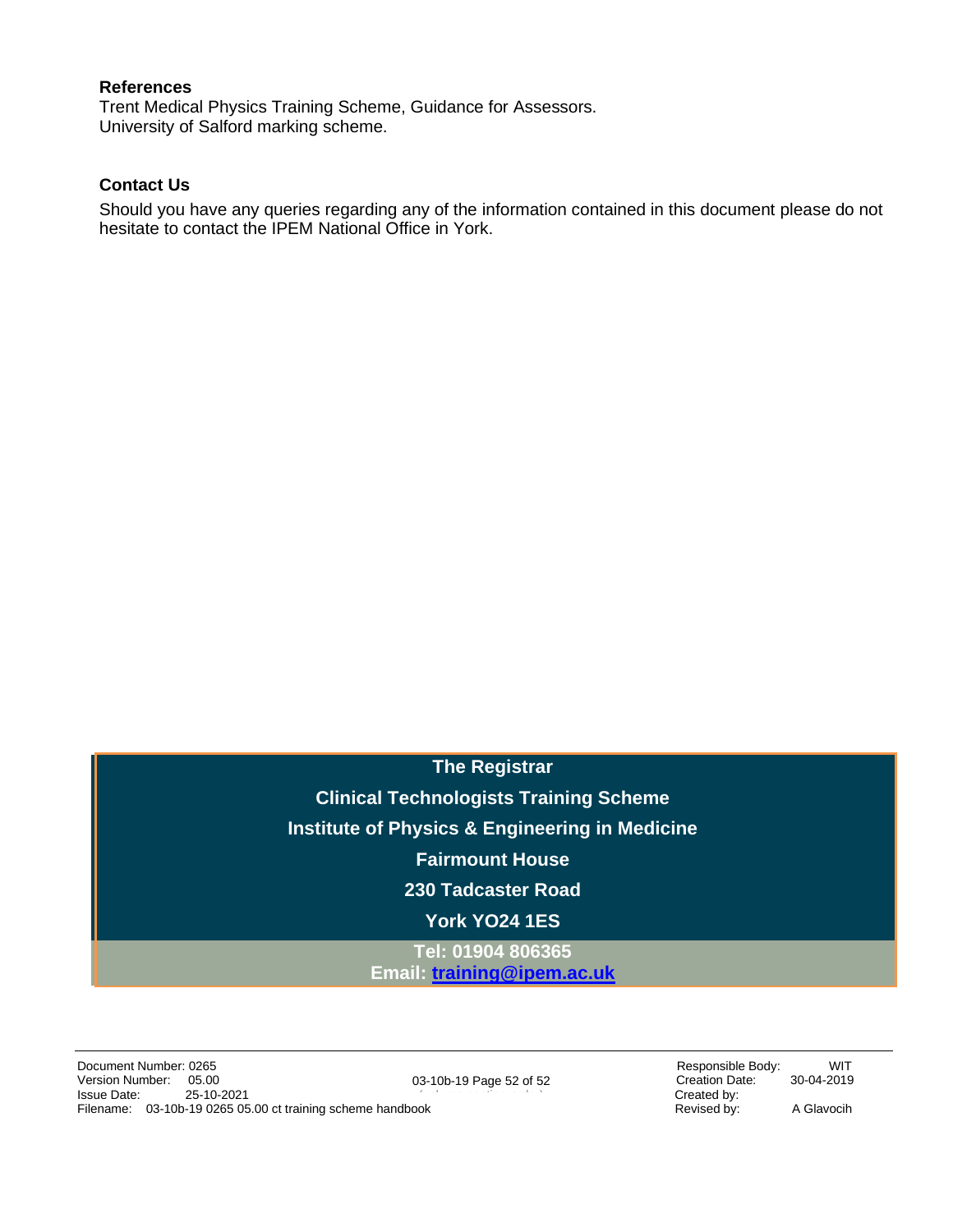### References

Trent Medical Physics Training Scheme, Guidance for Assessors.
University of Salford marking scheme.

### Contact Us

Should you have any queries regarding any of the information contained in this document please do not hesitate to contact the IPEM National Office in York.

**The Registrar**

**Clinical Technologists Training Scheme**

**Institute of Physics & Engineering in Medicine**

**Fairmount House**

**230 Tadcaster Road**

**York YO24 1ES**

**Tel: 01904 806365**

**Email: training@ipem.ac.uk**